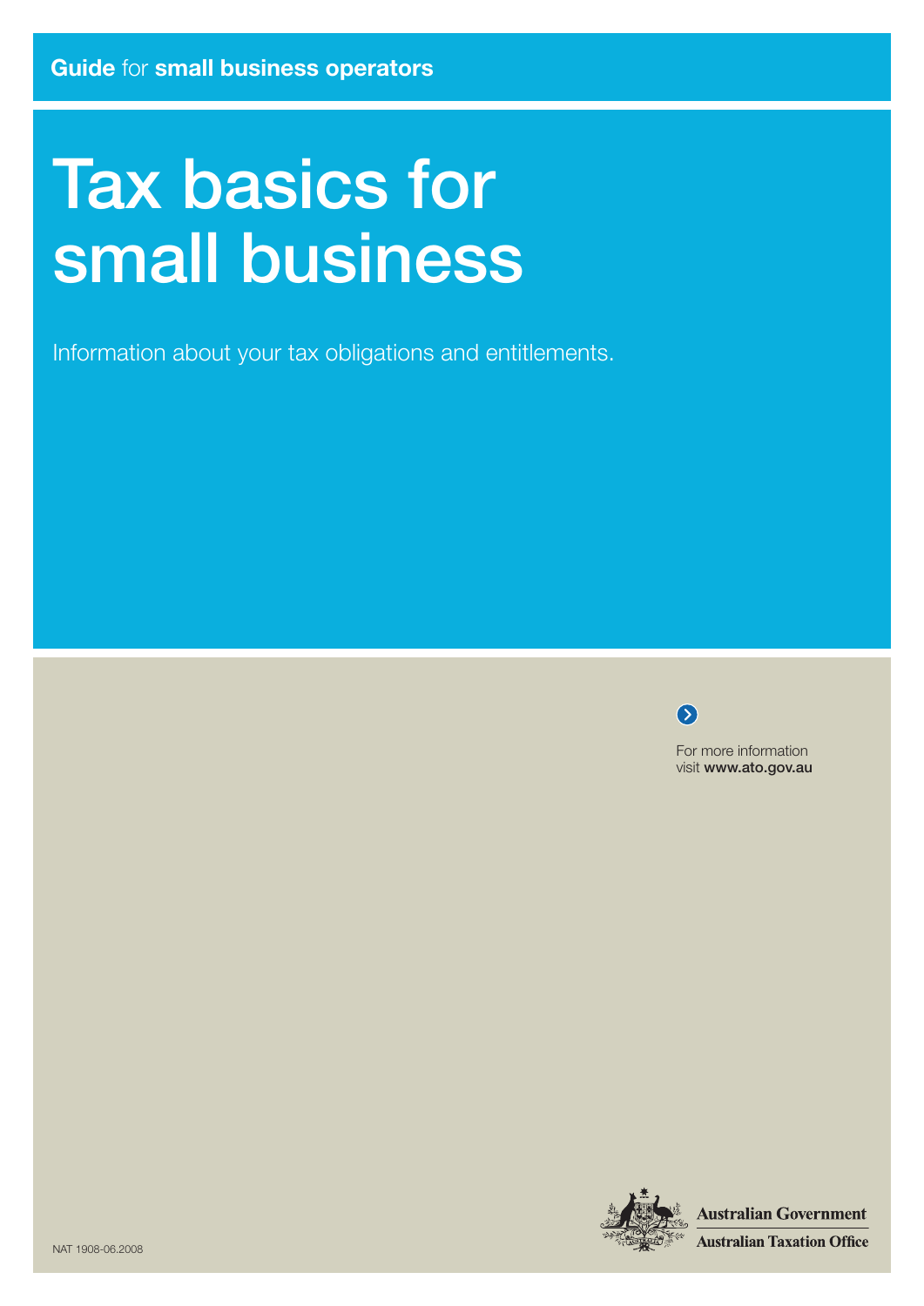**Guide** for **small business operators**

# Tax basics for small business

Information about your tax obligations and entitlements.

For more information visit **www.ato.gov.au**

**Australian Government**

**Australian Taxation Office**

NAT 1908-06.2008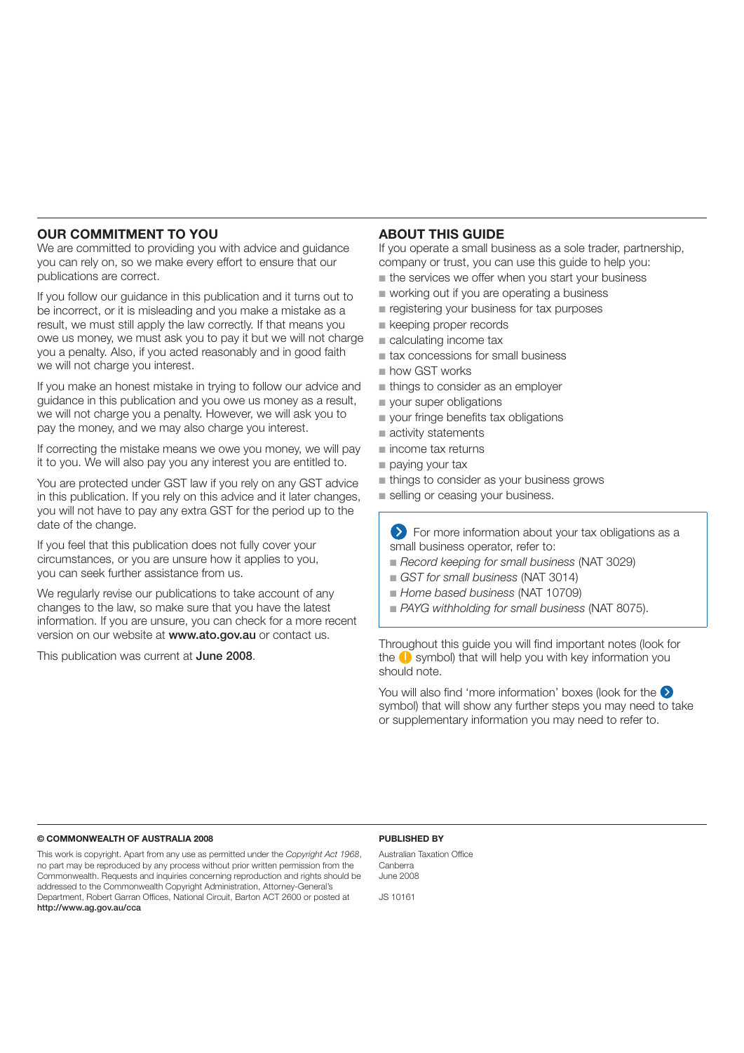## OUR COMMITMENT TO YOU

We are committed to providing you with advice and guidance you can rely on, so we make every effort to ensure that our publications are correct.

If you follow our guidance in this publication and it turns out to be incorrect, or it is misleading and you make a mistake as a result, we must still apply the law correctly. If that means you owe us money, we must ask you to pay it but we will not charge you a penalty. Also, if you acted reasonably and in good faith we will not charge you interest.

If you make an honest mistake in trying to follow our advice and guidance in this publication and you owe us money as a result, we will not charge you a penalty. However, we will ask you to pay the money, and we may also charge you interest.

If correcting the mistake means we owe you money, we will pay it to you. We will also pay you any interest you are entitled to.

You are protected under GST law if you rely on any GST advice in this publication. If you rely on this advice and it later changes, you will not have to pay any extra GST for the period up to the date of the change.

If you feel that this publication does not fully cover your circumstances, or you are unsure how it applies to you, you can seek further assistance from us.

We regularly revise our publications to take account of any changes to the law, so make sure that you have the latest information. If you are unsure, you can check for a more recent version on our website at **www.ato.gov.au** or contact us.

This publication was current at **June 2008**.

## ABOUT THIS GUIDE

If you operate a small business as a sole trader, partnership, company or trust, you can use this guide to help you:

- the services we offer when you start your business
- working out if you are operating a business
- registering your business for tax purposes
- keeping proper records
- calculating income tax
- tax concessions for small business
- how GST works
- things to consider as an employer
- your super obligations
- your fringe benefits tax obligations
- activity statements
- income tax returns
- paying your tax
- things to consider as your business grows
- selling or ceasing your business.

> For more information about your tax obligations as a small business operator, refer to:
> - *Record keeping for small business* (NAT 3029)
> - *GST for small business* (NAT 3014)
> - *Home based business* (NAT 10709)
> - *PAYG withholding for small business* (NAT 8075).

Throughout this guide you will find important notes (look for the ! symbol) that will help you with key information you should note.

You will also find 'more information' boxes (look for the › symbol) that will show any further steps you may need to take or supplementary information you may need to refer to.

**© COMMONWEALTH OF AUSTRALIA 2008**

This work is copyright. Apart from any use as permitted under the *Copyright Act 1968*, no part may be reproduced by any process without prior written permission from the Commonwealth. Requests and inquiries concerning reproduction and rights should be addressed to the Commonwealth Copyright Administration, Attorney-General's Department, Robert Garran Offices, National Circuit, Barton ACT 2600 or posted at **http://www.ag.gov.au/cca**

**PUBLISHED BY**

Australian Taxation Office
Canberra
June 2008

JS 10161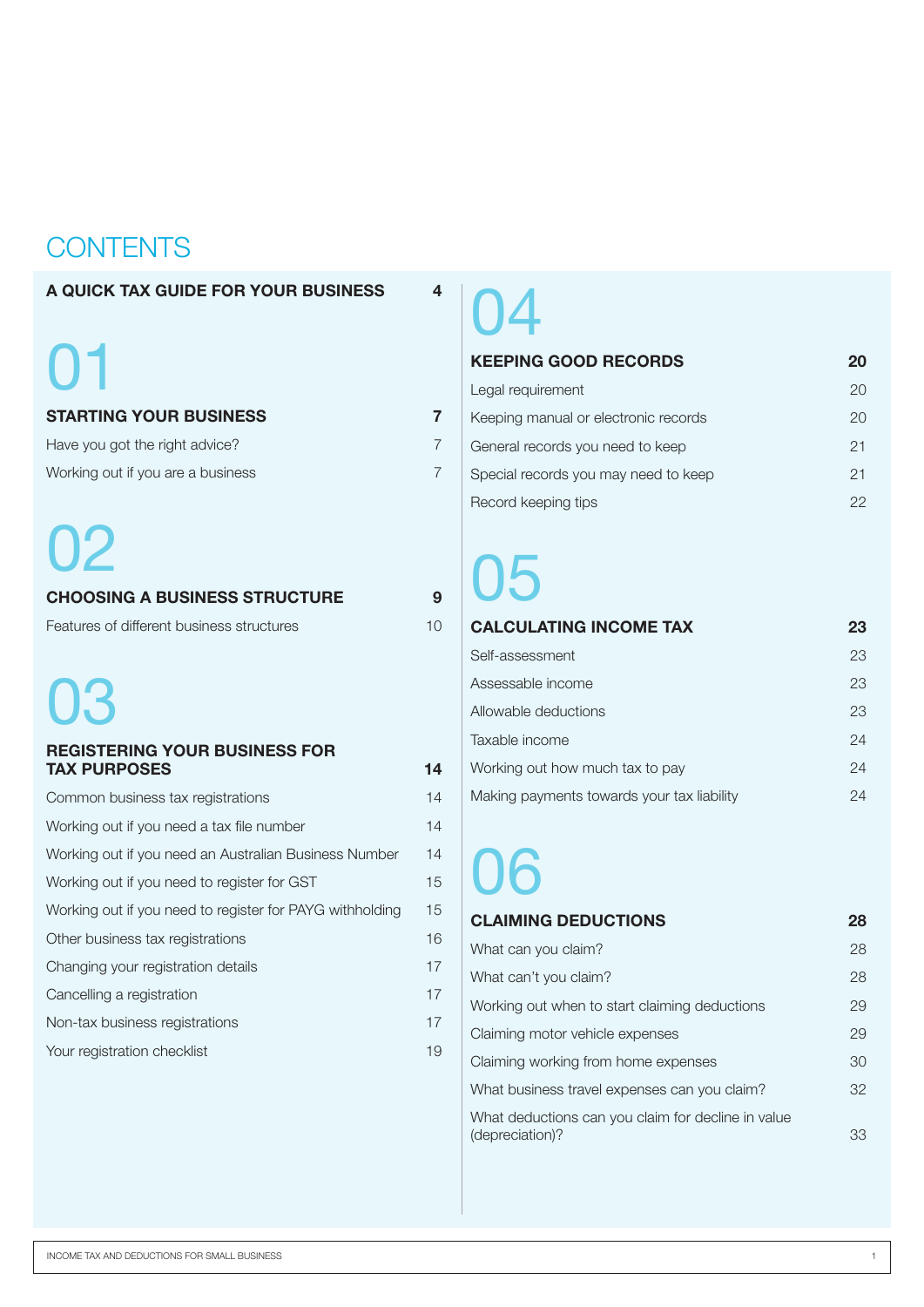# CONTENTS

**A QUICK TAX GUIDE FOR YOUR BUSINESS** 4

## 01

**STARTING YOUR BUSINESS** 7

- Have you got the right advice? 7
- Working out if you are a business 7

## 02

**CHOOSING A BUSINESS STRUCTURE** 9

- Features of different business structures 10

## 03

**REGISTERING YOUR BUSINESS FOR TAX PURPOSES** 14

- Common business tax registrations 14
- Working out if you need a tax file number 14
- Working out if you need an Australian Business Number 14
- Working out if you need to register for GST 15
- Working out if you need to register for PAYG withholding 15
- Other business tax registrations 16
- Changing your registration details 17
- Cancelling a registration 17
- Non-tax business registrations 17
- Your registration checklist 19

## 04

**KEEPING GOOD RECORDS** 20

- Legal requirement 20
- Keeping manual or electronic records 20
- General records you need to keep 21
- Special records you may need to keep 21
- Record keeping tips 22

## 05

**CALCULATING INCOME TAX** 23

- Self-assessment 23
- Assessable income 23
- Allowable deductions 23
- Taxable income 24
- Working out how much tax to pay 24
- Making payments towards your tax liability 24

## 06

**CLAIMING DEDUCTIONS** 28

- What can you claim? 28
- What can't you claim? 28
- Working out when to start claiming deductions 29
- Claiming motor vehicle expenses 29
- Claiming working from home expenses 30
- What business travel expenses can you claim? 32
- What deductions can you claim for decline in value (depreciation)? 33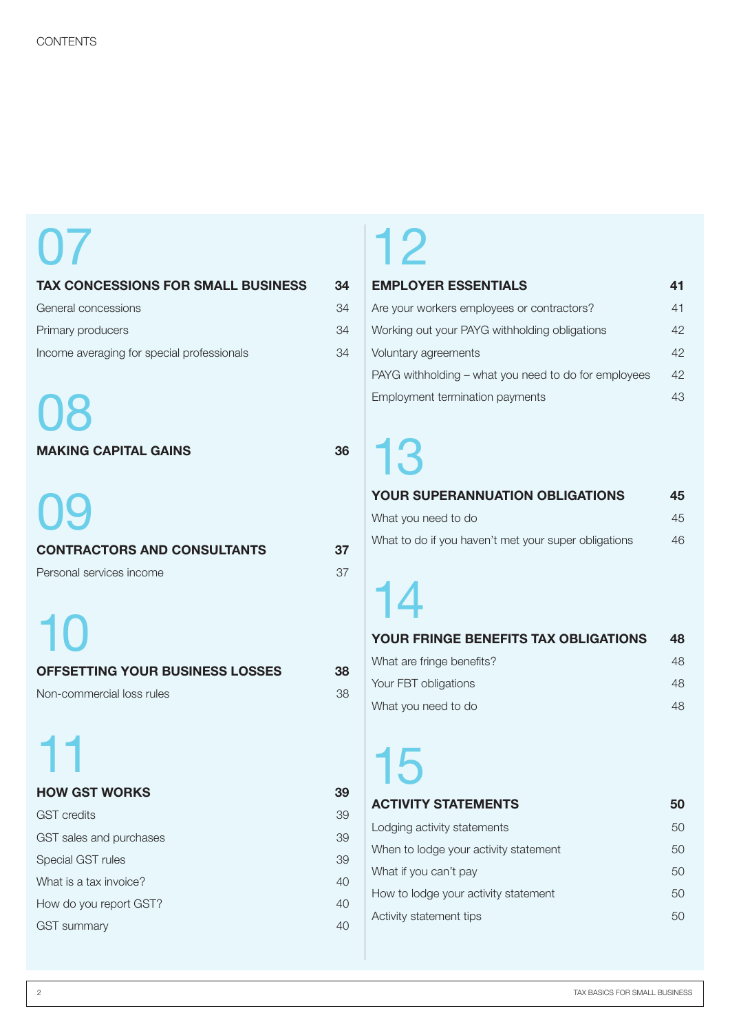CONTENTS

## 07

| TAX CONCESSIONS FOR SMALL BUSINESS | 34 |
| --- | --- |
| General concessions | 34 |
| Primary producers | 34 |
| Income averaging for special professionals | 34 |

## 08

| MAKING CAPITAL GAINS | 36 |
| --- | --- |

## 09

| CONTRACTORS AND CONSULTANTS | 37 |
| --- | --- |
| Personal services income | 37 |

## 10

| OFFSETTING YOUR BUSINESS LOSSES | 38 |
| --- | --- |
| Non-commercial loss rules | 38 |

## 11

| HOW GST WORKS | 39 |
| --- | --- |
| GST credits | 39 |
| GST sales and purchases | 39 |
| Special GST rules | 39 |
| What is a tax invoice? | 40 |
| How do you report GST? | 40 |
| GST summary | 40 |

## 12

| EMPLOYER ESSENTIALS | 41 |
| --- | --- |
| Are your workers employees or contractors? | 41 |
| Working out your PAYG withholding obligations | 42 |
| Voluntary agreements | 42 |
| PAYG withholding – what you need to do for employees | 42 |
| Employment termination payments | 43 |

## 13

| YOUR SUPERANNUATION OBLIGATIONS | 45 |
| --- | --- |
| What you need to do | 45 |
| What to do if you haven't met your super obligations | 46 |

## 14

| YOUR FRINGE BENEFITS TAX OBLIGATIONS | 48 |
| --- | --- |
| What are fringe benefits? | 48 |
| Your FBT obligations | 48 |
| What you need to do | 48 |

## 15

| ACTIVITY STATEMENTS | 50 |
| --- | --- |
| Lodging activity statements | 50 |
| When to lodge your activity statement | 50 |
| What if you can't pay | 50 |
| How to lodge your activity statement | 50 |
| Activity statement tips | 50 |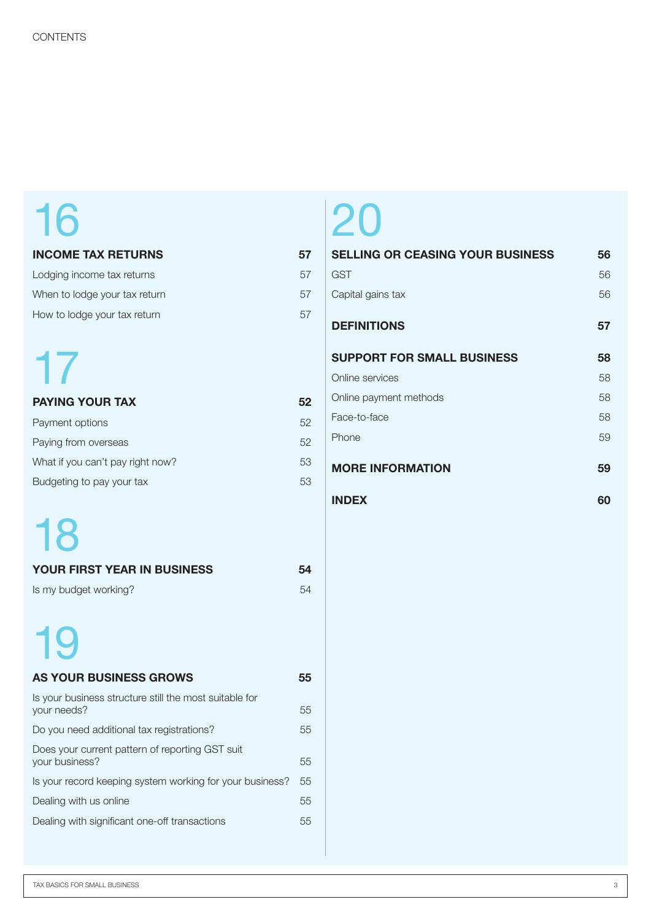CONTENTS

## 16

| INCOME TAX RETURNS | 57 |
| --- | --- |
| Lodging income tax returns | 57 |
| When to lodge your tax return | 57 |
| How to lodge your tax return | 57 |

## 17

| PAYING YOUR TAX | 52 |
| --- | --- |
| Payment options | 52 |
| Paying from overseas | 52 |
| What if you can't pay right now? | 53 |
| Budgeting to pay your tax | 53 |

## 18

| YOUR FIRST YEAR IN BUSINESS | 54 |
| --- | --- |
| Is my budget working? | 54 |

## 19

| AS YOUR BUSINESS GROWS | 55 |
| --- | --- |
| Is your business structure still the most suitable for your needs? | 55 |
| Do you need additional tax registrations? | 55 |
| Does your current pattern of reporting GST suit your business? | 55 |
| Is your record keeping system working for your business? | 55 |
| Dealing with us online | 55 |
| Dealing with significant one-off transactions | 55 |

## 20

| SELLING OR CEASING YOUR BUSINESS | 56 |
| --- | --- |
| GST | 56 |
| Capital gains tax | 56 |

| DEFINITIONS | 57 |
| --- | --- |

| SUPPORT FOR SMALL BUSINESS | 58 |
| --- | --- |
| Online services | 58 |
| Online payment methods | 58 |
| Face-to-face | 58 |
| Phone | 59 |

| MORE INFORMATION | 59 |
| --- | --- |

| INDEX | 60 |
| --- | --- |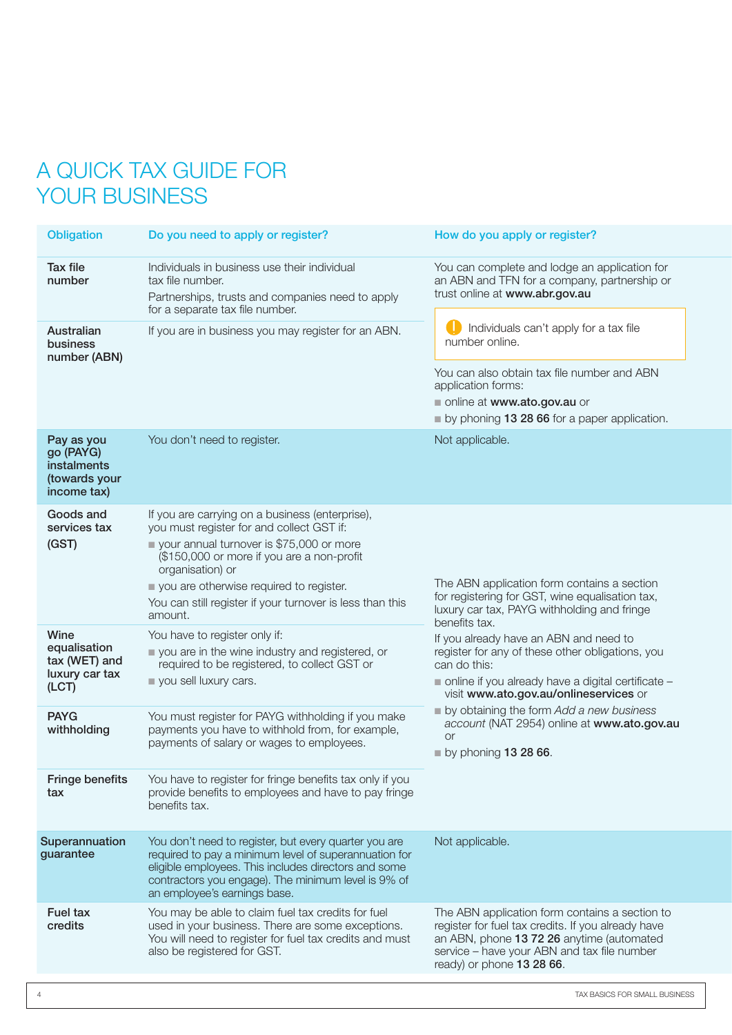# A QUICK TAX GUIDE FOR YOUR BUSINESS

| Obligation | Do you need to apply or register? | How do you apply or register? |
|---|---|---|
| **Tax file number** | Individuals in business use their individual tax file number.<br>Partnerships, trusts and companies need to apply for a separate tax file number. | You can complete and lodge an application for an ABN and TFN for a company, partnership or trust online at **www.abr.gov.au**<br>Individuals can't apply for a tax file number online.<br>You can also obtain tax file number and ABN application forms:<br>■ online at **www.ato.gov.au** or<br>■ by phoning **13 28 66** for a paper application. |
| **Australian business number (ABN)** | If you are in business you may register for an ABN. | |
| **Pay as you go (PAYG) instalments (towards your income tax)** | You don't need to register. | Not applicable. |
| **Goods and services tax (GST)** | If you are carrying on a business (enterprise), you must register for and collect GST if:<br>■ your annual turnover is $75,000 or more ($150,000 or more if you are a non-profit organisation) or<br>■ you are otherwise required to register.<br>You can still register if your turnover is less than this amount. | The ABN application form contains a section for registering for GST, wine equalisation tax, luxury car tax, PAYG withholding and fringe benefits tax.<br>If you already have an ABN and need to register for any of these other obligations, you can do this:<br>■ online if you already have a digital certificate – visit **www.ato.gov.au/onlineservices** or<br>■ by obtaining the form *Add a new business account* (NAT 2954) online at **www.ato.gov.au** or<br>■ by phoning **13 28 66**. |
| **Wine equalisation tax (WET) and luxury car tax (LCT)** | You have to register only if:<br>■ you are in the wine industry and registered, or required to be registered, to collect GST or<br>■ you sell luxury cars. | |
| **PAYG withholding** | You must register for PAYG withholding if you make payments you have to withhold from, for example, payments of salary or wages to employees. | |
| **Fringe benefits tax** | You have to register for fringe benefits tax only if you provide benefits to employees and have to pay fringe benefits tax. | |
| **Superannuation guarantee** | You don't need to register, but every quarter you are required to pay a minimum level of superannuation for eligible employees. This includes directors and some contractors you engage). The minimum level is 9% of an employee's earnings base. | Not applicable. |
| **Fuel tax credits** | You may be able to claim fuel tax credits for fuel used in your business. There are some exceptions. You will need to register for fuel tax credits and must also be registered for GST. | The ABN application form contains a section to register for fuel tax credits. If you already have an ABN, phone **13 72 26** anytime (automated service – have your ABN and tax file number ready) or phone **13 28 66**. |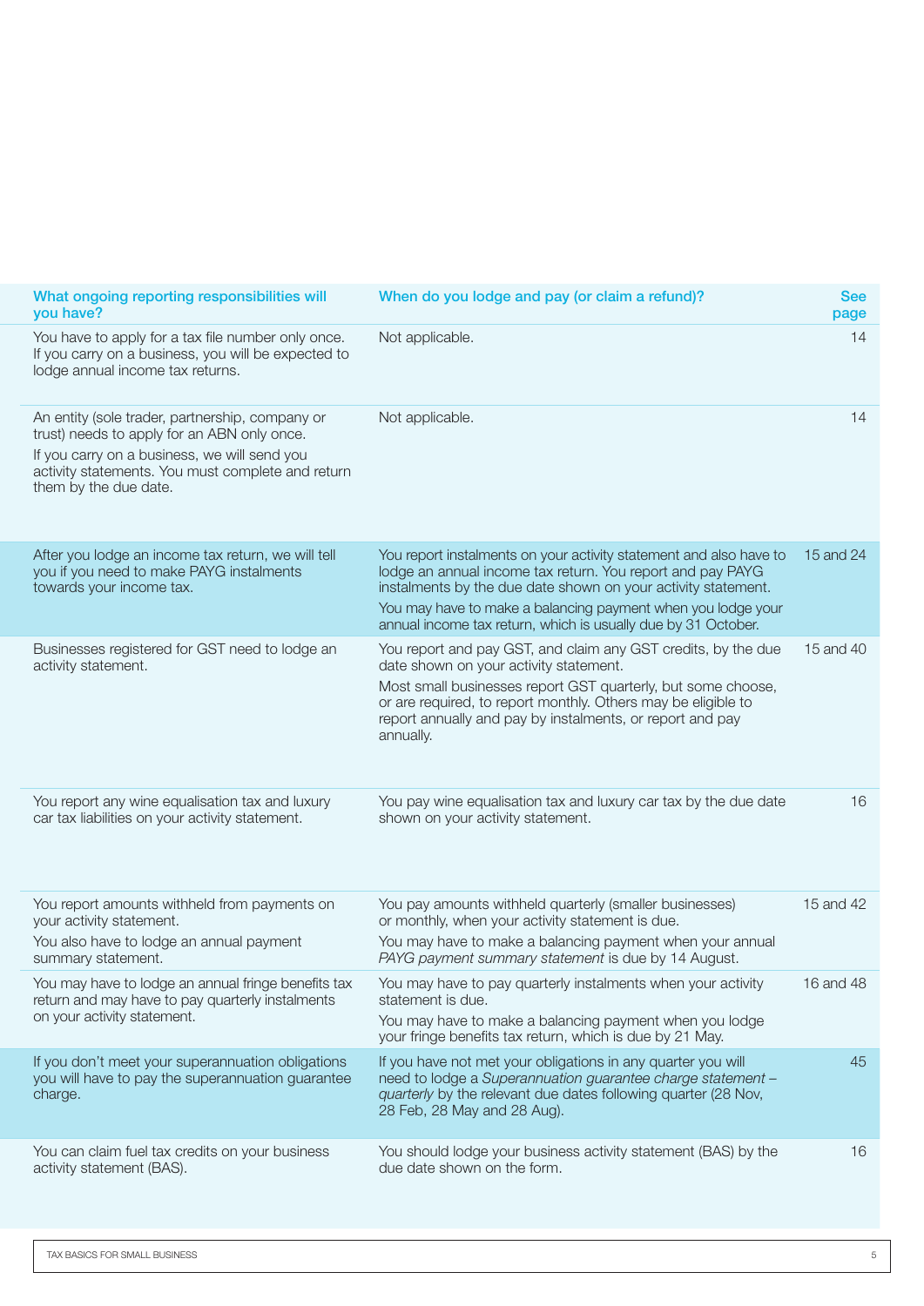| What ongoing reporting responsibilities will you have? | When do you lodge and pay (or claim a refund)? | See page |
|---|---|---|
| You have to apply for a tax file number only once. If you carry on a business, you will be expected to lodge annual income tax returns. | Not applicable. | 14 |
| An entity (sole trader, partnership, company or trust) needs to apply for an ABN only once.<br>If you carry on a business, we will send you activity statements. You must complete and return them by the due date. | Not applicable. | 14 |
| After you lodge an income tax return, we will tell you if you need to make PAYG instalments towards your income tax. | You report instalments on your activity statement and also have to lodge an annual income tax return. You report and pay PAYG instalments by the due date shown on your activity statement.<br>You may have to make a balancing payment when you lodge your annual income tax return, which is usually due by 31 October. | 15 and 24 |
| Businesses registered for GST need to lodge an activity statement. | You report and pay GST, and claim any GST credits, by the due date shown on your activity statement.<br>Most small businesses report GST quarterly, but some choose, or are required, to report monthly. Others may be eligible to report annually and pay by instalments, or report and pay annually. | 15 and 40 |
| You report any wine equalisation tax and luxury car tax liabilities on your activity statement. | You pay wine equalisation tax and luxury car tax by the due date shown on your activity statement. | 16 |
| You report amounts withheld from payments on your activity statement.<br>You also have to lodge an annual payment summary statement. | You pay amounts withheld quarterly (smaller businesses) or monthly, when your activity statement is due.<br>You may have to make a balancing payment when your annual *PAYG payment summary statement* is due by 14 August. | 15 and 42 |
| You may have to lodge an annual fringe benefits tax return and may have to pay quarterly instalments on your activity statement. | You may have to pay quarterly instalments when your activity statement is due.<br>You may have to make a balancing payment when you lodge your fringe benefits tax return, which is due by 21 May. | 16 and 48 |
| If you don't meet your superannuation obligations you will have to pay the superannuation guarantee charge. | If you have not met your obligations in any quarter you will need to lodge a *Superannuation guarantee charge statement – quarterly* by the relevant due dates following quarter (28 Nov, 28 Feb, 28 May and 28 Aug). | 45 |
| You can claim fuel tax credits on your business activity statement (BAS). | You should lodge your business activity statement (BAS) by the due date shown on the form. | 16 |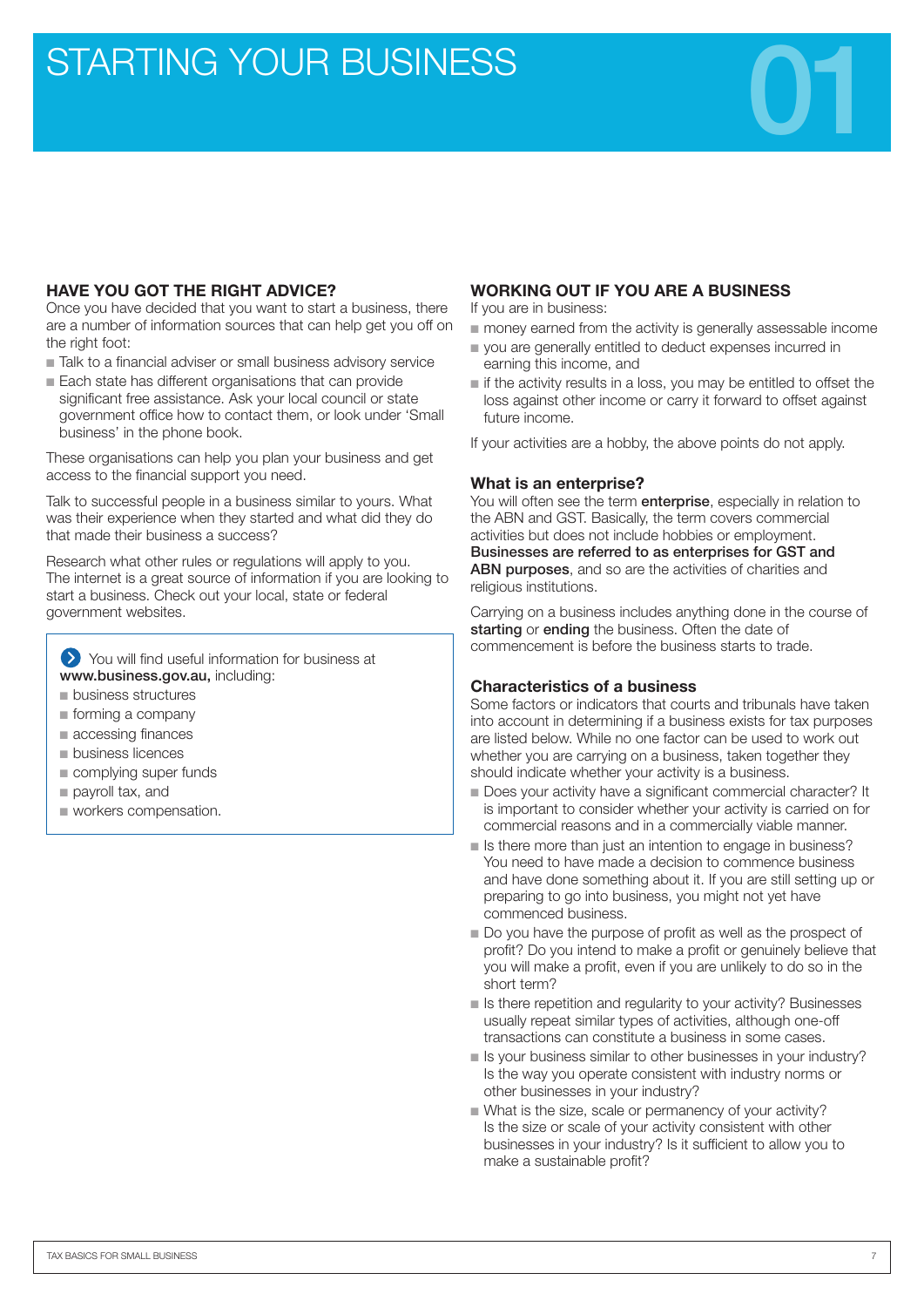# STARTING YOUR BUSINESS

01

## HAVE YOU GOT THE RIGHT ADVICE?

Once you have decided that you want to start a business, there are a number of information sources that can help get you off on the right foot:

- Talk to a financial adviser or small business advisory service
- Each state has different organisations that can provide significant free assistance. Ask your local council or state government office how to contact them, or look under 'Small business' in the phone book.

These organisations can help you plan your business and get access to the financial support you need.

Talk to successful people in a business similar to yours. What was their experience when they started and what did they do that made their business a success?

Research what other rules or regulations will apply to you. The internet is a great source of information if you are looking to start a business. Check out your local, state or federal government websites.

> You will find useful information for business at **www.business.gov.au,** including:
> - business structures
> - forming a company
> - accessing finances
> - business licences
> - complying super funds
> - payroll tax, and
> - workers compensation.

## WORKING OUT IF YOU ARE A BUSINESS

If you are in business:

- money earned from the activity is generally assessable income
- you are generally entitled to deduct expenses incurred in earning this income, and
- if the activity results in a loss, you may be entitled to offset the loss against other income or carry it forward to offset against future income.

If your activities are a hobby, the above points do not apply.

### What is an enterprise?

You will often see the term **enterprise**, especially in relation to the ABN and GST. Basically, the term covers commercial activities but does not include hobbies or employment. **Businesses are referred to as enterprises for GST and ABN purposes**, and so are the activities of charities and religious institutions.

Carrying on a business includes anything done in the course of **starting** or **ending** the business. Often the date of commencement is before the business starts to trade.

### Characteristics of a business

Some factors or indicators that courts and tribunals have taken into account in determining if a business exists for tax purposes are listed below. While no one factor can be used to work out whether you are carrying on a business, taken together they should indicate whether your activity is a business.

- Does your activity have a significant commercial character? It is important to consider whether your activity is carried on for commercial reasons and in a commercially viable manner.
- Is there more than just an intention to engage in business? You need to have made a decision to commence business and have done something about it. If you are still setting up or preparing to go into business, you might not yet have commenced business.
- Do you have the purpose of profit as well as the prospect of profit? Do you intend to make a profit or genuinely believe that you will make a profit, even if you are unlikely to do so in the short term?
- Is there repetition and regularity to your activity? Businesses usually repeat similar types of activities, although one-off transactions can constitute a business in some cases.
- Is your business similar to other businesses in your industry? Is the way you operate consistent with industry norms or other businesses in your industry?
- What is the size, scale or permanency of your activity? Is the size or scale of your activity consistent with other businesses in your industry? Is it sufficient to allow you to make a sustainable profit?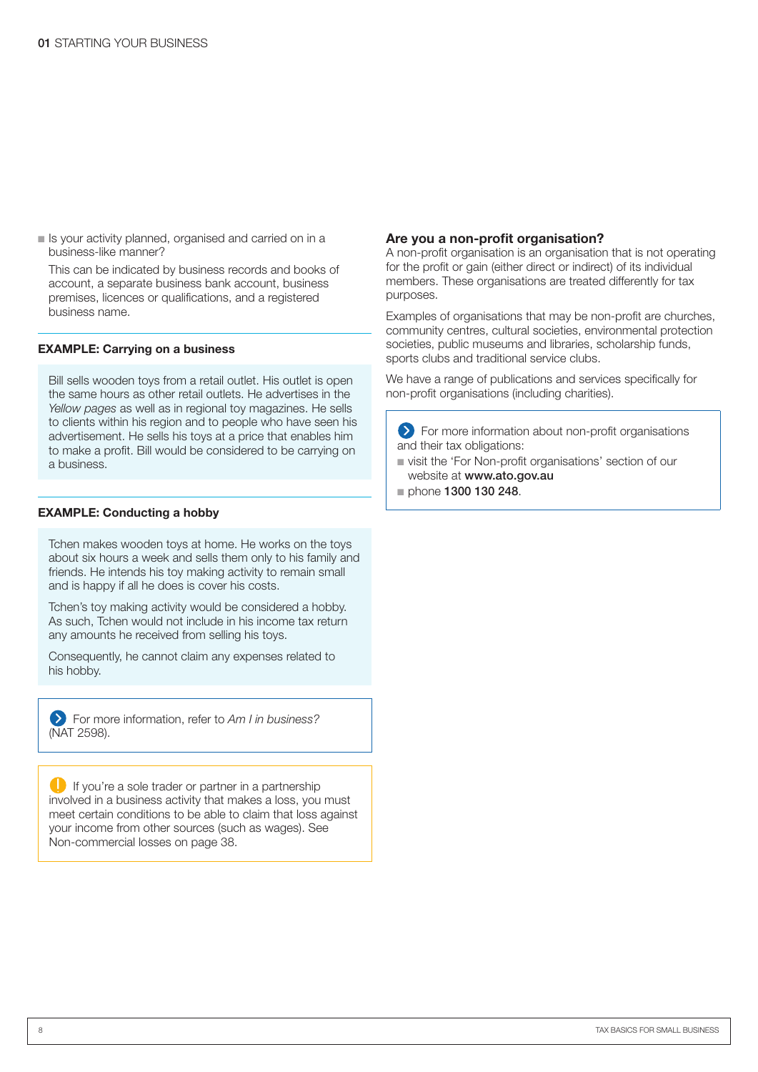- Is your activity planned, organised and carried on in a business-like manner?

  This can be indicated by business records and books of account, a separate business bank account, business premises, licences or qualifications, and a registered business name.

**EXAMPLE: Carrying on a business**

Bill sells wooden toys from a retail outlet. His outlet is open the same hours as other retail outlets. He advertises in the *Yellow pages* as well as in regional toy magazines. He sells to clients within his region and to people who have seen his advertisement. He sells his toys at a price that enables him to make a profit. Bill would be considered to be carrying on a business.

**EXAMPLE: Conducting a hobby**

Tchen makes wooden toys at home. He works on the toys about six hours a week and sells them only to his family and friends. He intends his toy making activity to remain small and is happy if all he does is cover his costs.

Tchen's toy making activity would be considered a hobby. As such, Tchen would not include in his income tax return any amounts he received from selling his toys.

Consequently, he cannot claim any expenses related to his hobby.

For more information, refer to *Am I in business?* (NAT 2598).

If you're a sole trader or partner in a partnership involved in a business activity that makes a loss, you must meet certain conditions to be able to claim that loss against your income from other sources (such as wages). See Non-commercial losses on page 38.

## Are you a non-profit organisation?

A non-profit organisation is an organisation that is not operating for the profit or gain (either direct or indirect) of its individual members. These organisations are treated differently for tax purposes.

Examples of organisations that may be non-profit are churches, community centres, cultural societies, environmental protection societies, public museums and libraries, scholarship funds, sports clubs and traditional service clubs.

We have a range of publications and services specifically for non-profit organisations (including charities).

For more information about non-profit organisations and their tax obligations:

- visit the 'For Non-profit organisations' section of our website at **www.ato.gov.au**
- phone **1300 130 248**.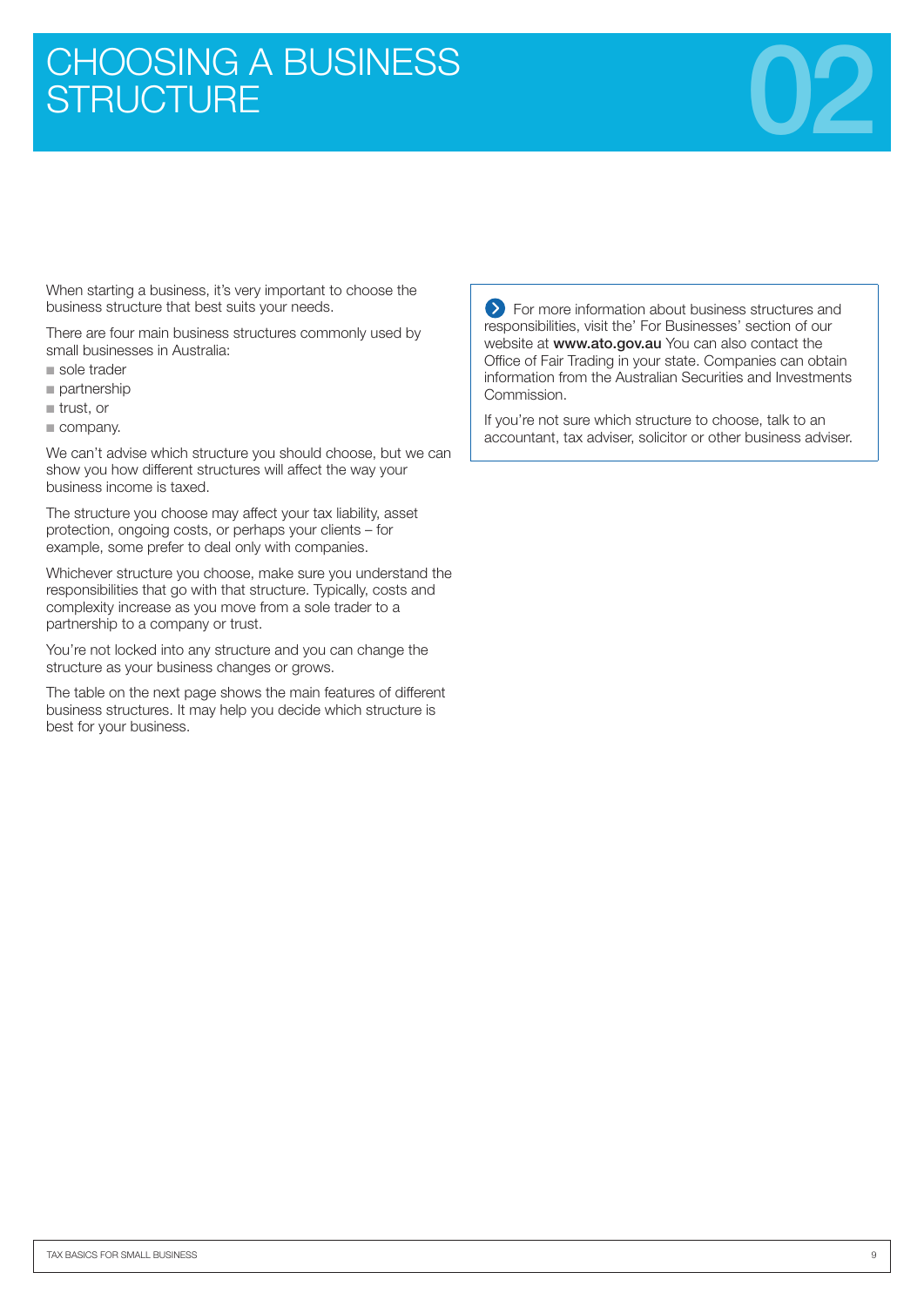# CHOOSING A BUSINESS STRUCTURE

02

When starting a business, it's very important to choose the business structure that best suits your needs.

There are four main business structures commonly used by small businesses in Australia:

- sole trader
- partnership
- trust, or
- company.

We can't advise which structure you should choose, but we can show you how different structures will affect the way your business income is taxed.

The structure you choose may affect your tax liability, asset protection, ongoing costs, or perhaps your clients – for example, some prefer to deal only with companies.

Whichever structure you choose, make sure you understand the responsibilities that go with that structure. Typically, costs and complexity increase as you move from a sole trader to a partnership to a company or trust.

You're not locked into any structure and you can change the structure as your business changes or grows.

The table on the next page shows the main features of different business structures. It may help you decide which structure is best for your business.

For more information about business structures and responsibilities, visit the' For Businesses' section of our website at **www.ato.gov.au** You can also contact the Office of Fair Trading in your state. Companies can obtain information from the Australian Securities and Investments Commission.

If you're not sure which structure to choose, talk to an accountant, tax adviser, solicitor or other business adviser.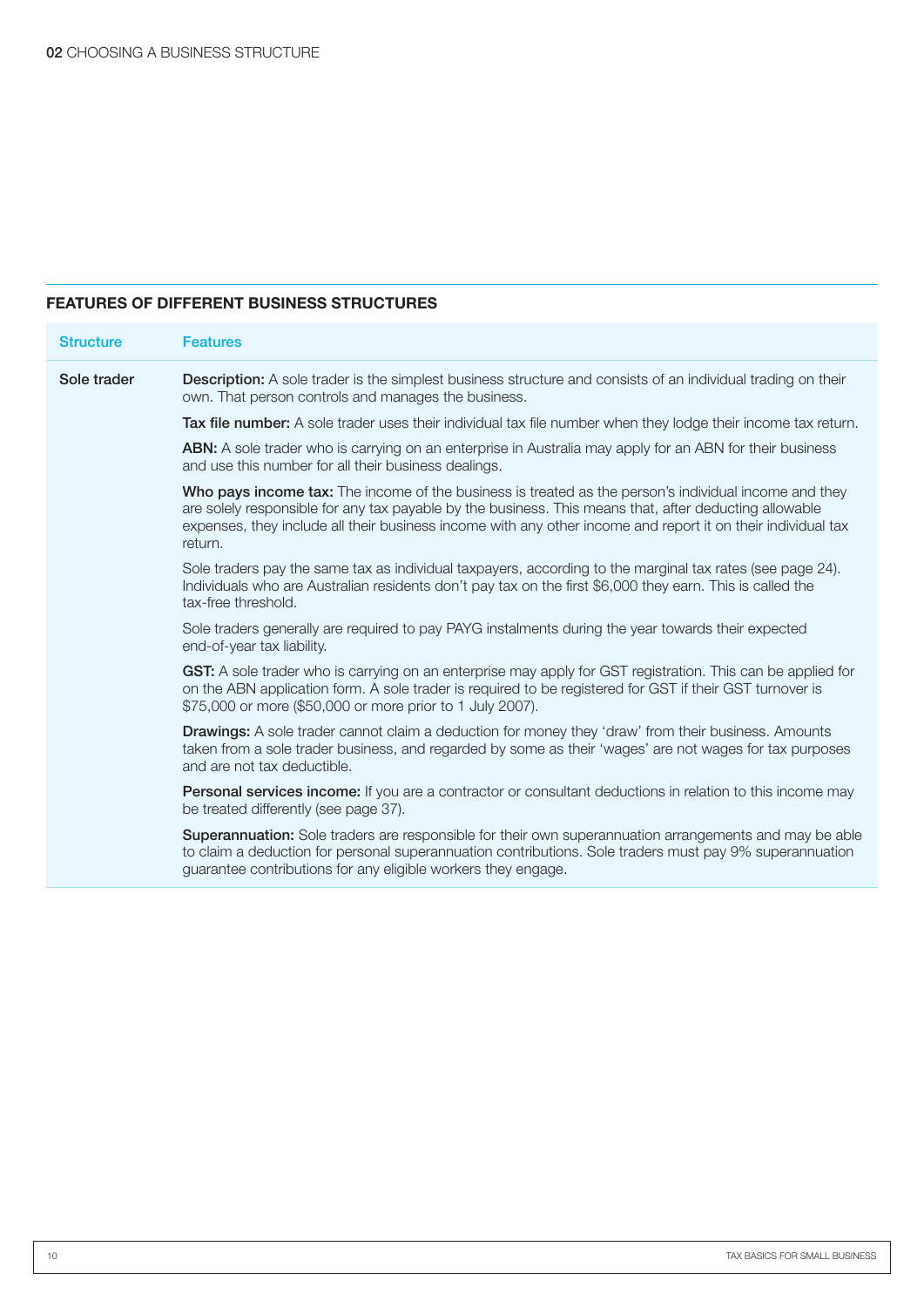## FEATURES OF DIFFERENT BUSINESS STRUCTURES

| Structure | Features |
|---|---|
| Sole trader | **Description:** A sole trader is the simplest business structure and consists of an individual trading on their own. That person controls and manages the business.<br><br>**Tax file number:** A sole trader uses their individual tax file number when they lodge their income tax return.<br><br>**ABN:** A sole trader who is carrying on an enterprise in Australia may apply for an ABN for their business and use this number for all their business dealings.<br><br>**Who pays income tax:** The income of the business is treated as the person's individual income and they are solely responsible for any tax payable by the business. This means that, after deducting allowable expenses, they include all their business income with any other income and report it on their individual tax return.<br><br>Sole traders pay the same tax as individual taxpayers, according to the marginal tax rates (see page 24). Individuals who are Australian residents don't pay tax on the first $6,000 they earn. This is called the tax-free threshold.<br><br>Sole traders generally are required to pay PAYG instalments during the year towards their expected end-of-year tax liability.<br><br>**GST:** A sole trader who is carrying on an enterprise may apply for GST registration. This can be applied for on the ABN application form. A sole trader is required to be registered for GST if their GST turnover is $75,000 or more ($50,000 or more prior to 1 July 2007).<br><br>**Drawings:** A sole trader cannot claim a deduction for money they 'draw' from their business. Amounts taken from a sole trader business, and regarded by some as their 'wages' are not wages for tax purposes and are not tax deductible.<br><br>**Personal services income:** If you are a contractor or consultant deductions in relation to this income may be treated differently (see page 37).<br><br>**Superannuation:** Sole traders are responsible for their own superannuation arrangements and may be able to claim a deduction for personal superannuation contributions. Sole traders must pay 9% superannuation guarantee contributions for any eligible workers they engage. |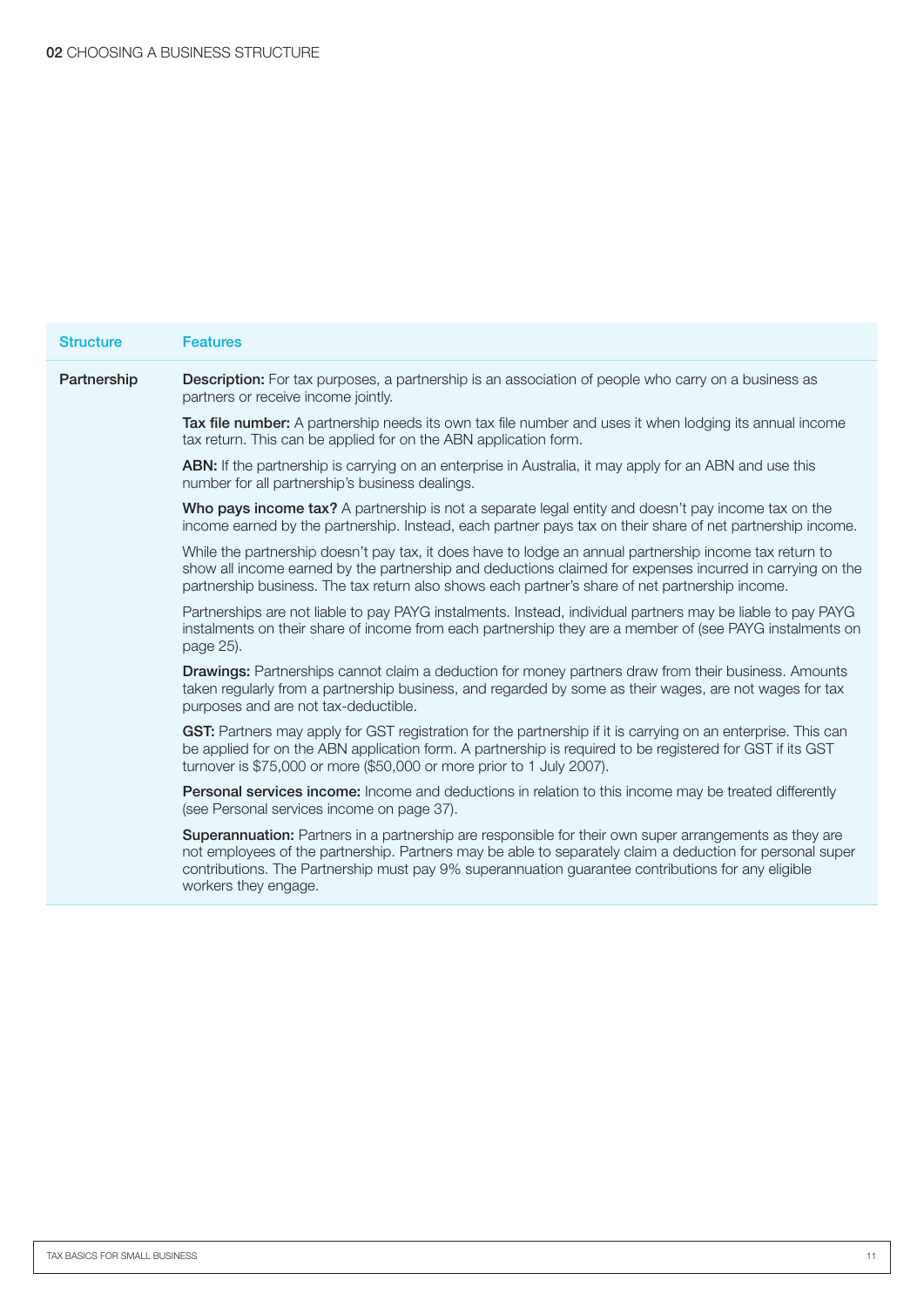| Structure | Features |
|---|---|
| Partnership | **Description:** For tax purposes, a partnership is an association of people who carry on a business as partners or receive income jointly. |
| | **Tax file number:** A partnership needs its own tax file number and uses it when lodging its annual income tax return. This can be applied for on the ABN application form. |
| | **ABN:** If the partnership is carrying on an enterprise in Australia, it may apply for an ABN and use this number for all partnership's business dealings. |
| | **Who pays income tax?** A partnership is not a separate legal entity and doesn't pay income tax on the income earned by the partnership. Instead, each partner pays tax on their share of net partnership income. |
| | While the partnership doesn't pay tax, it does have to lodge an annual partnership income tax return to show all income earned by the partnership and deductions claimed for expenses incurred in carrying on the partnership business. The tax return also shows each partner's share of net partnership income. |
| | Partnerships are not liable to pay PAYG instalments. Instead, individual partners may be liable to pay PAYG instalments on their share of income from each partnership they are a member of (see PAYG instalments on page 25). |
| | **Drawings:** Partnerships cannot claim a deduction for money partners draw from their business. Amounts taken regularly from a partnership business, and regarded by some as their wages, are not wages for tax purposes and are not tax-deductible. |
| | **GST:** Partners may apply for GST registration for the partnership if it is carrying on an enterprise. This can be applied for on the ABN application form. A partnership is required to be registered for GST if its GST turnover is $75,000 or more ($50,000 or more prior to 1 July 2007). |
| | **Personal services income:** Income and deductions in relation to this income may be treated differently (see Personal services income on page 37). |
| | **Superannuation:** Partners in a partnership are responsible for their own super arrangements as they are not employees of the partnership. Partners may be able to separately claim a deduction for personal super contributions. The Partnership must pay 9% superannuation guarantee contributions for any eligible workers they engage. |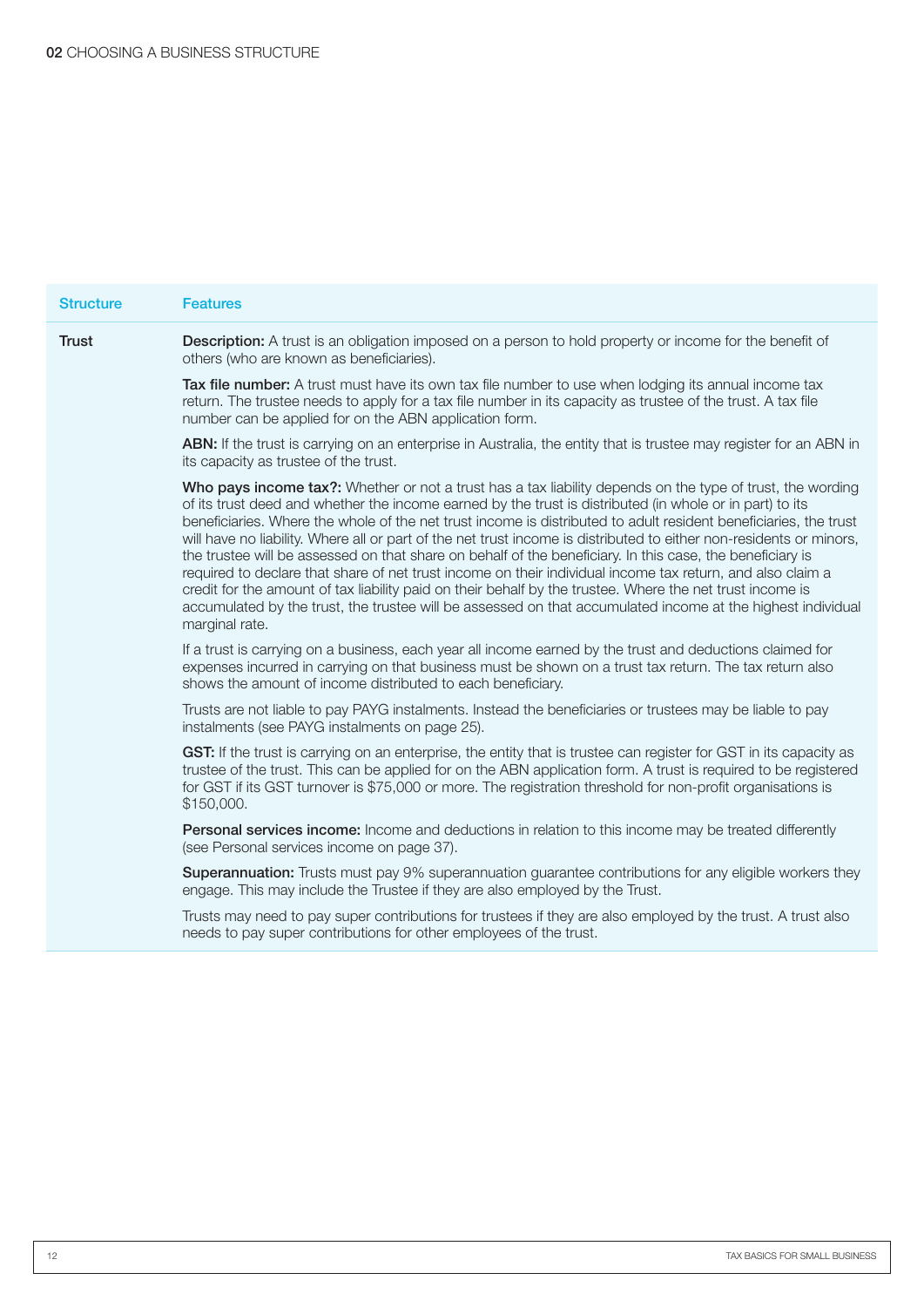| Structure | Features |
| --- | --- |
| **Trust** | **Description:** A trust is an obligation imposed on a person to hold property or income for the benefit of others (who are known as beneficiaries).<br><br>**Tax file number:** A trust must have its own tax file number to use when lodging its annual income tax return. The trustee needs to apply for a tax file number in its capacity as trustee of the trust. A tax file number can be applied for on the ABN application form.<br><br>**ABN:** If the trust is carrying on an enterprise in Australia, the entity that is trustee may register for an ABN in its capacity as trustee of the trust.<br><br>**Who pays income tax?:** Whether or not a trust has a tax liability depends on the type of trust, the wording of its trust deed and whether the income earned by the trust is distributed (in whole or in part) to its beneficiaries. Where the whole of the net trust income is distributed to adult resident beneficiaries, the trust will have no liability. Where all or part of the net trust income is distributed to either non-residents or minors, the trustee will be assessed on that share on behalf of the beneficiary. In this case, the beneficiary is required to declare that share of net trust income on their individual income tax return, and also claim a credit for the amount of tax liability paid on their behalf by the trustee. Where the net trust income is accumulated by the trust, the trustee will be assessed on that accumulated income at the highest individual marginal rate.<br><br>If a trust is carrying on a business, each year all income earned by the trust and deductions claimed for expenses incurred in carrying on that business must be shown on a trust tax return. The tax return also shows the amount of income distributed to each beneficiary.<br><br>Trusts are not liable to pay PAYG instalments. Instead the beneficiaries or trustees may be liable to pay instalments (see PAYG instalments on page 25).<br><br>**GST:** If the trust is carrying on an enterprise, the entity that is trustee can register for GST in its capacity as trustee of the trust. This can be applied for on the ABN application form. A trust is required to be registered for GST if its GST turnover is $75,000 or more. The registration threshold for non-profit organisations is $150,000.<br><br>**Personal services income:** Income and deductions in relation to this income may be treated differently (see Personal services income on page 37).<br><br>**Superannuation:** Trusts must pay 9% superannuation guarantee contributions for any eligible workers they engage. This may include the Trustee if they are also employed by the Trust.<br><br>Trusts may need to pay super contributions for trustees if they are also employed by the trust. A trust also needs to pay super contributions for other employees of the trust. |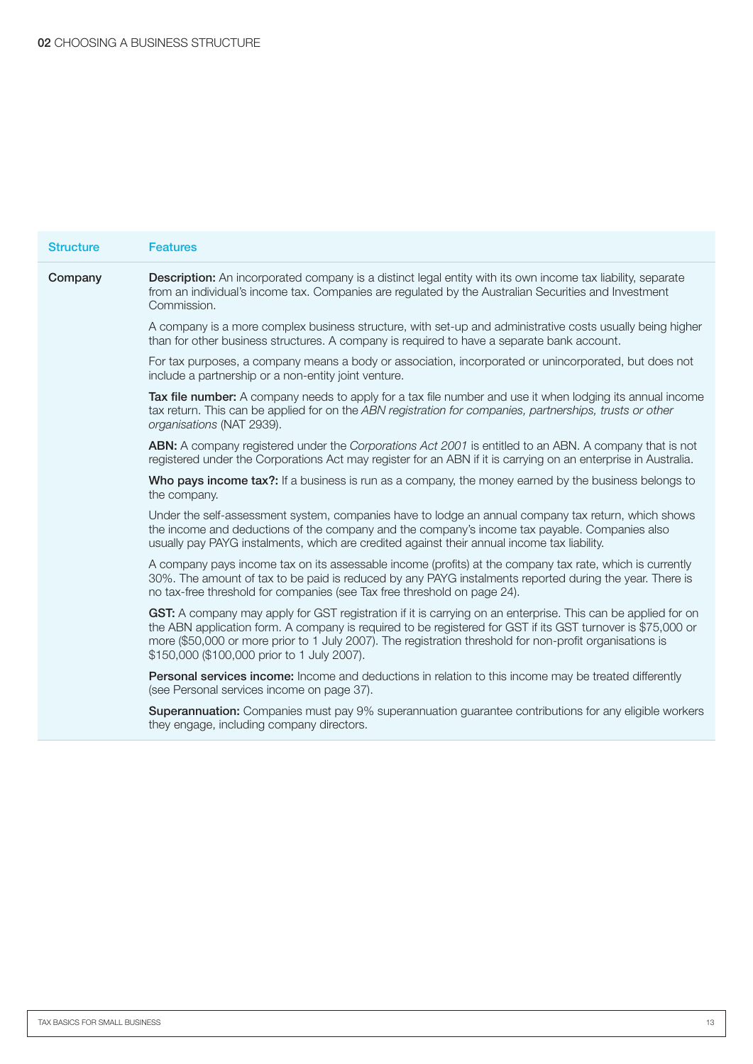| Structure | Features |
|---|---|
| Company | **Description:** An incorporated company is a distinct legal entity with its own income tax liability, separate from an individual's income tax. Companies are regulated by the Australian Securities and Investment Commission.<br><br>A company is a more complex business structure, with set-up and administrative costs usually being higher than for other business structures. A company is required to have a separate bank account.<br><br>For tax purposes, a company means a body or association, incorporated or unincorporated, but does not include a partnership or a non-entity joint venture.<br><br>**Tax file number:** A company needs to apply for a tax file number and use it when lodging its annual income tax return. This can be applied for on the *ABN registration for companies, partnerships, trusts or other organisations* (NAT 2939).<br><br>**ABN:** A company registered under the *Corporations Act 2001* is entitled to an ABN. A company that is not registered under the Corporations Act may register for an ABN if it is carrying on an enterprise in Australia.<br><br>**Who pays income tax?:** If a business is run as a company, the money earned by the business belongs to the company.<br><br>Under the self-assessment system, companies have to lodge an annual company tax return, which shows the income and deductions of the company and the company's income tax payable. Companies also usually pay PAYG instalments, which are credited against their annual income tax liability.<br><br>A company pays income tax on its assessable income (profits) at the company tax rate, which is currently 30%. The amount of tax to be paid is reduced by any PAYG instalments reported during the year. There is no tax-free threshold for companies (see Tax free threshold on page 24).<br><br>**GST:** A company may apply for GST registration if it is carrying on an enterprise. This can be applied for on the ABN application form. A company is required to be registered for GST if its GST turnover is $75,000 or more ($50,000 or more prior to 1 July 2007). The registration threshold for non-profit organisations is $150,000 ($100,000 prior to 1 July 2007).<br><br>**Personal services income:** Income and deductions in relation to this income may be treated differently (see Personal services income on page 37).<br><br>**Superannuation:** Companies must pay 9% superannuation guarantee contributions for any eligible workers they engage, including company directors. |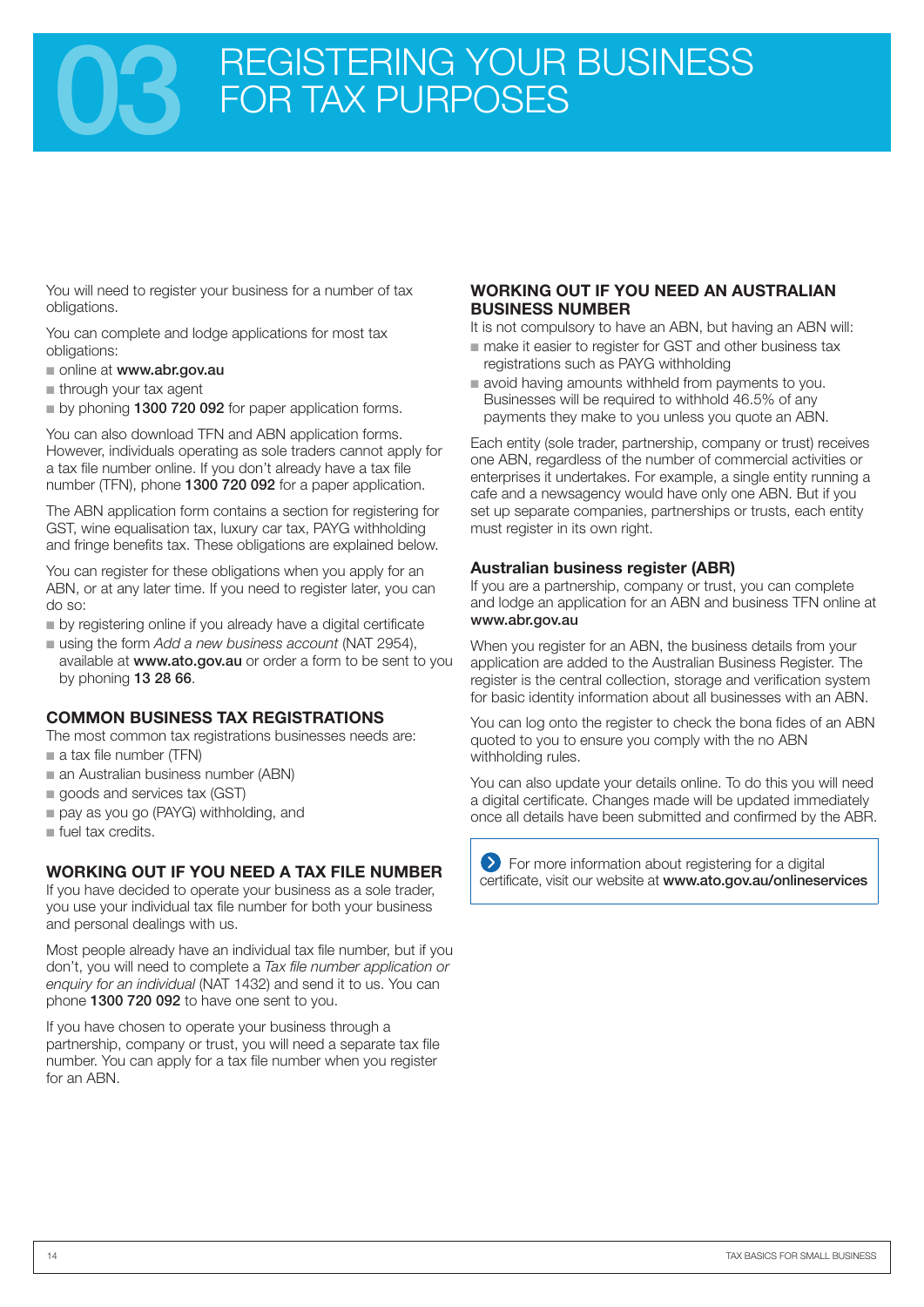# 03 REGISTERING YOUR BUSINESS FOR TAX PURPOSES

You will need to register your business for a number of tax obligations.

You can complete and lodge applications for most tax obligations:

- online at **www.abr.gov.au**
- through your tax agent
- by phoning **1300 720 092** for paper application forms.

You can also download TFN and ABN application forms. However, individuals operating as sole traders cannot apply for a tax file number online. If you don't already have a tax file number (TFN), phone **1300 720 092** for a paper application.

The ABN application form contains a section for registering for GST, wine equalisation tax, luxury car tax, PAYG withholding and fringe benefits tax. These obligations are explained below.

You can register for these obligations when you apply for an ABN, or at any later time. If you need to register later, you can do so:

- by registering online if you already have a digital certificate
- using the form *Add a new business account* (NAT 2954), available at **www.ato.gov.au** or order a form to be sent to you by phoning **13 28 66**.

## COMMON BUSINESS TAX REGISTRATIONS

The most common tax registrations businesses needs are:

- a tax file number (TFN)
- an Australian business number (ABN)
- goods and services tax (GST)
- pay as you go (PAYG) withholding, and
- fuel tax credits.

## WORKING OUT IF YOU NEED A TAX FILE NUMBER

If you have decided to operate your business as a sole trader, you use your individual tax file number for both your business and personal dealings with us.

Most people already have an individual tax file number, but if you don't, you will need to complete a *Tax file number application or enquiry for an individual* (NAT 1432) and send it to us. You can phone **1300 720 092** to have one sent to you.

If you have chosen to operate your business through a partnership, company or trust, you will need a separate tax file number. You can apply for a tax file number when you register for an ABN.

## WORKING OUT IF YOU NEED AN AUSTRALIAN BUSINESS NUMBER

It is not compulsory to have an ABN, but having an ABN will:

- make it easier to register for GST and other business tax registrations such as PAYG withholding
- avoid having amounts withheld from payments to you. Businesses will be required to withhold 46.5% of any payments they make to you unless you quote an ABN.

Each entity (sole trader, partnership, company or trust) receives one ABN, regardless of the number of commercial activities or enterprises it undertakes. For example, a single entity running a cafe and a newsagency would have only one ABN. But if you set up separate companies, partnerships or trusts, each entity must register in its own right.

### Australian business register (ABR)

If you are a partnership, company or trust, you can complete and lodge an application for an ABN and business TFN online at **www.abr.gov.au**

When you register for an ABN, the business details from your application are added to the Australian Business Register. The register is the central collection, storage and verification system for basic identity information about all businesses with an ABN.

You can log onto the register to check the bona fides of an ABN quoted to you to ensure you comply with the no ABN withholding rules.

You can also update your details online. To do this you will need a digital certificate. Changes made will be updated immediately once all details have been submitted and confirmed by the ABR.

> For more information about registering for a digital certificate, visit our website at **www.ato.gov.au/onlineservices**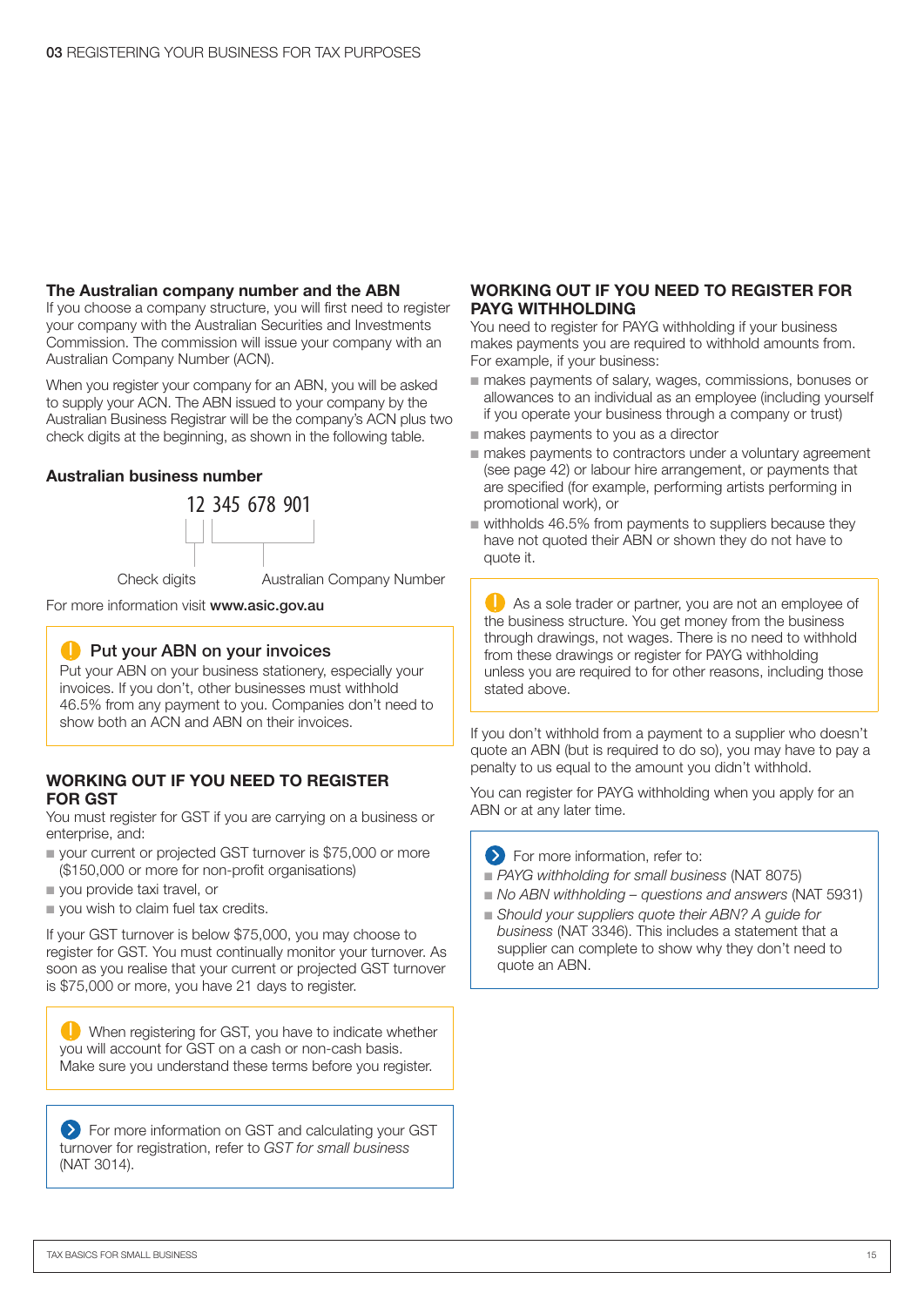### The Australian company number and the ABN

If you choose a company structure, you will first need to register your company with the Australian Securities and Investments Commission. The commission will issue your company with an Australian Company Number (ACN).

When you register your company for an ABN, you will be asked to supply your ACN. The ABN issued to your company by the Australian Business Registrar will be the company's ACN plus two check digits at the beginning, as shown in the following table.

**Australian business number**

12 345 678 901

Check digits — 12

Australian Company Number — 345 678 901

For more information visit **www.asic.gov.au**

> **Put your ABN on your invoices**
>
> Put your ABN on your business stationery, especially your invoices. If you don't, other businesses must withhold 46.5% from any payment to you. Companies don't need to show both an ACN and ABN on their invoices.

## WORKING OUT IF YOU NEED TO REGISTER FOR GST

You must register for GST if you are carrying on a business or enterprise, and:

- your current or projected GST turnover is $75,000 or more ($150,000 or more for non-profit organisations)
- you provide taxi travel, or
- you wish to claim fuel tax credits.

If your GST turnover is below $75,000, you may choose to register for GST. You must continually monitor your turnover. As soon as you realise that your current or projected GST turnover is $75,000 or more, you have 21 days to register.

> When registering for GST, you have to indicate whether you will account for GST on a cash or non-cash basis. Make sure you understand these terms before you register.

> For more information on GST and calculating your GST turnover for registration, refer to *GST for small business* (NAT 3014).

## WORKING OUT IF YOU NEED TO REGISTER FOR PAYG WITHHOLDING

You need to register for PAYG withholding if your business makes payments you are required to withhold amounts from. For example, if your business:

- makes payments of salary, wages, commissions, bonuses or allowances to an individual as an employee (including yourself if you operate your business through a company or trust)
- makes payments to you as a director
- makes payments to contractors under a voluntary agreement (see page 42) or labour hire arrangement, or payments that are specified (for example, performing artists performing in promotional work), or
- withholds 46.5% from payments to suppliers because they have not quoted their ABN or shown they do not have to quote it.

> As a sole trader or partner, you are not an employee of the business structure. You get money from the business through drawings, not wages. There is no need to withhold from these drawings or register for PAYG withholding unless you are required to for other reasons, including those stated above.

If you don't withhold from a payment to a supplier who doesn't quote an ABN (but is required to do so), you may have to pay a penalty to us equal to the amount you didn't withhold.

You can register for PAYG withholding when you apply for an ABN or at any later time.

> For more information, refer to:
>
> - *PAYG withholding for small business* (NAT 8075)
> - *No ABN withholding – questions and answers* (NAT 5931)
> - *Should your suppliers quote their ABN? A guide for business* (NAT 3346). This includes a statement that a supplier can complete to show why they don't need to quote an ABN.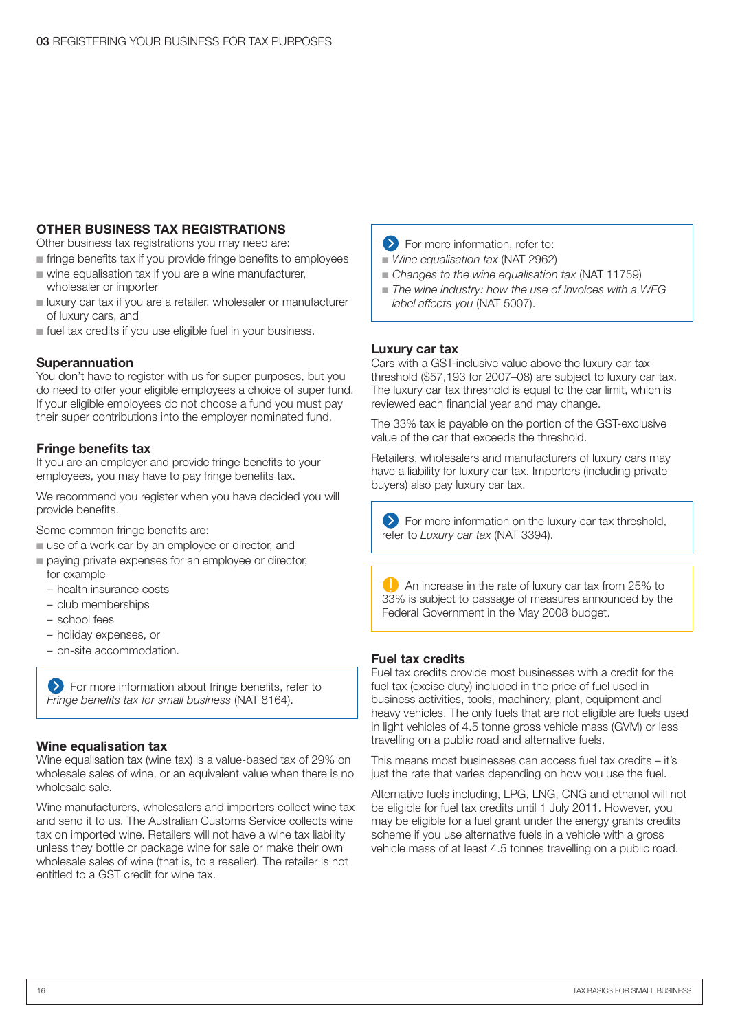## OTHER BUSINESS TAX REGISTRATIONS

Other business tax registrations you may need are:

- fringe benefits tax if you provide fringe benefits to employees
- wine equalisation tax if you are a wine manufacturer, wholesaler or importer
- luxury car tax if you are a retailer, wholesaler or manufacturer of luxury cars, and
- fuel tax credits if you use eligible fuel in your business.

### Superannuation

You don't have to register with us for super purposes, but you do need to offer your eligible employees a choice of super fund. If your eligible employees do not choose a fund you must pay their super contributions into the employer nominated fund.

### Fringe benefits tax

If you are an employer and provide fringe benefits to your employees, you may have to pay fringe benefits tax.

We recommend you register when you have decided you will provide benefits.

Some common fringe benefits are:

- use of a work car by an employee or director, and
- paying private expenses for an employee or director, for example
  - health insurance costs
  - club memberships
  - school fees
  - holiday expenses, or
  - on-site accommodation.

> For more information about fringe benefits, refer to *Fringe benefits tax for small business* (NAT 8164).

### Wine equalisation tax

Wine equalisation tax (wine tax) is a value-based tax of 29% on wholesale sales of wine, or an equivalent value when there is no wholesale sale.

Wine manufacturers, wholesalers and importers collect wine tax and send it to us. The Australian Customs Service collects wine tax on imported wine. Retailers will not have a wine tax liability unless they bottle or package wine for sale or make their own wholesale sales of wine (that is, to a reseller). The retailer is not entitled to a GST credit for wine tax.

> For more information, refer to:
> - *Wine equalisation tax* (NAT 2962)
> - *Changes to the wine equalisation tax* (NAT 11759)
> - *The wine industry: how the use of invoices with a WEG label affects you* (NAT 5007).

### Luxury car tax

Cars with a GST-inclusive value above the luxury car tax threshold ($57,193 for 2007–08) are subject to luxury car tax. The luxury car tax threshold is equal to the car limit, which is reviewed each financial year and may change.

The 33% tax is payable on the portion of the GST-exclusive value of the car that exceeds the threshold.

Retailers, wholesalers and manufacturers of luxury cars may have a liability for luxury car tax. Importers (including private buyers) also pay luxury car tax.

> For more information on the luxury car tax threshold, refer to *Luxury car tax* (NAT 3394).

> An increase in the rate of luxury car tax from 25% to 33% is subject to passage of measures announced by the Federal Government in the May 2008 budget.

### Fuel tax credits

Fuel tax credits provide most businesses with a credit for the fuel tax (excise duty) included in the price of fuel used in business activities, tools, machinery, plant, equipment and heavy vehicles. The only fuels that are not eligible are fuels used in light vehicles of 4.5 tonne gross vehicle mass (GVM) or less travelling on a public road and alternative fuels.

This means most businesses can access fuel tax credits – it's just the rate that varies depending on how you use the fuel.

Alternative fuels including, LPG, LNG, CNG and ethanol will not be eligible for fuel tax credits until 1 July 2011. However, you may be eligible for a fuel grant under the energy grants credits scheme if you use alternative fuels in a vehicle with a gross vehicle mass of at least 4.5 tonnes travelling on a public road.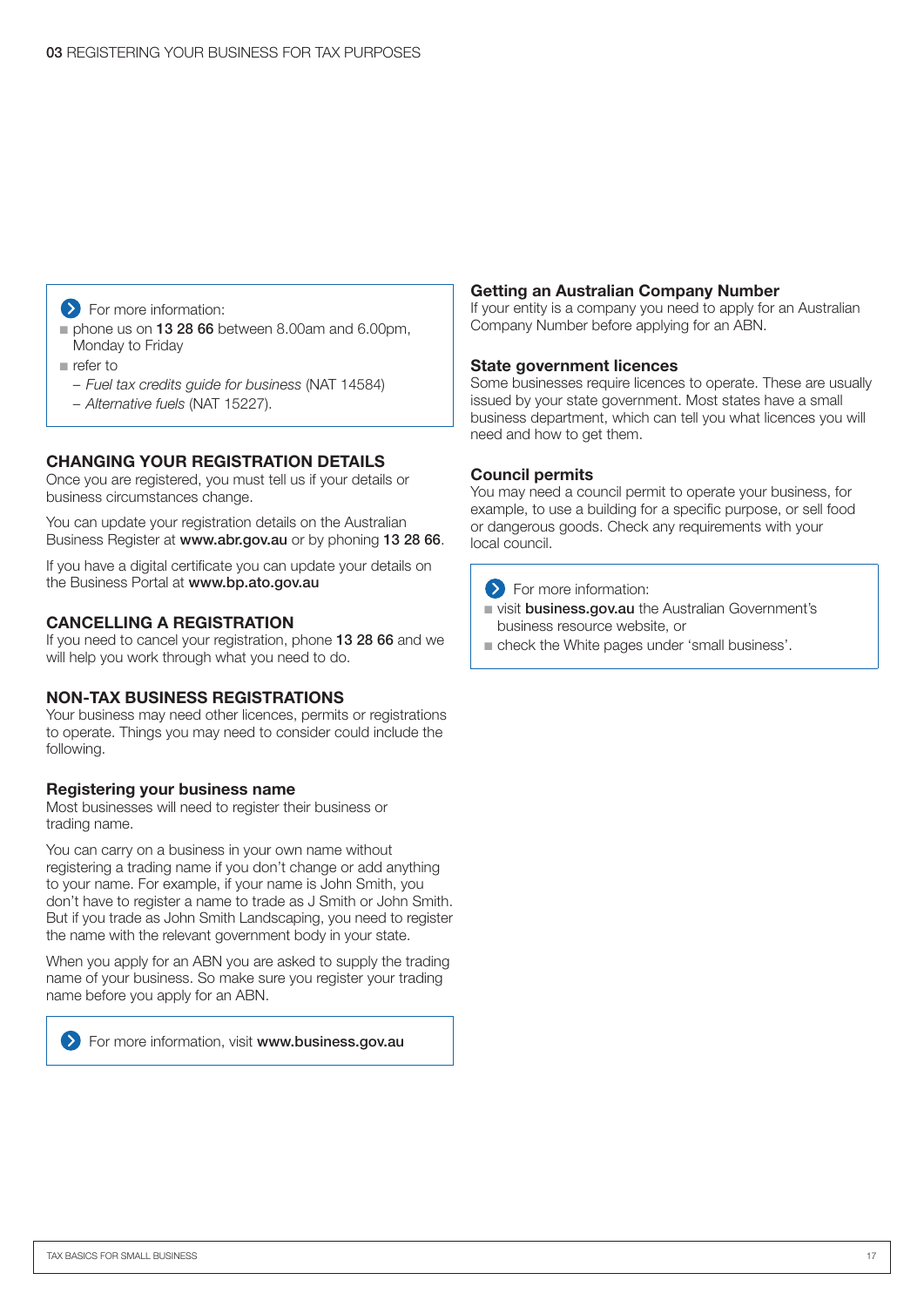> For more information:
> - phone us on **13 28 66** between 8.00am and 6.00pm, Monday to Friday
> - refer to
>   - *Fuel tax credits guide for business* (NAT 14584)
>   - *Alternative fuels* (NAT 15227).

## CHANGING YOUR REGISTRATION DETAILS

Once you are registered, you must tell us if your details or business circumstances change.

You can update your registration details on the Australian Business Register at **www.abr.gov.au** or by phoning **13 28 66**.

If you have a digital certificate you can update your details on the Business Portal at **www.bp.ato.gov.au**

## CANCELLING A REGISTRATION

If you need to cancel your registration, phone **13 28 66** and we will help you work through what you need to do.

## NON-TAX BUSINESS REGISTRATIONS

Your business may need other licences, permits or registrations to operate. Things you may need to consider could include the following.

### Registering your business name

Most businesses will need to register their business or trading name.

You can carry on a business in your own name without registering a trading name if you don't change or add anything to your name. For example, if your name is John Smith, you don't have to register a name to trade as J Smith or John Smith. But if you trade as John Smith Landscaping, you need to register the name with the relevant government body in your state.

When you apply for an ABN you are asked to supply the trading name of your business. So make sure you register your trading name before you apply for an ABN.

> For more information, visit **www.business.gov.au**

### Getting an Australian Company Number

If your entity is a company you need to apply for an Australian Company Number before applying for an ABN.

### State government licences

Some businesses require licences to operate. These are usually issued by your state government. Most states have a small business department, which can tell you what licences you will need and how to get them.

### Council permits

You may need a council permit to operate your business, for example, to use a building for a specific purpose, or sell food or dangerous goods. Check any requirements with your local council.

> For more information:
> - visit **business.gov.au** the Australian Government's business resource website, or
> - check the White pages under 'small business'.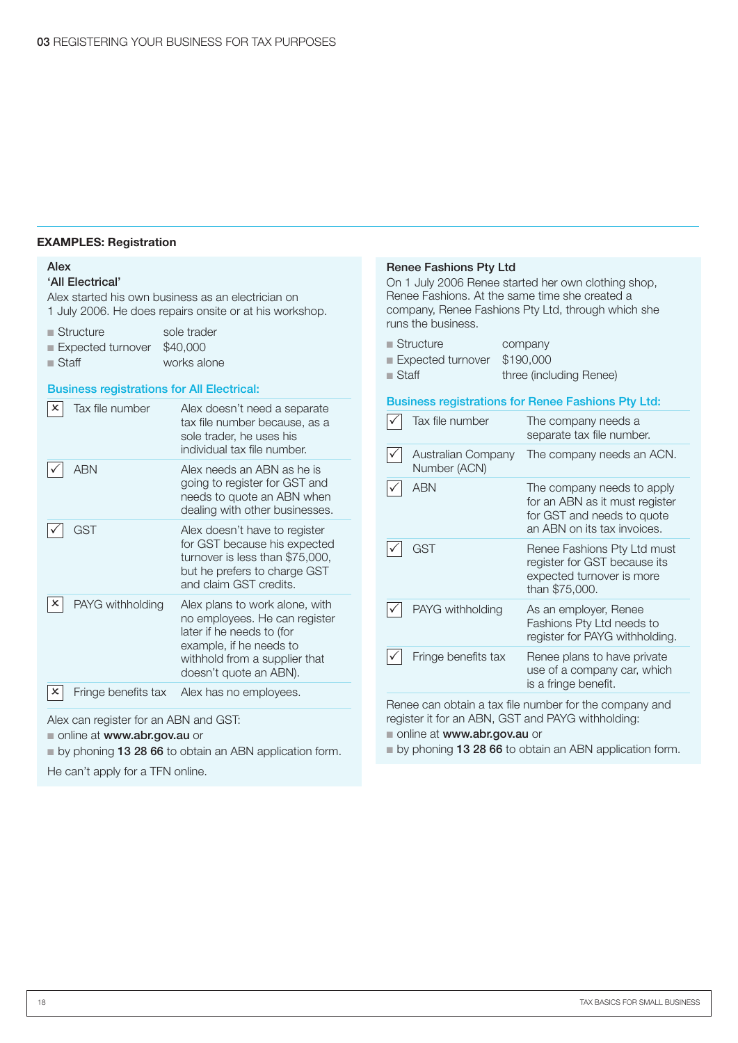## EXAMPLES: Registration

### Alex
### 'All Electrical'

Alex started his own business as an electrician on 1 July 2006. He does repairs onsite or at his workshop.

- Structure — sole trader
- Expected turnover — $40,000
- Staff — works alone

**Business registrations for All Electrical:**

| | Registration | Details |
|---|---|---|
| ✗ | Tax file number | Alex doesn't need a separate tax file number because, as a sole trader, he uses his individual tax file number. |
| ✓ | ABN | Alex needs an ABN as he is going to register for GST and needs to quote an ABN when dealing with other businesses. |
| ✓ | GST | Alex doesn't have to register for GST because his expected turnover is less than $75,000, but he prefers to charge GST and claim GST credits. |
| ✗ | PAYG withholding | Alex plans to work alone, with no employees. He can register later if he needs to (for example, if he needs to withhold from a supplier that doesn't quote an ABN). |
| ✗ | Fringe benefits tax | Alex has no employees. |

Alex can register for an ABN and GST:

- online at **www.abr.gov.au** or
- by phoning **13 28 66** to obtain an ABN application form.

He can't apply for a TFN online.

### Renee Fashions Pty Ltd

On 1 July 2006 Renee started her own clothing shop, Renee Fashions. At the same time she created a company, Renee Fashions Pty Ltd, through which she runs the business.

- Structure — company
- Expected turnover — $190,000
- Staff — three (including Renee)

**Business registrations for Renee Fashions Pty Ltd:**

| | Registration | Details |
|---|---|---|
| ✓ | Tax file number | The company needs a separate tax file number. |
| ✓ | Australian Company Number (ACN) | The company needs an ACN. |
| ✓ | ABN | The company needs to apply for an ABN as it must register for GST and needs to quote an ABN on its tax invoices. |
| ✓ | GST | Renee Fashions Pty Ltd must register for GST because its expected turnover is more than $75,000. |
| ✓ | PAYG withholding | As an employer, Renee Fashions Pty Ltd needs to register for PAYG withholding. |
| ✓ | Fringe benefits tax | Renee plans to have private use of a company car, which is a fringe benefit. |

Renee can obtain a tax file number for the company and register it for an ABN, GST and PAYG withholding:

- online at **www.abr.gov.au** or
- by phoning **13 28 66** to obtain an ABN application form.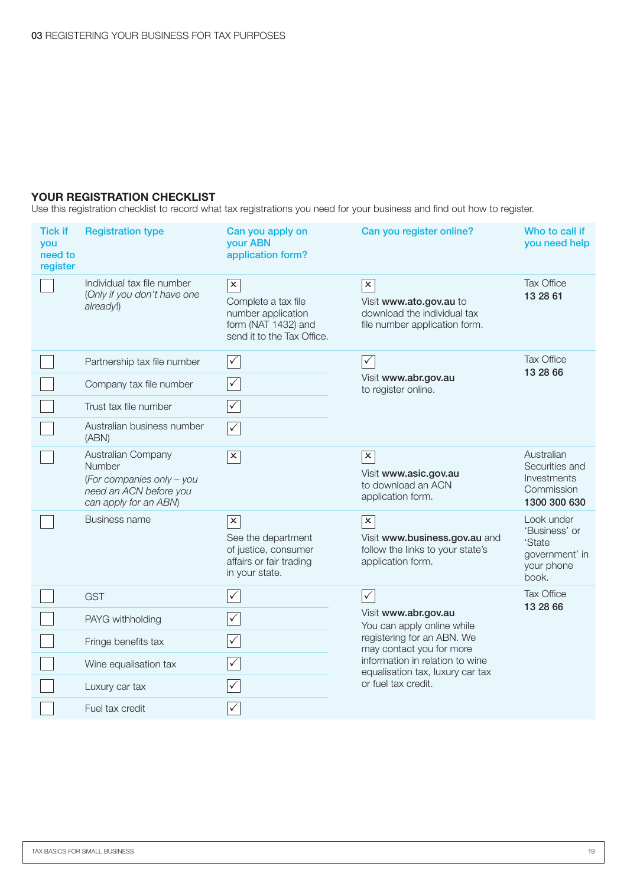## YOUR REGISTRATION CHECKLIST

Use this registration checklist to record what tax registrations you need for your business and find out how to register.

| Tick if you need to register | Registration type | Can you apply on your ABN application form? | Can you register online? | Who to call if you need help |
|---|---|---|---|---|
| ☐ | Individual tax file number (*Only if you don't have one already!*) | ☒ Complete a tax file number application form (NAT 1432) and send it to the Tax Office. | ☒ Visit **www.ato.gov.au** to download the individual tax file number application form. | Tax Office **13 28 61** |
| ☐ | Partnership tax file number | ☑ | ☑ Visit **www.abr.gov.au** to register online. | Tax Office **13 28 66** |
| ☐ | Company tax file number | ☑ | | |
| ☐ | Trust tax file number | ☑ | | |
| ☐ | Australian business number (ABN) | ☑ | | |
| ☐ | Australian Company Number (*For companies only – you need an ACN before you can apply for an ABN*) | ☒ | ☒ Visit **www.asic.gov.au** to download an ACN application form. | Australian Securities and Investments Commission **1300 300 630** |
| ☐ | Business name | ☒ See the department of justice, consumer affairs or fair trading in your state. | ☒ Visit **www.business.gov.au** and follow the links to your state's application form. | Look under 'Business' or 'State government' in your phone book. |
| ☐ | GST | ☑ | ☑ Visit **www.abr.gov.au** You can apply online while registering for an ABN. We may contact you for more information in relation to wine equalisation tax, luxury car tax or fuel tax credit. | Tax Office **13 28 66** |
| ☐ | PAYG withholding | ☑ | | |
| ☐ | Fringe benefits tax | ☑ | | |
| ☐ | Wine equalisation tax | ☑ | | |
| ☐ | Luxury car tax | ☑ | | |
| ☐ | Fuel tax credit | ☑ | | |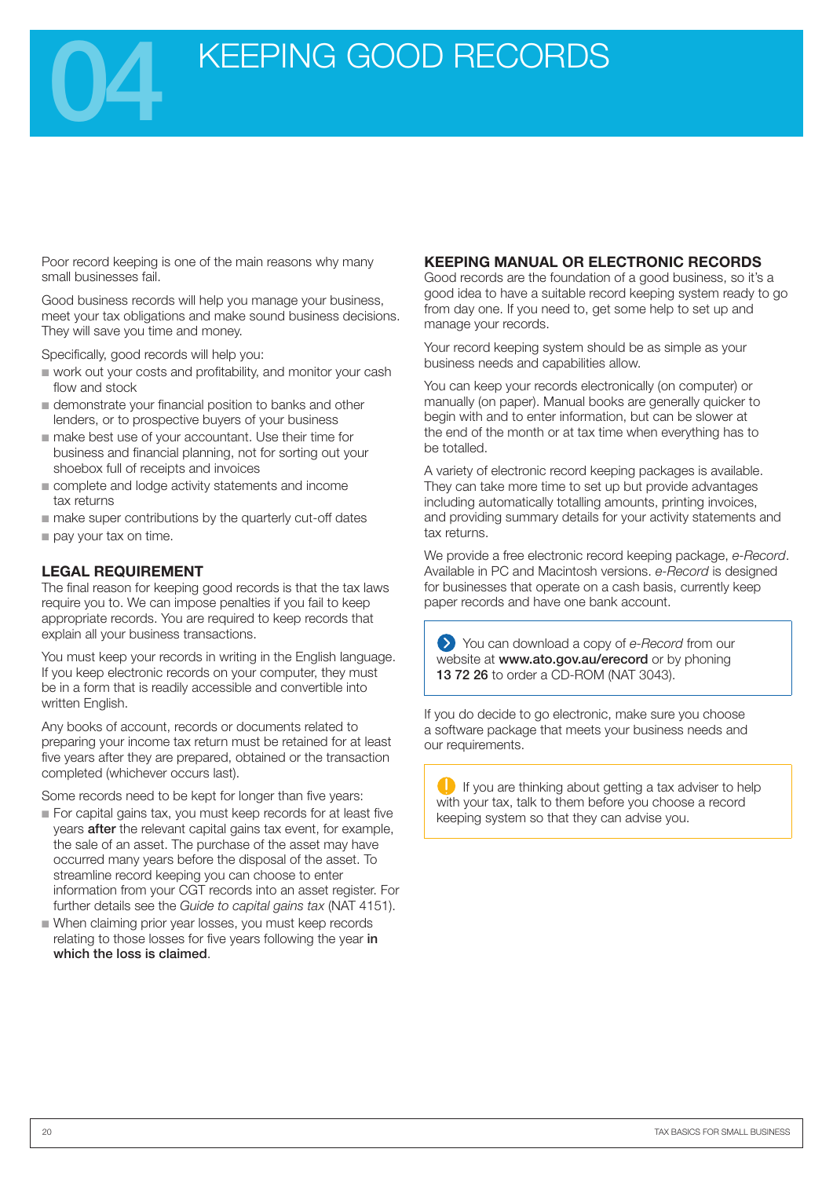# 04 KEEPING GOOD RECORDS

Poor record keeping is one of the main reasons why many small businesses fail.

Good business records will help you manage your business, meet your tax obligations and make sound business decisions. They will save you time and money.

Specifically, good records will help you:

- work out your costs and profitability, and monitor your cash flow and stock
- demonstrate your financial position to banks and other lenders, or to prospective buyers of your business
- make best use of your accountant. Use their time for business and financial planning, not for sorting out your shoebox full of receipts and invoices
- complete and lodge activity statements and income tax returns
- make super contributions by the quarterly cut-off dates
- pay your tax on time.

## LEGAL REQUIREMENT

The final reason for keeping good records is that the tax laws require you to. We can impose penalties if you fail to keep appropriate records. You are required to keep records that explain all your business transactions.

You must keep your records in writing in the English language. If you keep electronic records on your computer, they must be in a form that is readily accessible and convertible into written English.

Any books of account, records or documents related to preparing your income tax return must be retained for at least five years after they are prepared, obtained or the transaction completed (whichever occurs last).

Some records need to be kept for longer than five years:

- For capital gains tax, you must keep records for at least five years **after** the relevant capital gains tax event, for example, the sale of an asset. The purchase of the asset may have occurred many years before the disposal of the asset. To streamline record keeping you can choose to enter information from your CGT records into an asset register. For further details see the *Guide to capital gains tax* (NAT 4151).
- When claiming prior year losses, you must keep records relating to those losses for five years following the year **in which the loss is claimed**.

## KEEPING MANUAL OR ELECTRONIC RECORDS

Good records are the foundation of a good business, so it's a good idea to have a suitable record keeping system ready to go from day one. If you need to, get some help to set up and manage your records.

Your record keeping system should be as simple as your business needs and capabilities allow.

You can keep your records electronically (on computer) or manually (on paper). Manual books are generally quicker to begin with and to enter information, but can be slower at the end of the month or at tax time when everything has to be totalled.

A variety of electronic record keeping packages is available. They can take more time to set up but provide advantages including automatically totalling amounts, printing invoices, and providing summary details for your activity statements and tax returns.

We provide a free electronic record keeping package, *e-Record*. Available in PC and Macintosh versions. *e-Record* is designed for businesses that operate on a cash basis, currently keep paper records and have one bank account.

> You can download a copy of *e-Record* from our website at **www.ato.gov.au/erecord** or by phoning **13 72 26** to order a CD-ROM (NAT 3043).

If you do decide to go electronic, make sure you choose a software package that meets your business needs and our requirements.

> If you are thinking about getting a tax adviser to help with your tax, talk to them before you choose a record keeping system so that they can advise you.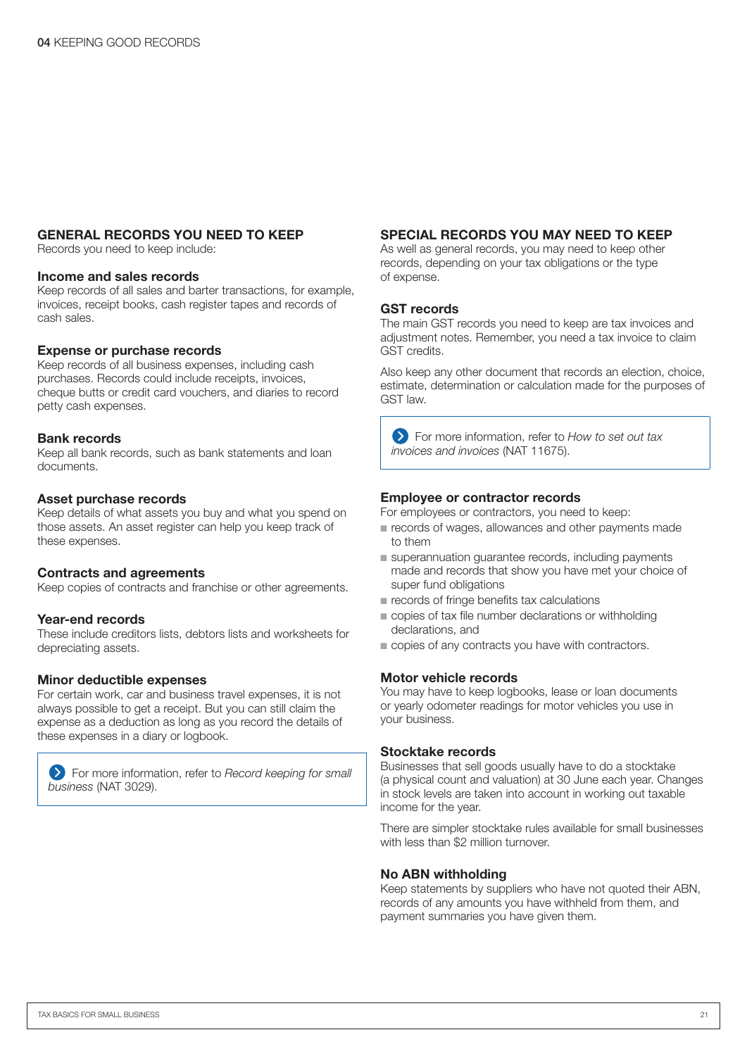## GENERAL RECORDS YOU NEED TO KEEP

Records you need to keep include:

### Income and sales records

Keep records of all sales and barter transactions, for example, invoices, receipt books, cash register tapes and records of cash sales.

### Expense or purchase records

Keep records of all business expenses, including cash purchases. Records could include receipts, invoices, cheque butts or credit card vouchers, and diaries to record petty cash expenses.

### Bank records

Keep all bank records, such as bank statements and loan documents.

### Asset purchase records

Keep details of what assets you buy and what you spend on those assets. An asset register can help you keep track of these expenses.

### Contracts and agreements

Keep copies of contracts and franchise or other agreements.

### Year-end records

These include creditors lists, debtors lists and worksheets for depreciating assets.

### Minor deductible expenses

For certain work, car and business travel expenses, it is not always possible to get a receipt. But you can still claim the expense as a deduction as long as you record the details of these expenses in a diary or logbook.

> For more information, refer to *Record keeping for small business* (NAT 3029).

## SPECIAL RECORDS YOU MAY NEED TO KEEP

As well as general records, you may need to keep other records, depending on your tax obligations or the type of expense.

### GST records

The main GST records you need to keep are tax invoices and adjustment notes. Remember, you need a tax invoice to claim GST credits.

Also keep any other document that records an election, choice, estimate, determination or calculation made for the purposes of GST law.

> For more information, refer to *How to set out tax invoices and invoices* (NAT 11675).

### Employee or contractor records

For employees or contractors, you need to keep:

- records of wages, allowances and other payments made to them
- superannuation guarantee records, including payments made and records that show you have met your choice of super fund obligations
- records of fringe benefits tax calculations
- copies of tax file number declarations or withholding declarations, and
- copies of any contracts you have with contractors.

### Motor vehicle records

You may have to keep logbooks, lease or loan documents or yearly odometer readings for motor vehicles you use in your business.

### Stocktake records

Businesses that sell goods usually have to do a stocktake (a physical count and valuation) at 30 June each year. Changes in stock levels are taken into account in working out taxable income for the year.

There are simpler stocktake rules available for small businesses with less than $2 million turnover.

### No ABN withholding

Keep statements by suppliers who have not quoted their ABN, records of any amounts you have withheld from them, and payment summaries you have given them.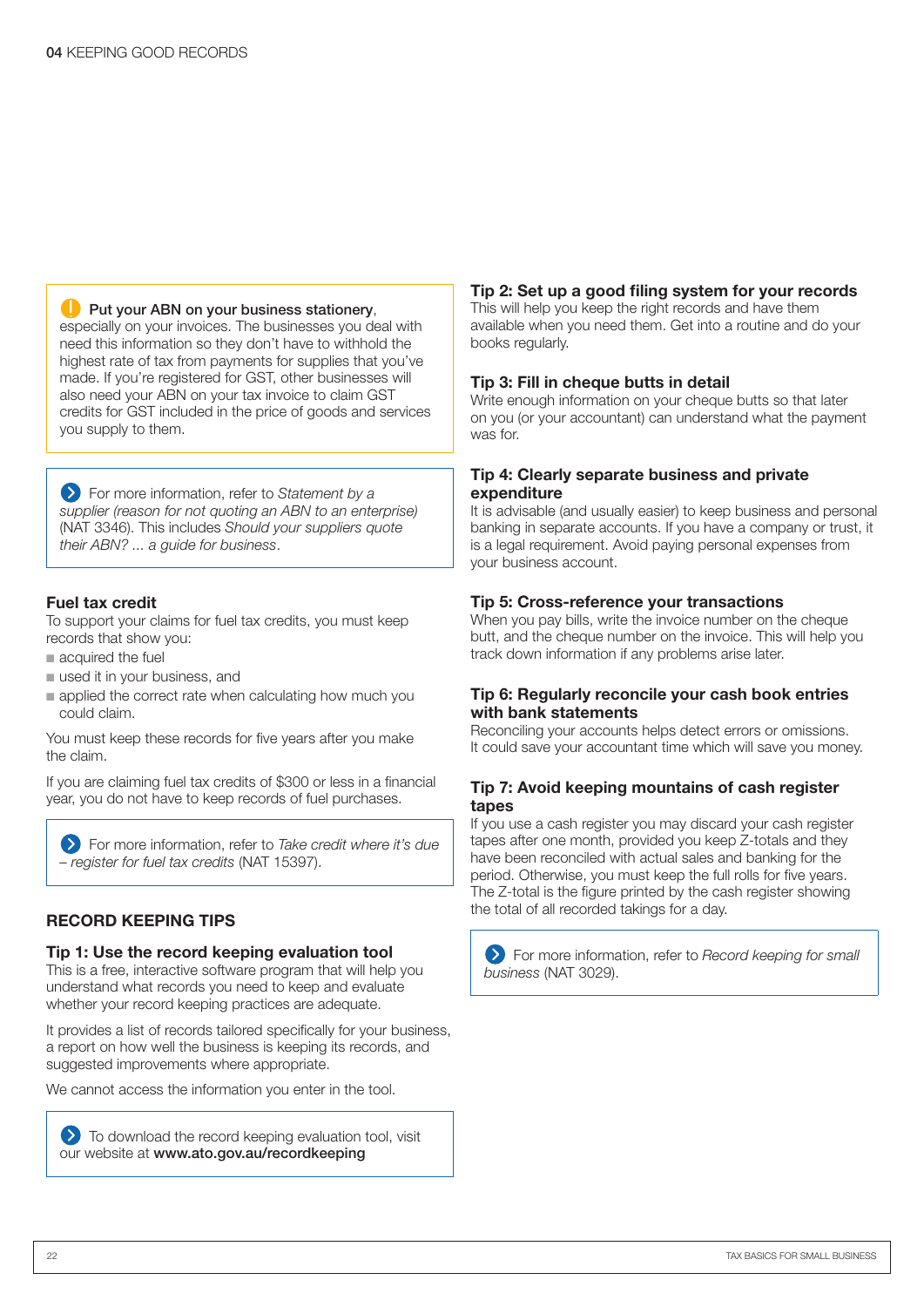**Put your ABN on your business stationery**, especially on your invoices. The businesses you deal with need this information so they don't have to withhold the highest rate of tax from payments for supplies that you've made. If you're registered for GST, other businesses will also need your ABN on your tax invoice to claim GST credits for GST included in the price of goods and services you supply to them.

For more information, refer to *Statement by a supplier (reason for not quoting an ABN to an enterprise)* (NAT 3346). This includes *Should your suppliers quote their ABN? ... a guide for business*.

### Fuel tax credit

To support your claims for fuel tax credits, you must keep records that show you:

- acquired the fuel
- used it in your business, and
- applied the correct rate when calculating how much you could claim.

You must keep these records for five years after you make the claim.

If you are claiming fuel tax credits of $300 or less in a financial year, you do not have to keep records of fuel purchases.

For more information, refer to *Take credit where it's due – register for fuel tax credits* (NAT 15397).

## RECORD KEEPING TIPS

### Tip 1: Use the record keeping evaluation tool

This is a free, interactive software program that will help you understand what records you need to keep and evaluate whether your record keeping practices are adequate.

It provides a list of records tailored specifically for your business, a report on how well the business is keeping its records, and suggested improvements where appropriate.

We cannot access the information you enter in the tool.

To download the record keeping evaluation tool, visit our website at **www.ato.gov.au/recordkeeping**

### Tip 2: Set up a good filing system for your records

This will help you keep the right records and have them available when you need them. Get into a routine and do your books regularly.

### Tip 3: Fill in cheque butts in detail

Write enough information on your cheque butts so that later on you (or your accountant) can understand what the payment was for.

### Tip 4: Clearly separate business and private expenditure

It is advisable (and usually easier) to keep business and personal banking in separate accounts. If you have a company or trust, it is a legal requirement. Avoid paying personal expenses from your business account.

### Tip 5: Cross-reference your transactions

When you pay bills, write the invoice number on the cheque butt, and the cheque number on the invoice. This will help you track down information if any problems arise later.

### Tip 6: Regularly reconcile your cash book entries with bank statements

Reconciling your accounts helps detect errors or omissions. It could save your accountant time which will save you money.

### Tip 7: Avoid keeping mountains of cash register tapes

If you use a cash register you may discard your cash register tapes after one month, provided you keep Z-totals and they have been reconciled with actual sales and banking for the period. Otherwise, you must keep the full rolls for five years. The Z-total is the figure printed by the cash register showing the total of all recorded takings for a day.

For more information, refer to *Record keeping for small business* (NAT 3029).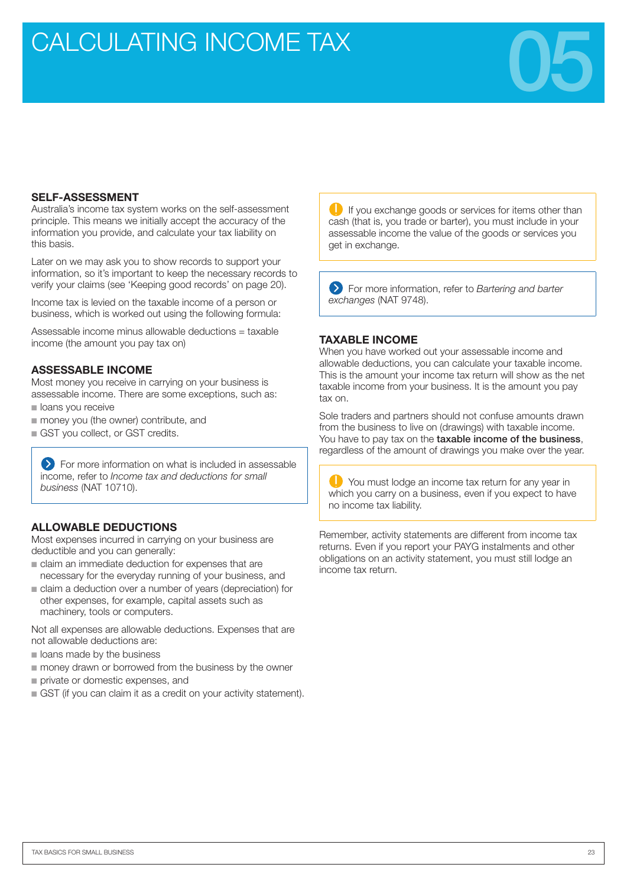# CALCULATING INCOME TAX

05

## SELF-ASSESSMENT

Australia's income tax system works on the self-assessment principle. This means we initially accept the accuracy of the information you provide, and calculate your tax liability on this basis.

Later on we may ask you to show records to support your information, so it's important to keep the necessary records to verify your claims (see 'Keeping good records' on page 20).

Income tax is levied on the taxable income of a person or business, which is worked out using the following formula:

Assessable income minus allowable deductions = taxable income (the amount you pay tax on)

## ASSESSABLE INCOME

Most money you receive in carrying on your business is assessable income. There are some exceptions, such as:

- loans you receive
- money you (the owner) contribute, and
- GST you collect, or GST credits.

> For more information on what is included in assessable income, refer to *Income tax and deductions for small business* (NAT 10710).

## ALLOWABLE DEDUCTIONS

Most expenses incurred in carrying on your business are deductible and you can generally:

- claim an immediate deduction for expenses that are necessary for the everyday running of your business, and
- claim a deduction over a number of years (depreciation) for other expenses, for example, capital assets such as machinery, tools or computers.

Not all expenses are allowable deductions. Expenses that are not allowable deductions are:

- loans made by the business
- money drawn or borrowed from the business by the owner
- private or domestic expenses, and
- GST (if you can claim it as a credit on your activity statement).

> If you exchange goods or services for items other than cash (that is, you trade or barter), you must include in your assessable income the value of the goods or services you get in exchange.

> For more information, refer to *Bartering and barter exchanges* (NAT 9748).

## TAXABLE INCOME

When you have worked out your assessable income and allowable deductions, you can calculate your taxable income. This is the amount your income tax return will show as the net taxable income from your business. It is the amount you pay tax on.

Sole traders and partners should not confuse amounts drawn from the business to live on (drawings) with taxable income. You have to pay tax on the **taxable income of the business**, regardless of the amount of drawings you make over the year.

> You must lodge an income tax return for any year in which you carry on a business, even if you expect to have no income tax liability.

Remember, activity statements are different from income tax returns. Even if you report your PAYG instalments and other obligations on an activity statement, you must still lodge an income tax return.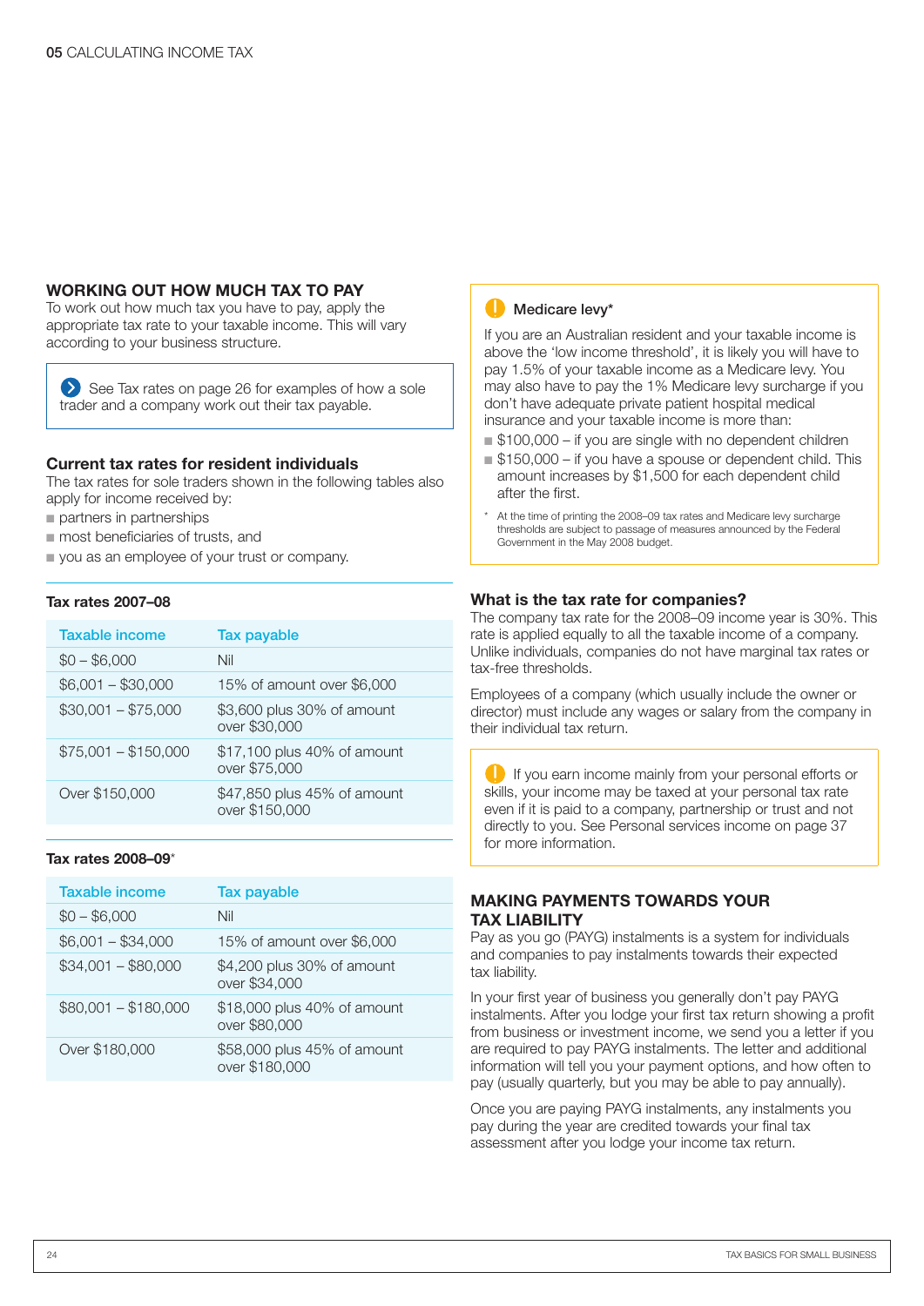## WORKING OUT HOW MUCH TAX TO PAY

To work out how much tax you have to pay, apply the appropriate tax rate to your taxable income. This will vary according to your business structure.

> See Tax rates on page 26 for examples of how a sole trader and a company work out their tax payable.

### Current tax rates for resident individuals

The tax rates for sole traders shown in the following tables also apply for income received by:

- partners in partnerships
- most beneficiaries of trusts, and
- you as an employee of your trust or company.

**Tax rates 2007–08**

| Taxable income | Tax payable |
|---|---|
| $0 – $6,000 | Nil |
| $6,001 – $30,000 | 15% of amount over $6,000 |
| $30,001 – $75,000 | $3,600 plus 30% of amount over $30,000 |
| $75,001 – $150,000 | $17,100 plus 40% of amount over $75,000 |
| Over $150,000 | $47,850 plus 45% of amount over $150,000 |

**Tax rates 2008–09***

| Taxable income | Tax payable |
|---|---|
| $0 – $6,000 | Nil |
| $6,001 – $34,000 | 15% of amount over $6,000 |
| $34,001 – $80,000 | $4,200 plus 30% of amount over $34,000 |
| $80,001 – $180,000 | $18,000 plus 40% of amount over $80,000 |
| Over $180,000 | $58,000 plus 45% of amount over $180,000 |

> **Medicare levy***
>
> If you are an Australian resident and your taxable income is above the 'low income threshold', it is likely you will have to pay 1.5% of your taxable income as a Medicare levy. You may also have to pay the 1% Medicare levy surcharge if you don't have adequate private patient hospital medical insurance and your taxable income is more than:
>
> - $100,000 – if you are single with no dependent children
> - $150,000 – if you have a spouse or dependent child. This amount increases by $1,500 for each dependent child after the first.
>
> \* At the time of printing the 2008–09 tax rates and Medicare levy surcharge thresholds are subject to passage of measures announced by the Federal Government in the May 2008 budget.

### What is the tax rate for companies?

The company tax rate for the 2008–09 income year is 30%. This rate is applied equally to all the taxable income of a company. Unlike individuals, companies do not have marginal tax rates or tax-free thresholds.

Employees of a company (which usually include the owner or director) must include any wages or salary from the company in their individual tax return.

> If you earn income mainly from your personal efforts or skills, your income may be taxed at your personal tax rate even if it is paid to a company, partnership or trust and not directly to you. See Personal services income on page 37 for more information.

## MAKING PAYMENTS TOWARDS YOUR TAX LIABILITY

Pay as you go (PAYG) instalments is a system for individuals and companies to pay instalments towards their expected tax liability.

In your first year of business you generally don't pay PAYG instalments. After you lodge your first tax return showing a profit from business or investment income, we send you a letter if you are required to pay PAYG instalments. The letter and additional information will tell you your payment options, and how often to pay (usually quarterly, but you may be able to pay annually).

Once you are paying PAYG instalments, any instalments you pay during the year are credited towards your final tax assessment after you lodge your income tax return.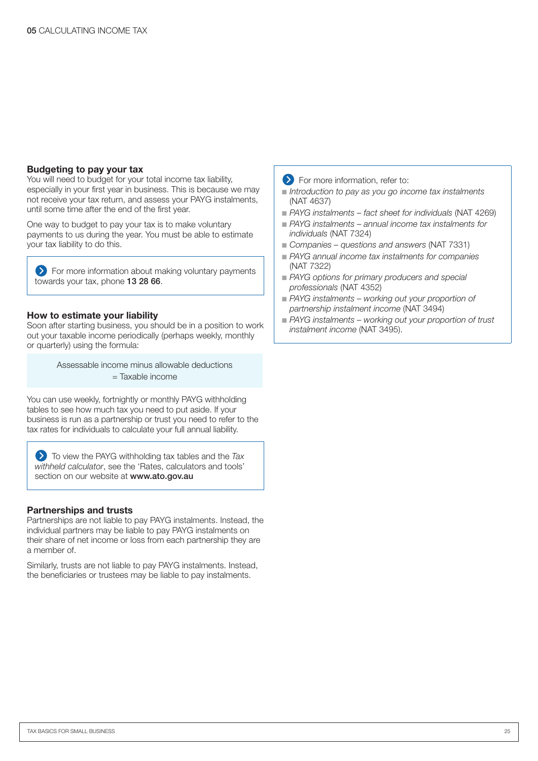## Budgeting to pay your tax

You will need to budget for your total income tax liability, especially in your first year in business. This is because we may not receive your tax return, and assess your PAYG instalments, until some time after the end of the first year.

One way to budget to pay your tax is to make voluntary payments to us during the year. You must be able to estimate your tax liability to do this.

> For more information about making voluntary payments towards your tax, phone **13 28 66**.

## How to estimate your liability

Soon after starting business, you should be in a position to work out your taxable income periodically (perhaps weekly, monthly or quarterly) using the formula:

> Assessable income minus allowable deductions
> = Taxable income

You can use weekly, fortnightly or monthly PAYG withholding tables to see how much tax you need to put aside. If your business is run as a partnership or trust you need to refer to the tax rates for individuals to calculate your full annual liability.

> To view the PAYG withholding tax tables and the *Tax withheld calculator*, see the 'Rates, calculators and tools' section on our website at **www.ato.gov.au**

## Partnerships and trusts

Partnerships are not liable to pay PAYG instalments. Instead, the individual partners may be liable to pay PAYG instalments on their share of net income or loss from each partnership they are a member of.

Similarly, trusts are not liable to pay PAYG instalments. Instead, the beneficiaries or trustees may be liable to pay instalments.

> For more information, refer to:
> - *Introduction to pay as you go income tax instalments* (NAT 4637)
> - *PAYG instalments – fact sheet for individuals* (NAT 4269)
> - *PAYG instalments – annual income tax instalments for individuals* (NAT 7324)
> - *Companies – questions and answers* (NAT 7331)
> - *PAYG annual income tax instalments for companies* (NAT 7322)
> - *PAYG options for primary producers and special professionals* (NAT 4352)
> - *PAYG instalments – working out your proportion of partnership instalment income* (NAT 3494)
> - *PAYG instalments – working out your proportion of trust instalment income* (NAT 3495).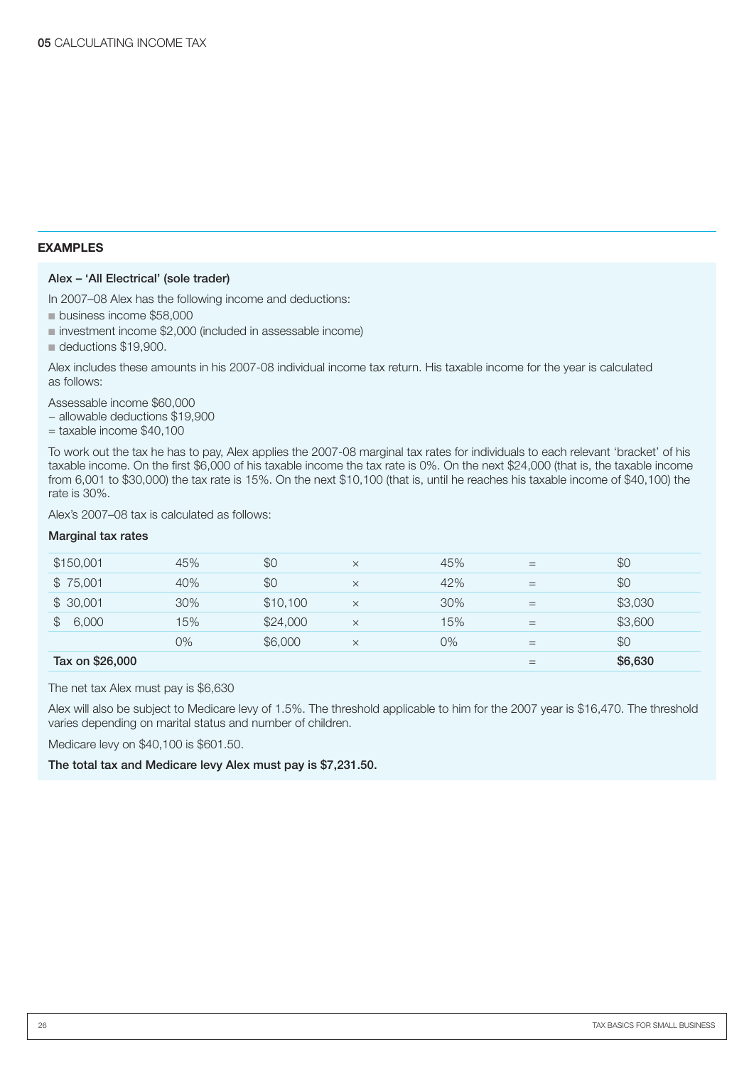## EXAMPLES

### Alex – 'All Electrical' (sole trader)

In 2007–08 Alex has the following income and deductions:

- business income $58,000
- investment income $2,000 (included in assessable income)
- deductions $19,900.

Alex includes these amounts in his 2007-08 individual income tax return. His taxable income for the year is calculated as follows:

Assessable income $60,000
– allowable deductions $19,900
= taxable income $40,100

To work out the tax he has to pay, Alex applies the 2007-08 marginal tax rates for individuals to each relevant 'bracket' of his taxable income. On the first $6,000 of his taxable income the tax rate is 0%. On the next $24,000 (that is, the taxable income from 6,001 to $30,000) the tax rate is 15%. On the next $10,100 (that is, until he reaches his taxable income of $40,100) the rate is 30%.

Alex's 2007–08 tax is calculated as follows:

**Marginal tax rates**

| | | | | | | |
|---|---|---|---|---|---|---|
| $150,001 | 45% | $0 | × | 45% | = | $0 |
| $ 75,001 | 40% | $0 | × | 42% | = | $0 |
| $ 30,001 | 30% | $10,100 | × | 30% | = | $3,030 |
| $ 6,000 | 15% | $24,000 | × | 15% | = | $3,600 |
| | 0% | $6,000 | × | 0% | = | $0 |
| **Tax on $26,000** | | | | | = | **$6,630** |

The net tax Alex must pay is $6,630

Alex will also be subject to Medicare levy of 1.5%. The threshold applicable to him for the 2007 year is $16,470. The threshold varies depending on marital status and number of children.

Medicare levy on $40,100 is $601.50.

**The total tax and Medicare levy Alex must pay is $7,231.50.**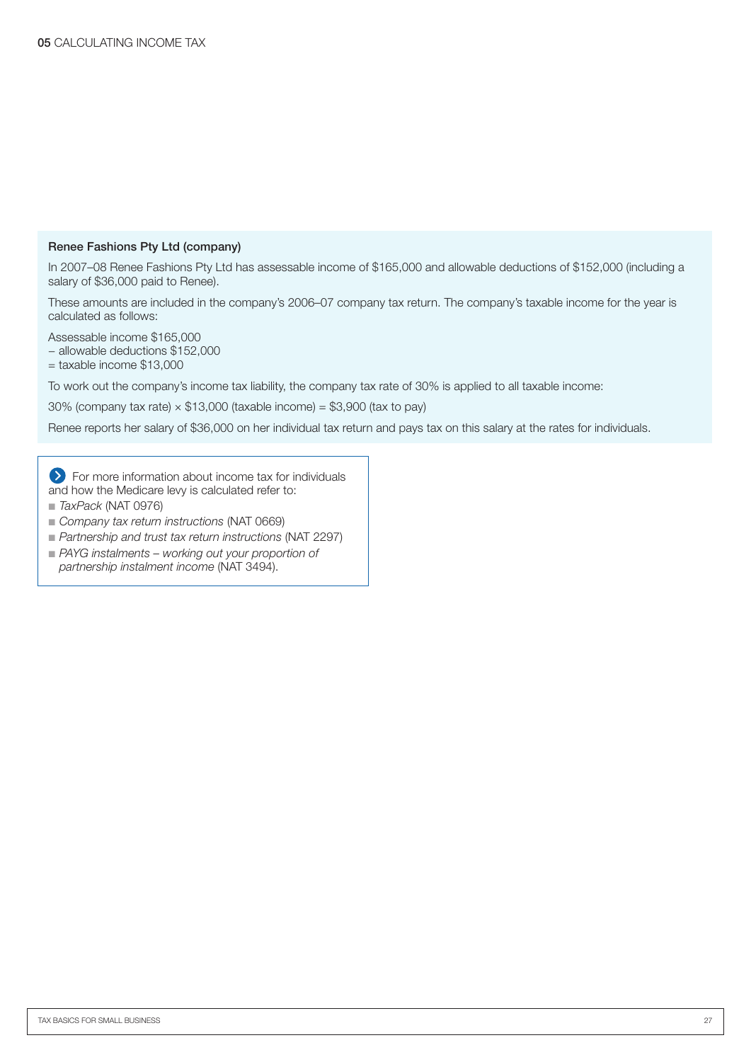### Renee Fashions Pty Ltd (company)

In 2007–08 Renee Fashions Pty Ltd has assessable income of $165,000 and allowable deductions of $152,000 (including a salary of $36,000 paid to Renee).

These amounts are included in the company's 2006–07 company tax return. The company's taxable income for the year is calculated as follows:

Assessable income $165,000
– allowable deductions $152,000
= taxable income $13,000

To work out the company's income tax liability, the company tax rate of 30% is applied to all taxable income:

30% (company tax rate) × $13,000 (taxable income) = $3,900 (tax to pay)

Renee reports her salary of $36,000 on her individual tax return and pays tax on this salary at the rates for individuals.

For more information about income tax for individuals and how the Medicare levy is calculated refer to:

- *TaxPack* (NAT 0976)
- *Company tax return instructions* (NAT 0669)
- *Partnership and trust tax return instructions* (NAT 2297)
- *PAYG instalments – working out your proportion of partnership instalment income* (NAT 3494).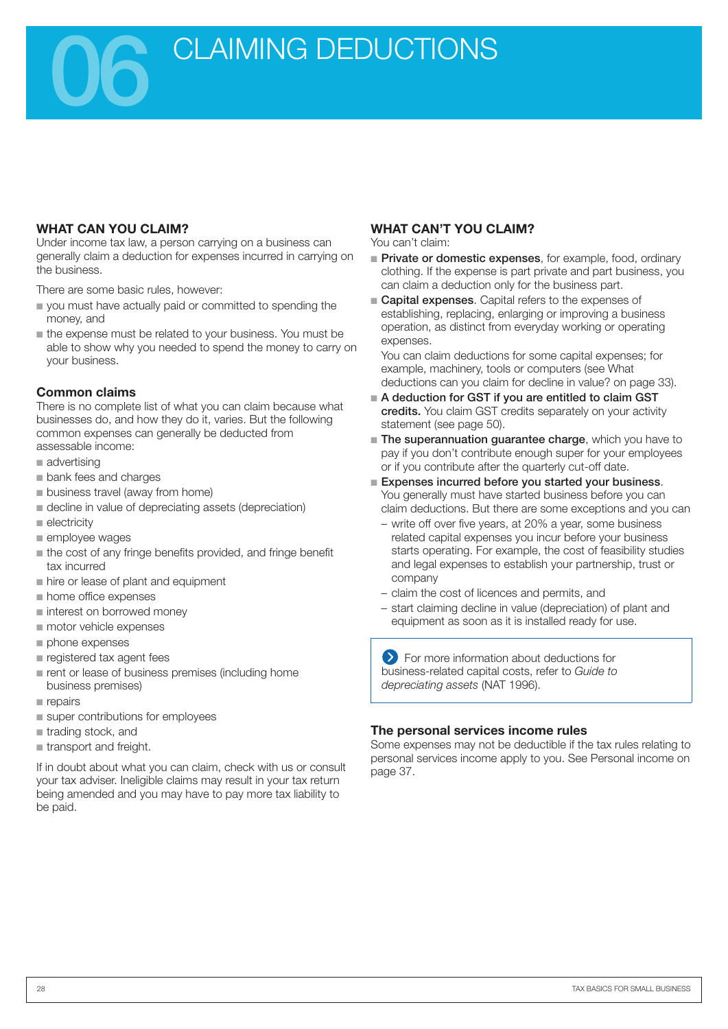# 06 CLAIMING DEDUCTIONS

## WHAT CAN YOU CLAIM?

Under income tax law, a person carrying on a business can generally claim a deduction for expenses incurred in carrying on the business.

There are some basic rules, however:

- you must have actually paid or committed to spending the money, and
- the expense must be related to your business. You must be able to show why you needed to spend the money to carry on your business.

### Common claims

There is no complete list of what you can claim because what businesses do, and how they do it, varies. But the following common expenses can generally be deducted from assessable income:

- advertising
- bank fees and charges
- business travel (away from home)
- decline in value of depreciating assets (depreciation)
- electricity
- employee wages
- the cost of any fringe benefits provided, and fringe benefit tax incurred
- hire or lease of plant and equipment
- home office expenses
- interest on borrowed money
- motor vehicle expenses
- phone expenses
- registered tax agent fees
- rent or lease of business premises (including home business premises)
- repairs
- super contributions for employees
- trading stock, and
- transport and freight.

If in doubt about what you can claim, check with us or consult your tax adviser. Ineligible claims may result in your tax return being amended and you may have to pay more tax liability to be paid.

## WHAT CAN'T YOU CLAIM?

You can't claim:

- **Private or domestic expenses**, for example, food, ordinary clothing. If the expense is part private and part business, you can claim a deduction only for the business part.
- **Capital expenses**. Capital refers to the expenses of establishing, replacing, enlarging or improving a business operation, as distinct from everyday working or operating expenses.
  You can claim deductions for some capital expenses; for example, machinery, tools or computers (see What deductions can you claim for decline in value? on page 33).
- **A deduction for GST if you are entitled to claim GST credits.** You claim GST credits separately on your activity statement (see page 50).
- **The superannuation guarantee charge**, which you have to pay if you don't contribute enough super for your employees or if you contribute after the quarterly cut-off date.
- **Expenses incurred before you started your business**. You generally must have started business before you can claim deductions. But there are some exceptions and you can
  - write off over five years, at 20% a year, some business related capital expenses you incur before your business starts operating. For example, the cost of feasibility studies and legal expenses to establish your partnership, trust or company
  - claim the cost of licences and permits, and
  - start claiming decline in value (depreciation) of plant and equipment as soon as it is installed ready for use.

For more information about deductions for business-related capital costs, refer to *Guide to depreciating assets* (NAT 1996).

### The personal services income rules

Some expenses may not be deductible if the tax rules relating to personal services income apply to you. See Personal income on page 37.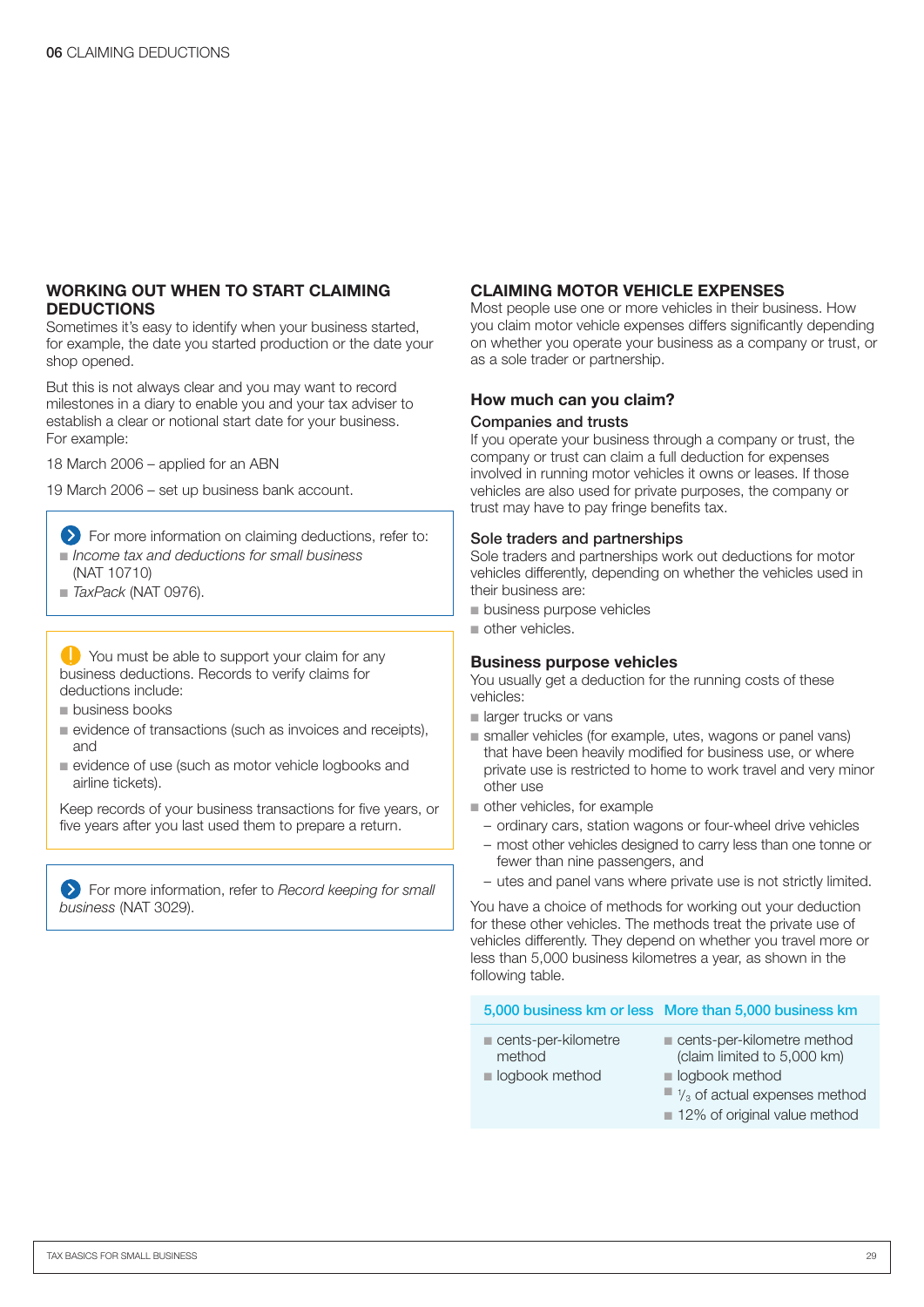## WORKING OUT WHEN TO START CLAIMING DEDUCTIONS

Sometimes it's easy to identify when your business started, for example, the date you started production or the date your shop opened.

But this is not always clear and you may want to record milestones in a diary to enable you and your tax adviser to establish a clear or notional start date for your business. For example:

18 March 2006 – applied for an ABN

19 March 2006 – set up business bank account.

> For more information on claiming deductions, refer to:
> - *Income tax and deductions for small business* (NAT 10710)
> - *TaxPack* (NAT 0976).

> You must be able to support your claim for any business deductions. Records to verify claims for deductions include:
> - business books
> - evidence of transactions (such as invoices and receipts), and
> - evidence of use (such as motor vehicle logbooks and airline tickets).
>
> Keep records of your business transactions for five years, or five years after you last used them to prepare a return.

> For more information, refer to *Record keeping for small business* (NAT 3029).

## CLAIMING MOTOR VEHICLE EXPENSES

Most people use one or more vehicles in their business. How you claim motor vehicle expenses differs significantly depending on whether you operate your business as a company or trust, or as a sole trader or partnership.

### How much can you claim?

#### Companies and trusts

If you operate your business through a company or trust, the company or trust can claim a full deduction for expenses involved in running motor vehicles it owns or leases. If those vehicles are also used for private purposes, the company or trust may have to pay fringe benefits tax.

#### Sole traders and partnerships

Sole traders and partnerships work out deductions for motor vehicles differently, depending on whether the vehicles used in their business are:

- business purpose vehicles
- other vehicles.

### Business purpose vehicles

You usually get a deduction for the running costs of these vehicles:

- larger trucks or vans
- smaller vehicles (for example, utes, wagons or panel vans) that have been heavily modified for business use, or where private use is restricted to home to work travel and very minor other use
- other vehicles, for example
  - ordinary cars, station wagons or four-wheel drive vehicles
  - most other vehicles designed to carry less than one tonne or fewer than nine passengers, and
  - utes and panel vans where private use is not strictly limited.

You have a choice of methods for working out your deduction for these other vehicles. The methods treat the private use of vehicles differently. They depend on whether you travel more or less than 5,000 business kilometres a year, as shown in the following table.

| 5,000 business km or less | More than 5,000 business km |
|---|---|
| - cents-per-kilometre method<br>- logbook method | - cents-per-kilometre method (claim limited to 5,000 km)<br>- logbook method<br>- $\frac{1}{3}$ of actual expenses method<br>- 12% of original value method |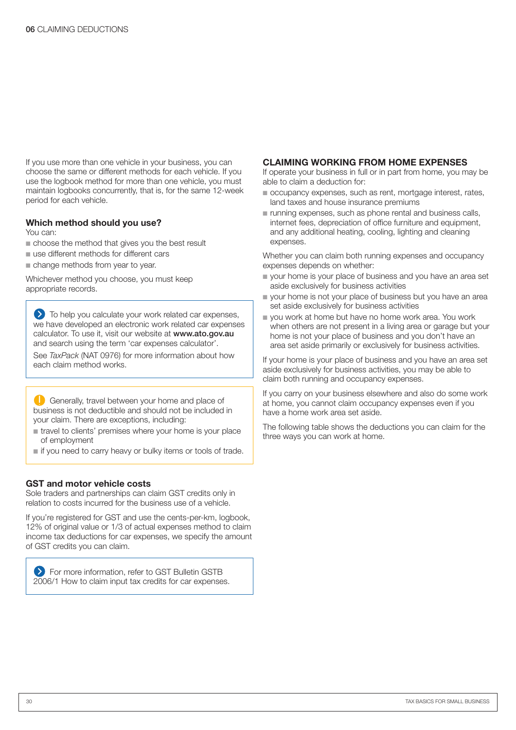If you use more than one vehicle in your business, you can choose the same or different methods for each vehicle. If you use the logbook method for more than one vehicle, you must maintain logbooks concurrently, that is, for the same 12-week period for each vehicle.

### Which method should you use?

You can:

- choose the method that gives you the best result
- use different methods for different cars
- change methods from year to year.

Whichever method you choose, you must keep appropriate records.

> To help you calculate your work related car expenses, we have developed an electronic work related car expenses calculator. To use it, visit our website at **www.ato.gov.au** and search using the term 'car expenses calculator'.
>
> See *TaxPack* (NAT 0976) for more information about how each claim method works.

> Generally, travel between your home and place of business is not deductible and should not be included in your claim. There are exceptions, including:
>
> - travel to clients' premises where your home is your place of employment
> - if you need to carry heavy or bulky items or tools of trade.

### GST and motor vehicle costs

Sole traders and partnerships can claim GST credits only in relation to costs incurred for the business use of a vehicle.

If you're registered for GST and use the cents-per-km, logbook, 12% of original value or 1/3 of actual expenses method to claim income tax deductions for car expenses, we specify the amount of GST credits you can claim.

> For more information, refer to GST Bulletin GSTB 2006/1 How to claim input tax credits for car expenses.

## CLAIMING WORKING FROM HOME EXPENSES

If operate your business in full or in part from home, you may be able to claim a deduction for:

- occupancy expenses, such as rent, mortgage interest, rates, land taxes and house insurance premiums
- running expenses, such as phone rental and business calls, internet fees, depreciation of office furniture and equipment, and any additional heating, cooling, lighting and cleaning expenses.

Whether you can claim both running expenses and occupancy expenses depends on whether:

- your home is your place of business and you have an area set aside exclusively for business activities
- your home is not your place of business but you have an area set aside exclusively for business activities
- you work at home but have no home work area. You work when others are not present in a living area or garage but your home is not your place of business and you don't have an area set aside primarily or exclusively for business activities.

If your home is your place of business and you have an area set aside exclusively for business activities, you may be able to claim both running and occupancy expenses.

If you carry on your business elsewhere and also do some work at home, you cannot claim occupancy expenses even if you have a home work area set aside.

The following table shows the deductions you can claim for the three ways you can work at home.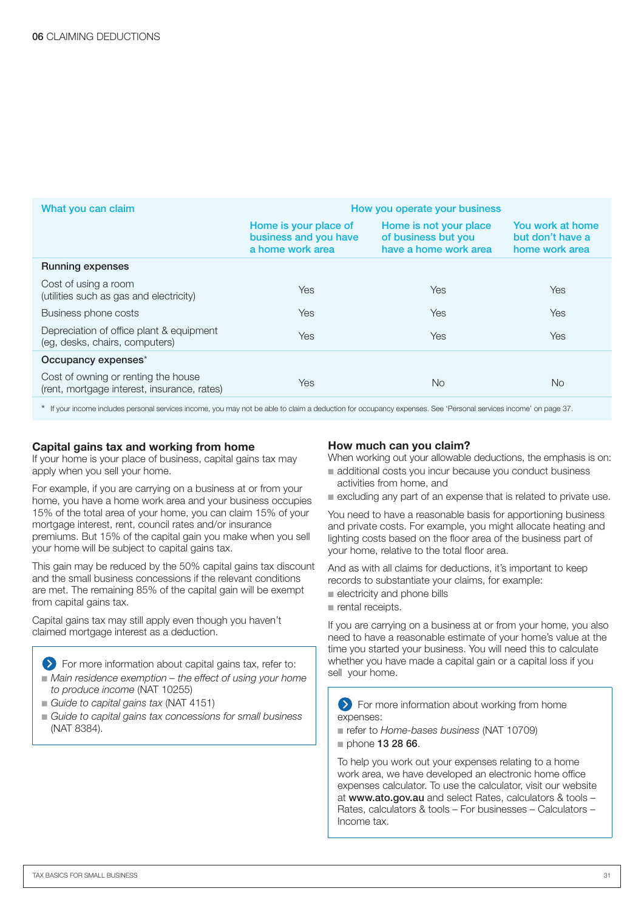| What you can claim | How you operate your business | | |
|---|---|---|---|
| | Home is your place of business and you have a home work area | Home is not your place of business but you have a home work area | You work at home but don't have a home work area |
| **Running expenses** | | | |
| Cost of using a room (utilities such as gas and electricity) | Yes | Yes | Yes |
| Business phone costs | Yes | Yes | Yes |
| Depreciation of office plant & equipment (eg, desks, chairs, computers) | Yes | Yes | Yes |
| **Occupancy expenses*** | | | |
| Cost of owning or renting the house (rent, mortgage interest, insurance, rates) | Yes | No | No |

\* If your income includes personal services income, you may not be able to claim a deduction for occupancy expenses. See 'Personal services income' on page 37.

### Capital gains tax and working from home

If your home is your place of business, capital gains tax may apply when you sell your home.

For example, if you are carrying on a business at or from your home, you have a home work area and your business occupies 15% of the total area of your home, you can claim 15% of your mortgage interest, rent, council rates and/or insurance premiums. But 15% of the capital gain you make when you sell your home will be subject to capital gains tax.

This gain may be reduced by the 50% capital gains tax discount and the small business concessions if the relevant conditions are met. The remaining 85% of the capital gain will be exempt from capital gains tax.

Capital gains tax may still apply even though you haven't claimed mortgage interest as a deduction.

> For more information about capital gains tax, refer to:
> - *Main residence exemption – the effect of using your home to produce income* (NAT 10255)
> - *Guide to capital gains tax* (NAT 4151)
> - *Guide to capital gains tax concessions for small business* (NAT 8384).

### How much can you claim?

When working out your allowable deductions, the emphasis is on:

- additional costs you incur because you conduct business activities from home, and
- excluding any part of an expense that is related to private use.

You need to have a reasonable basis for apportioning business and private costs. For example, you might allocate heating and lighting costs based on the floor area of the business part of your home, relative to the total floor area.

And as with all claims for deductions, it's important to keep records to substantiate your claims, for example:

- electricity and phone bills
- rental receipts.

If you are carrying on a business at or from your home, you also need to have a reasonable estimate of your home's value at the time you started your business. You will need this to calculate whether you have made a capital gain or a capital loss if you sell your home.

> For more information about working from home expenses:
> - refer to *Home-bases business* (NAT 10709)
> - phone **13 28 66**.
>
> To help you work out your expenses relating to a home work area, we have developed an electronic home office expenses calculator. To use the calculator, visit our website at **www.ato.gov.au** and select Rates, calculators & tools – Rates, calculators & tools – For businesses – Calculators – Income tax.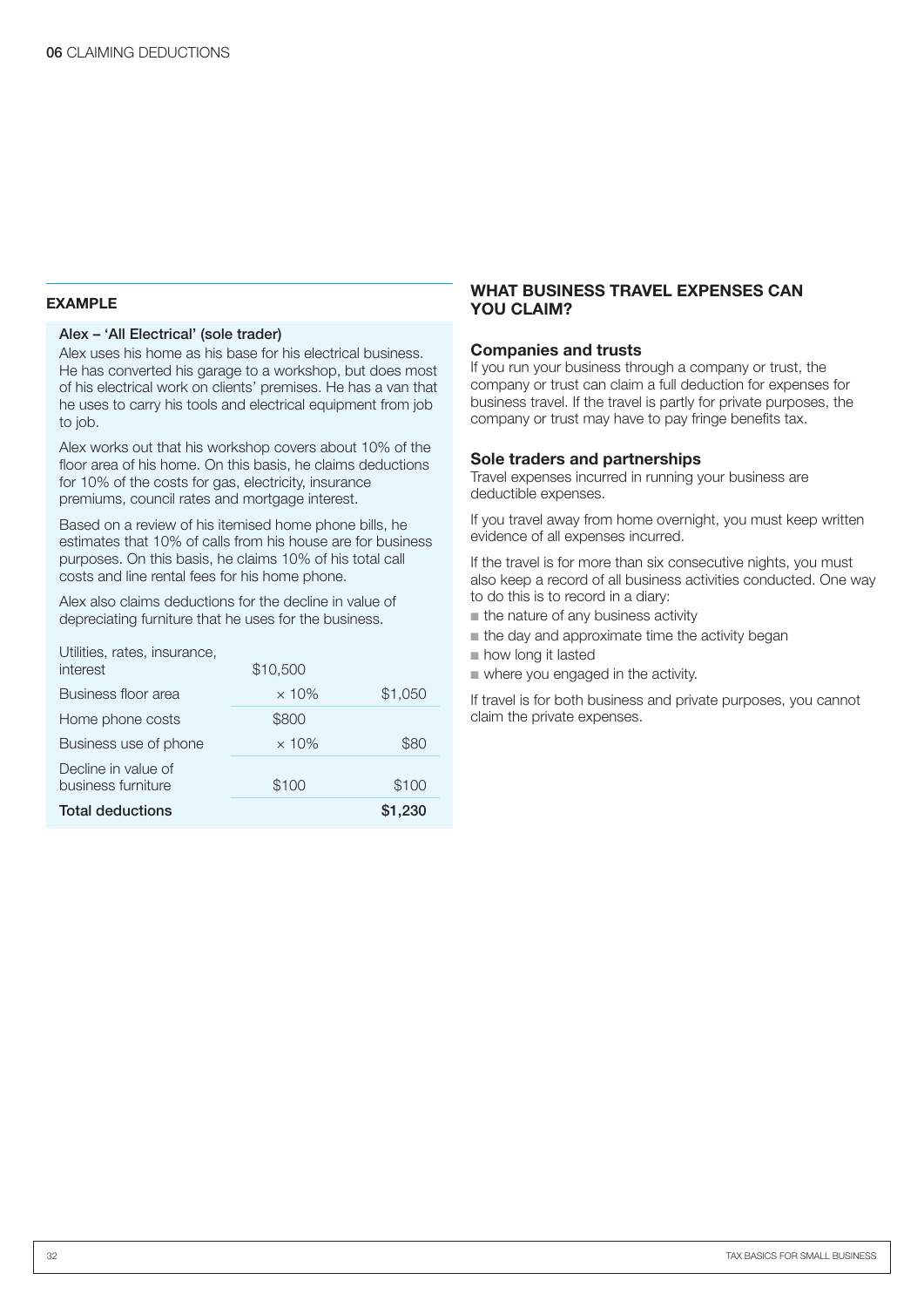### EXAMPLE

**Alex – 'All Electrical' (sole trader)**

Alex uses his home as his base for his electrical business. He has converted his garage to a workshop, but does most of his electrical work on clients' premises. He has a van that he uses to carry his tools and electrical equipment from job to job.

Alex works out that his workshop covers about 10% of the floor area of his home. On this basis, he claims deductions for 10% of the costs for gas, electricity, insurance premiums, council rates and mortgage interest.

Based on a review of his itemised home phone bills, he estimates that 10% of calls from his house are for business purposes. On this basis, he claims 10% of his total call costs and line rental fees for his home phone.

Alex also claims deductions for the decline in value of depreciating furniture that he uses for the business.

| | | |
|---|---|---|
| Utilities, rates, insurance, interest | $10,500 | |
| Business floor area | × 10% | $1,050 |
| Home phone costs | $800 | |
| Business use of phone | × 10% | $80 |
| Decline in value of business furniture | $100 | $100 |
| **Total deductions** | | **$1,230** |

## WHAT BUSINESS TRAVEL EXPENSES CAN YOU CLAIM?

### Companies and trusts

If you run your business through a company or trust, the company or trust can claim a full deduction for expenses for business travel. If the travel is partly for private purposes, the company or trust may have to pay fringe benefits tax.

### Sole traders and partnerships

Travel expenses incurred in running your business are deductible expenses.

If you travel away from home overnight, you must keep written evidence of all expenses incurred.

If the travel is for more than six consecutive nights, you must also keep a record of all business activities conducted. One way to do this is to record in a diary:

- the nature of any business activity
- the day and approximate time the activity began
- how long it lasted
- where you engaged in the activity.

If travel is for both business and private purposes, you cannot claim the private expenses.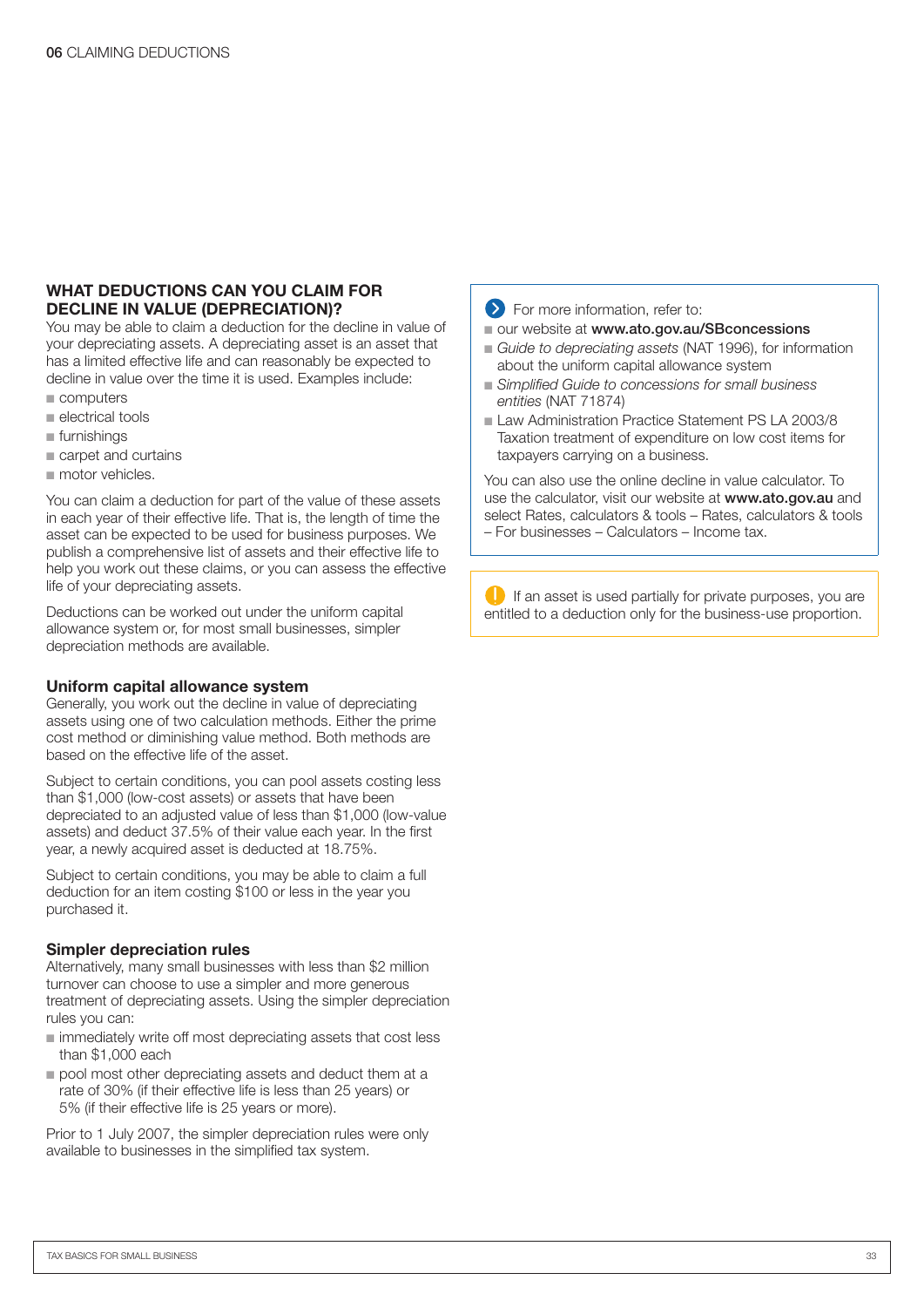## WHAT DEDUCTIONS CAN YOU CLAIM FOR DECLINE IN VALUE (DEPRECIATION)?

You may be able to claim a deduction for the decline in value of your depreciating assets. A depreciating asset is an asset that has a limited effective life and can reasonably be expected to decline in value over the time it is used. Examples include:

- computers
- electrical tools
- furnishings
- carpet and curtains
- motor vehicles.

You can claim a deduction for part of the value of these assets in each year of their effective life. That is, the length of time the asset can be expected to be used for business purposes. We publish a comprehensive list of assets and their effective life to help you work out these claims, or you can assess the effective life of your depreciating assets.

Deductions can be worked out under the uniform capital allowance system or, for most small businesses, simpler depreciation methods are available.

### Uniform capital allowance system

Generally, you work out the decline in value of depreciating assets using one of two calculation methods. Either the prime cost method or diminishing value method. Both methods are based on the effective life of the asset.

Subject to certain conditions, you can pool assets costing less than $1,000 (low-cost assets) or assets that have been depreciated to an adjusted value of less than $1,000 (low-value assets) and deduct 37.5% of their value each year. In the first year, a newly acquired asset is deducted at 18.75%.

Subject to certain conditions, you may be able to claim a full deduction for an item costing $100 or less in the year you purchased it.

### Simpler depreciation rules

Alternatively, many small businesses with less than $2 million turnover can choose to use a simpler and more generous treatment of depreciating assets. Using the simpler depreciation rules you can:

- immediately write off most depreciating assets that cost less than $1,000 each
- pool most other depreciating assets and deduct them at a rate of 30% (if their effective life is less than 25 years) or 5% (if their effective life is 25 years or more).

Prior to 1 July 2007, the simpler depreciation rules were only available to businesses in the simplified tax system.

For more information, refer to:

- our website at **www.ato.gov.au/SBconcessions**
- *Guide to depreciating assets* (NAT 1996), for information about the uniform capital allowance system
- *Simplified Guide to concessions for small business entities* (NAT 71874)
- Law Administration Practice Statement PS LA 2003/8 Taxation treatment of expenditure on low cost items for taxpayers carrying on a business.

You can also use the online decline in value calculator. To use the calculator, visit our website at **www.ato.gov.au** and select Rates, calculators & tools – Rates, calculators & tools – For businesses – Calculators – Income tax.

If an asset is used partially for private purposes, you are entitled to a deduction only for the business-use proportion.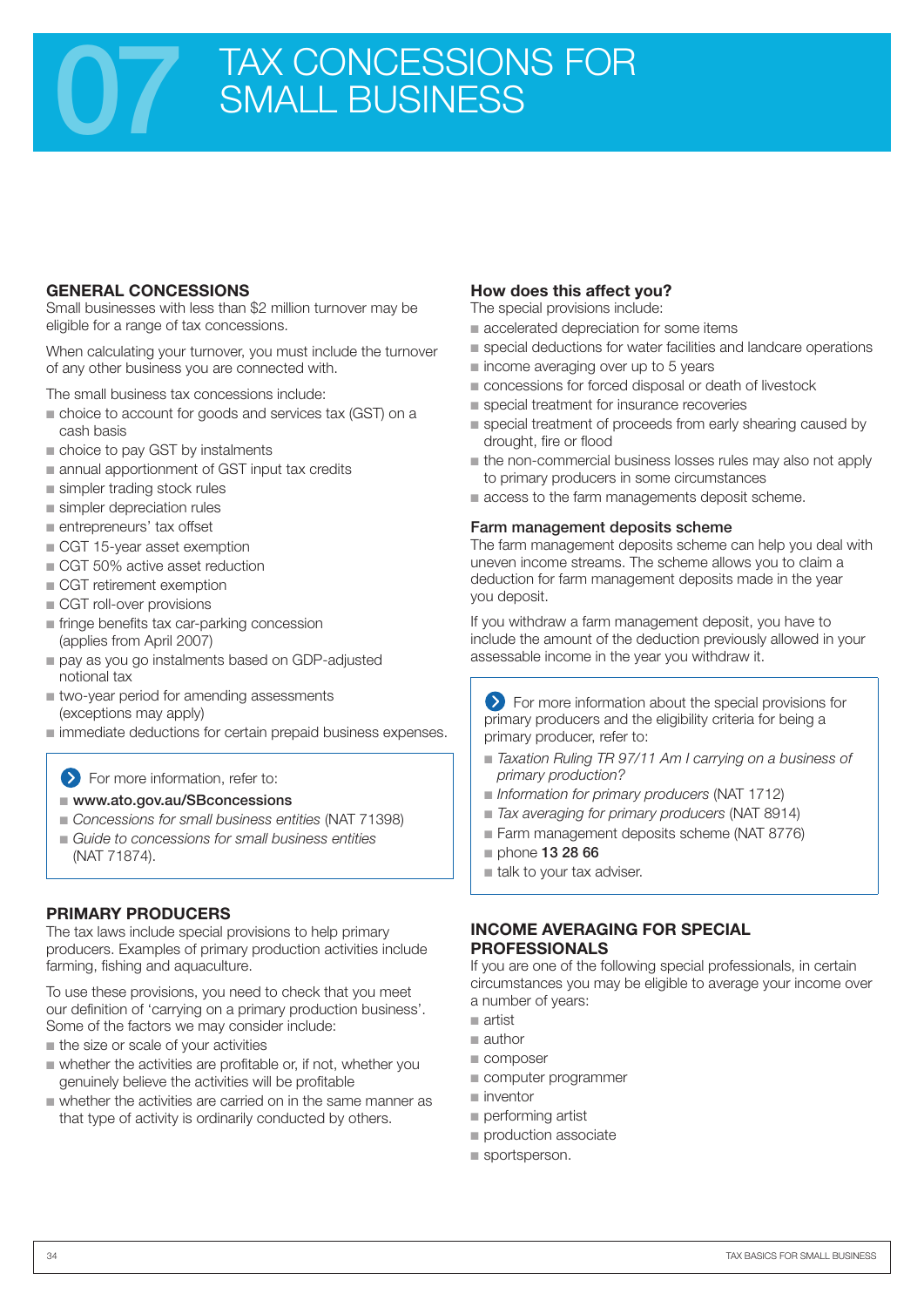# 07 TAX CONCESSIONS FOR SMALL BUSINESS

## GENERAL CONCESSIONS

Small businesses with less than $2 million turnover may be eligible for a range of tax concessions.

When calculating your turnover, you must include the turnover of any other business you are connected with.

The small business tax concessions include:

- choice to account for goods and services tax (GST) on a cash basis
- choice to pay GST by instalments
- annual apportionment of GST input tax credits
- simpler trading stock rules
- simpler depreciation rules
- entrepreneurs' tax offset
- CGT 15-year asset exemption
- CGT 50% active asset reduction
- CGT retirement exemption
- CGT roll-over provisions
- fringe benefits tax car-parking concession (applies from April 2007)
- pay as you go instalments based on GDP-adjusted notional tax
- two-year period for amending assessments (exceptions may apply)
- immediate deductions for certain prepaid business expenses.

> For more information, refer to:
> - **www.ato.gov.au/SBconcessions**
> - *Concessions for small business entities* (NAT 71398)
> - *Guide to concessions for small business entities* (NAT 71874).

## PRIMARY PRODUCERS

The tax laws include special provisions to help primary producers. Examples of primary production activities include farming, fishing and aquaculture.

To use these provisions, you need to check that you meet our definition of 'carrying on a primary production business'. Some of the factors we may consider include:

- the size or scale of your activities
- whether the activities are profitable or, if not, whether you genuinely believe the activities will be profitable
- whether the activities are carried on in the same manner as that type of activity is ordinarily conducted by others.

### How does this affect you?

The special provisions include:

- accelerated depreciation for some items
- special deductions for water facilities and landcare operations
- income averaging over up to 5 years
- concessions for forced disposal or death of livestock
- special treatment for insurance recoveries
- special treatment of proceeds from early shearing caused by drought, fire or flood
- the non-commercial business losses rules may also not apply to primary producers in some circumstances
- access to the farm managements deposit scheme.

### Farm management deposits scheme

The farm management deposits scheme can help you deal with uneven income streams. The scheme allows you to claim a deduction for farm management deposits made in the year you deposit.

If you withdraw a farm management deposit, you have to include the amount of the deduction previously allowed in your assessable income in the year you withdraw it.

> For more information about the special provisions for primary producers and the eligibility criteria for being a primary producer, refer to:
> - *Taxation Ruling TR 97/11 Am I carrying on a business of primary production?*
> - *Information for primary producers* (NAT 1712)
> - *Tax averaging for primary producers* (NAT 8914)
> - Farm management deposits scheme (NAT 8776)
> - phone **13 28 66**
> - talk to your tax adviser.

## INCOME AVERAGING FOR SPECIAL PROFESSIONALS

If you are one of the following special professionals, in certain circumstances you may be eligible to average your income over a number of years:

- artist
- author
- composer
- computer programmer
- inventor
- performing artist
- production associate
- sportsperson.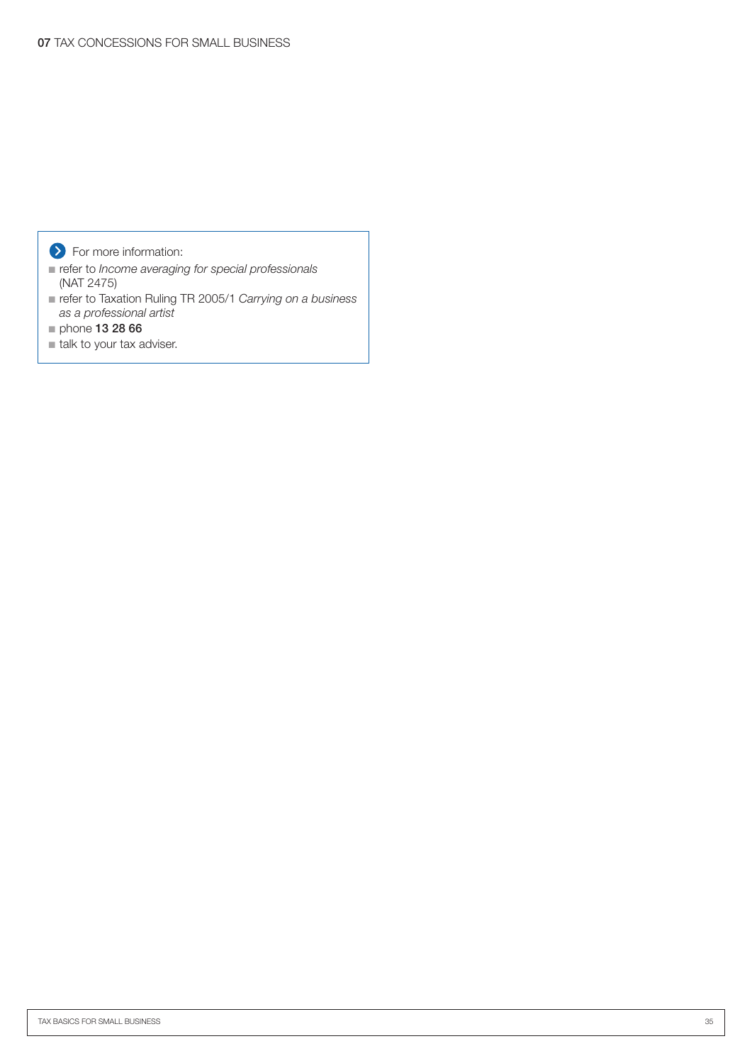For more information:

- refer to *Income averaging for special professionals* (NAT 2475)
- refer to Taxation Ruling TR 2005/1 *Carrying on a business as a professional artist*
- phone **13 28 66**
- talk to your tax adviser.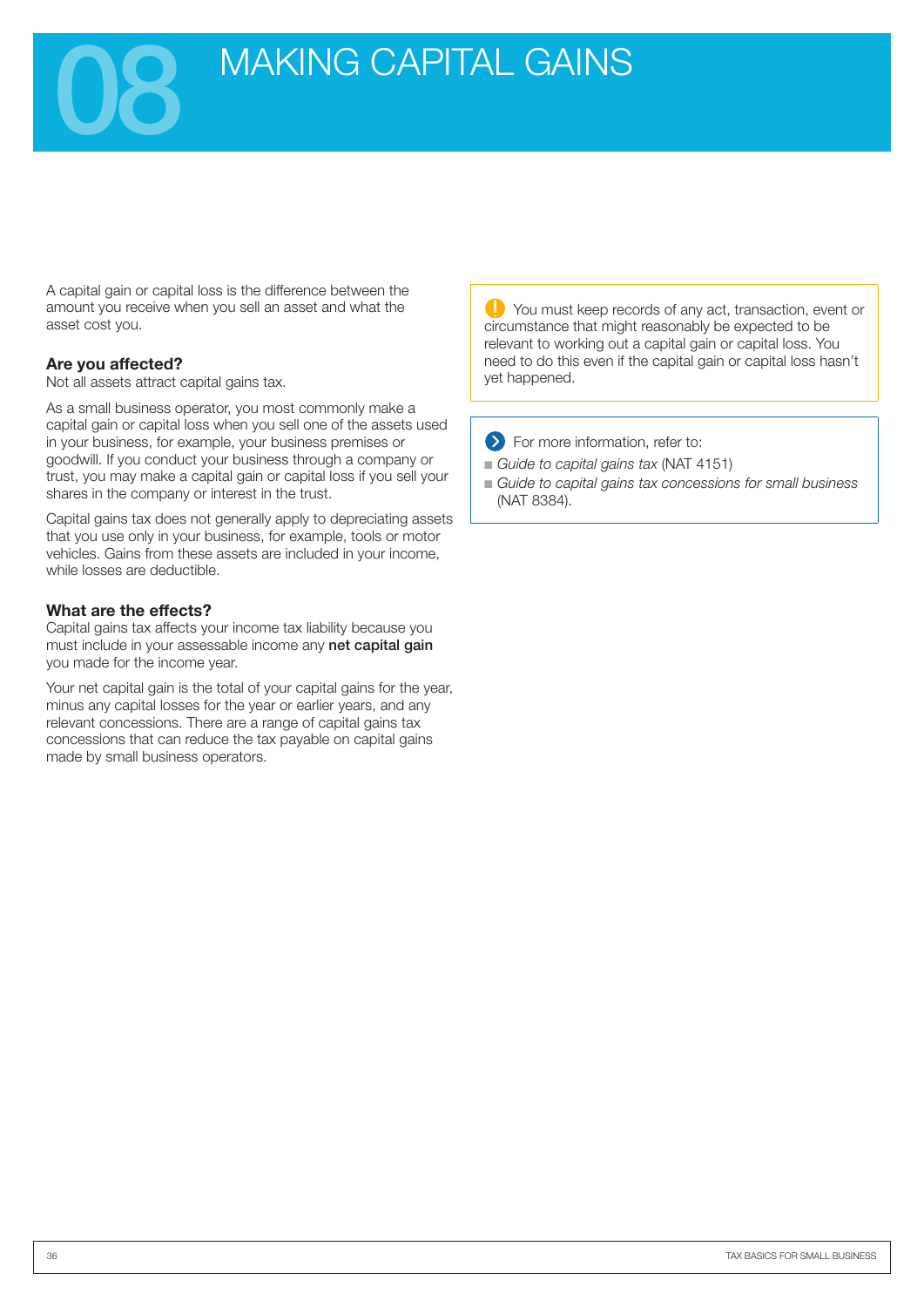# 08 MAKING CAPITAL GAINS

A capital gain or capital loss is the difference between the amount you receive when you sell an asset and what the asset cost you.

### Are you affected?

Not all assets attract capital gains tax.

As a small business operator, you most commonly make a capital gain or capital loss when you sell one of the assets used in your business, for example, your business premises or goodwill. If you conduct your business through a company or trust, you may make a capital gain or capital loss if you sell your shares in the company or interest in the trust.

Capital gains tax does not generally apply to depreciating assets that you use only in your business, for example, tools or motor vehicles. Gains from these assets are included in your income, while losses are deductible.

### What are the effects?

Capital gains tax affects your income tax liability because you must include in your assessable income any **net capital gain** you made for the income year.

Your net capital gain is the total of your capital gains for the year, minus any capital losses for the year or earlier years, and any relevant concessions. There are a range of capital gains tax concessions that can reduce the tax payable on capital gains made by small business operators.

> You must keep records of any act, transaction, event or circumstance that might reasonably be expected to be relevant to working out a capital gain or capital loss. You need to do this even if the capital gain or capital loss hasn't yet happened.

> For more information, refer to:
> - *Guide to capital gains tax* (NAT 4151)
> - *Guide to capital gains tax concessions for small business* (NAT 8384).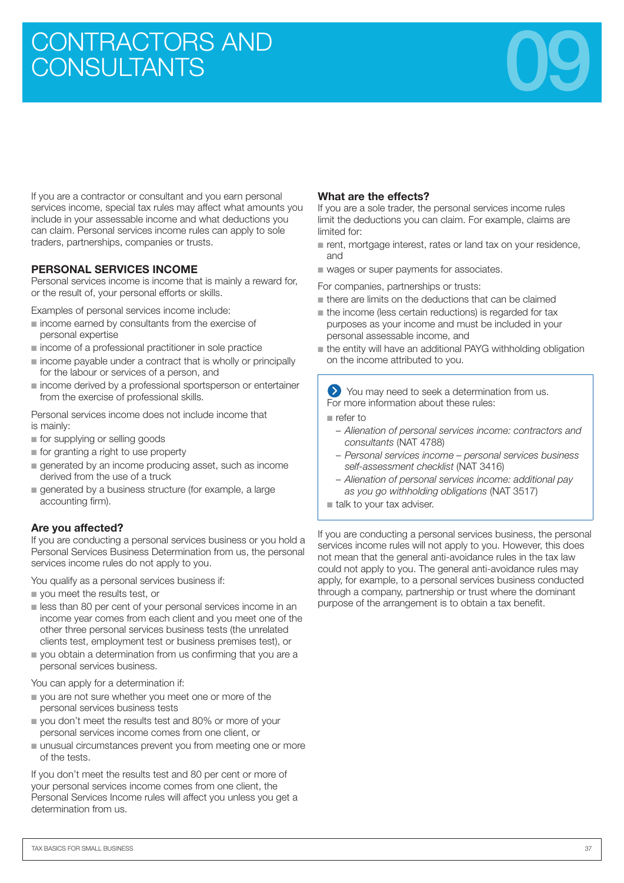# CONTRACTORS AND CONSULTANTS

# 09

If you are a contractor or consultant and you earn personal services income, special tax rules may affect what amounts you include in your assessable income and what deductions you can claim. Personal services income rules can apply to sole traders, partnerships, companies or trusts.

## PERSONAL SERVICES INCOME

Personal services income is income that is mainly a reward for, or the result of, your personal efforts or skills.

Examples of personal services income include:

- income earned by consultants from the exercise of personal expertise
- income of a professional practitioner in sole practice
- income payable under a contract that is wholly or principally for the labour or services of a person, and
- income derived by a professional sportsperson or entertainer from the exercise of professional skills.

Personal services income does not include income that is mainly:

- for supplying or selling goods
- for granting a right to use property
- generated by an income producing asset, such as income derived from the use of a truck
- generated by a business structure (for example, a large accounting firm).

### Are you affected?

If you are conducting a personal services business or you hold a Personal Services Business Determination from us, the personal services income rules do not apply to you.

You qualify as a personal services business if:

- you meet the results test, or
- less than 80 per cent of your personal services income in an income year comes from each client and you meet one of the other three personal services business tests (the unrelated clients test, employment test or business premises test), or
- you obtain a determination from us confirming that you are a personal services business.

You can apply for a determination if:

- you are not sure whether you meet one or more of the personal services business tests
- you don't meet the results test and 80% or more of your personal services income comes from one client, or
- unusual circumstances prevent you from meeting one or more of the tests.

If you don't meet the results test and 80 per cent or more of your personal services income comes from one client, the Personal Services Income rules will affect you unless you get a determination from us.

### What are the effects?

If you are a sole trader, the personal services income rules limit the deductions you can claim. For example, claims are limited for:

- rent, mortgage interest, rates or land tax on your residence, and
- wages or super payments for associates.

For companies, partnerships or trusts:

- there are limits on the deductions that can be claimed
- the income (less certain reductions) is regarded for tax purposes as your income and must be included in your personal assessable income, and
- the entity will have an additional PAYG withholding obligation on the income attributed to you.

> You may need to seek a determination from us.
> For more information about these rules:
>
> - refer to
>   - *Alienation of personal services income: contractors and consultants* (NAT 4788)
>   - *Personal services income – personal services business self-assessment checklist* (NAT 3416)
>   - *Alienation of personal services income: additional pay as you go withholding obligations* (NAT 3517)
> - talk to your tax adviser.

If you are conducting a personal services business, the personal services income rules will not apply to you. However, this does not mean that the general anti-avoidance rules in the tax law could not apply to you. The general anti-avoidance rules may apply, for example, to a personal services business conducted through a company, partnership or trust where the dominant purpose of the arrangement is to obtain a tax benefit.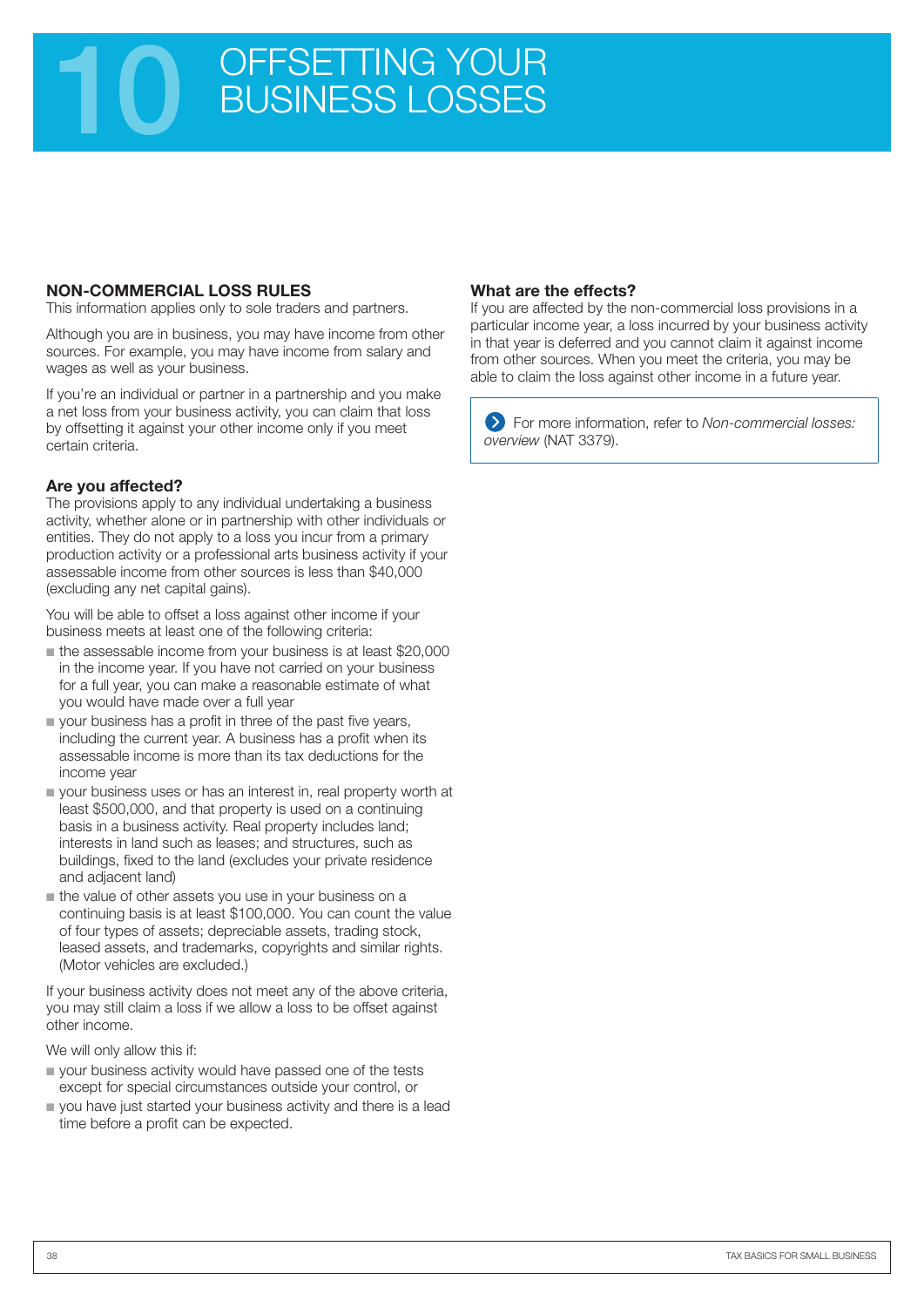# 10 OFFSETTING YOUR BUSINESS LOSSES

## NON-COMMERCIAL LOSS RULES

This information applies only to sole traders and partners.

Although you are in business, you may have income from other sources. For example, you may have income from salary and wages as well as your business.

If you're an individual or partner in a partnership and you make a net loss from your business activity, you can claim that loss by offsetting it against your other income only if you meet certain criteria.

### Are you affected?

The provisions apply to any individual undertaking a business activity, whether alone or in partnership with other individuals or entities. They do not apply to a loss you incur from a primary production activity or a professional arts business activity if your assessable income from other sources is less than $40,000 (excluding any net capital gains).

You will be able to offset a loss against other income if your business meets at least one of the following criteria:

- the assessable income from your business is at least $20,000 in the income year. If you have not carried on your business for a full year, you can make a reasonable estimate of what you would have made over a full year
- your business has a profit in three of the past five years, including the current year. A business has a profit when its assessable income is more than its tax deductions for the income year
- your business uses or has an interest in, real property worth at least $500,000, and that property is used on a continuing basis in a business activity. Real property includes land; interests in land such as leases; and structures, such as buildings, fixed to the land (excludes your private residence and adjacent land)
- the value of other assets you use in your business on a continuing basis is at least $100,000. You can count the value of four types of assets; depreciable assets, trading stock, leased assets, and trademarks, copyrights and similar rights. (Motor vehicles are excluded.)

If your business activity does not meet any of the above criteria, you may still claim a loss if we allow a loss to be offset against other income.

We will only allow this if:

- your business activity would have passed one of the tests except for special circumstances outside your control, or
- you have just started your business activity and there is a lead time before a profit can be expected.

### What are the effects?

If you are affected by the non-commercial loss provisions in a particular income year, a loss incurred by your business activity in that year is deferred and you cannot claim it against income from other sources. When you meet the criteria, you may be able to claim the loss against other income in a future year.

For more information, refer to *Non-commercial losses: overview* (NAT 3379).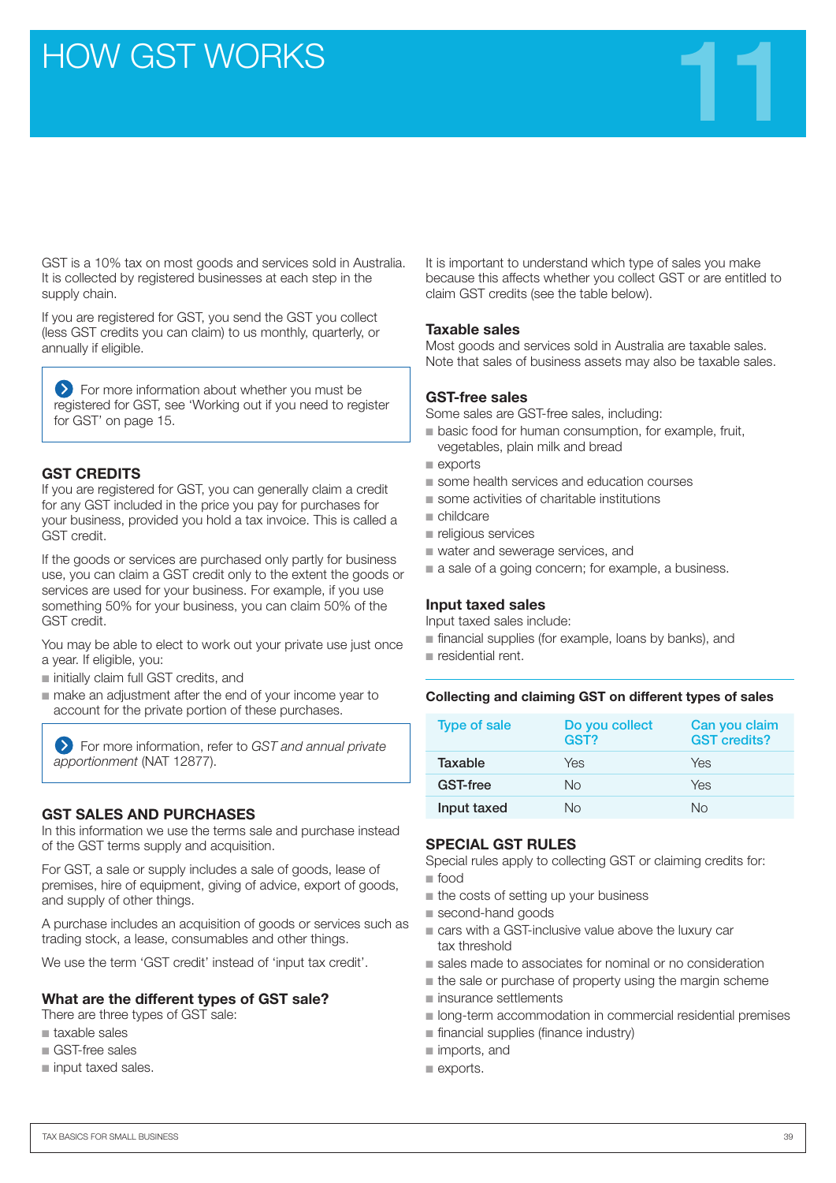# HOW GST WORKS

# 11

GST is a 10% tax on most goods and services sold in Australia. It is collected by registered businesses at each step in the supply chain.

If you are registered for GST, you send the GST you collect (less GST credits you can claim) to us monthly, quarterly, or annually if eligible.

> For more information about whether you must be registered for GST, see 'Working out if you need to register for GST' on page 15.

## GST CREDITS

If you are registered for GST, you can generally claim a credit for any GST included in the price you pay for purchases for your business, provided you hold a tax invoice. This is called a GST credit.

If the goods or services are purchased only partly for business use, you can claim a GST credit only to the extent the goods or services are used for your business. For example, if you use something 50% for your business, you can claim 50% of the GST credit.

You may be able to elect to work out your private use just once a year. If eligible, you:

- initially claim full GST credits, and
- make an adjustment after the end of your income year to account for the private portion of these purchases.

> For more information, refer to *GST and annual private apportionment* (NAT 12877).

## GST SALES AND PURCHASES

In this information we use the terms sale and purchase instead of the GST terms supply and acquisition.

For GST, a sale or supply includes a sale of goods, lease of premises, hire of equipment, giving of advice, export of goods, and supply of other things.

A purchase includes an acquisition of goods or services such as trading stock, a lease, consumables and other things.

We use the term 'GST credit' instead of 'input tax credit'.

### What are the different types of GST sale?

There are three types of GST sale:

- taxable sales
- GST-free sales
- input taxed sales.

It is important to understand which type of sales you make because this affects whether you collect GST or are entitled to claim GST credits (see the table below).

### Taxable sales

Most goods and services sold in Australia are taxable sales. Note that sales of business assets may also be taxable sales.

### GST-free sales

Some sales are GST-free sales, including:

- basic food for human consumption, for example, fruit, vegetables, plain milk and bread
- exports
- some health services and education courses
- some activities of charitable institutions
- childcare
- religious services
- water and sewerage services, and
- a sale of a going concern; for example, a business.

### Input taxed sales

Input taxed sales include:

- financial supplies (for example, loans by banks), and
- residential rent.

**Collecting and claiming GST on different types of sales**

| Type of sale | Do you collect GST? | Can you claim GST credits? |
|---|---|---|
| Taxable | Yes | Yes |
| GST-free | No | Yes |
| Input taxed | No | No |

## SPECIAL GST RULES

Special rules apply to collecting GST or claiming credits for:

- food
- the costs of setting up your business
- second-hand goods
- cars with a GST-inclusive value above the luxury car tax threshold
- sales made to associates for nominal or no consideration
- the sale or purchase of property using the margin scheme
- insurance settlements
- long-term accommodation in commercial residential premises
- financial supplies (finance industry)
- imports, and
- exports.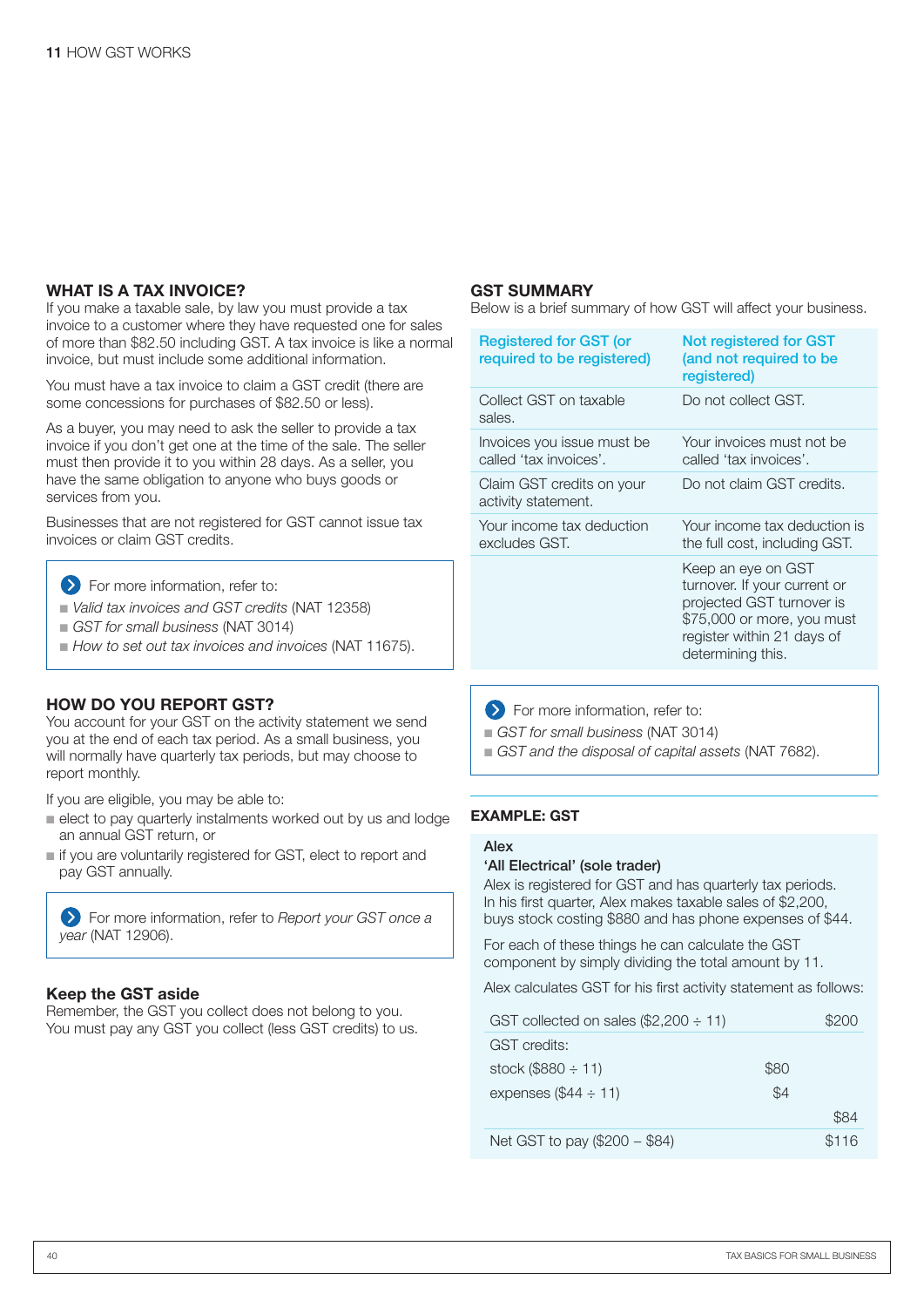## WHAT IS A TAX INVOICE?

If you make a taxable sale, by law you must provide a tax invoice to a customer where they have requested one for sales of more than $82.50 including GST. A tax invoice is like a normal invoice, but must include some additional information.

You must have a tax invoice to claim a GST credit (there are some concessions for purchases of $82.50 or less).

As a buyer, you may need to ask the seller to provide a tax invoice if you don't get one at the time of the sale. The seller must then provide it to you within 28 days. As a seller, you have the same obligation to anyone who buys goods or services from you.

Businesses that are not registered for GST cannot issue tax invoices or claim GST credits.

> For more information, refer to:
> - *Valid tax invoices and GST credits* (NAT 12358)
> - *GST for small business* (NAT 3014)
> - *How to set out tax invoices and invoices* (NAT 11675).

## HOW DO YOU REPORT GST?

You account for your GST on the activity statement we send you at the end of each tax period. As a small business, you will normally have quarterly tax periods, but may choose to report monthly.

If you are eligible, you may be able to:

- elect to pay quarterly instalments worked out by us and lodge an annual GST return, or
- if you are voluntarily registered for GST, elect to report and pay GST annually.

> For more information, refer to *Report your GST once a year* (NAT 12906).

### Keep the GST aside

Remember, the GST you collect does not belong to you. You must pay any GST you collect (less GST credits) to us.

## GST SUMMARY

Below is a brief summary of how GST will affect your business.

| Registered for GST (or required to be registered) | Not registered for GST (and not required to be registered) |
|---|---|
| Collect GST on taxable sales. | Do not collect GST. |
| Invoices you issue must be called 'tax invoices'. | Your invoices must not be called 'tax invoices'. |
| Claim GST credits on your activity statement. | Do not claim GST credits. |
| Your income tax deduction excludes GST. | Your income tax deduction is the full cost, including GST. |
| | Keep an eye on GST turnover. If your current or projected GST turnover is $75,000 or more, you must register within 21 days of determining this. |

> For more information, refer to:
> - *GST for small business* (NAT 3014)
> - *GST and the disposal of capital assets* (NAT 7682).

## EXAMPLE: GST

**Alex**

**'All Electrical' (sole trader)**

Alex is registered for GST and has quarterly tax periods. In his first quarter, Alex makes taxable sales of $2,200, buys stock costing $880 and has phone expenses of $44.

For each of these things he can calculate the GST component by simply dividing the total amount by 11.

Alex calculates GST for his first activity statement as follows:

| | | |
|---|---|---|
| GST collected on sales ($2,200 ÷ 11) | | $200 |
| GST credits: | | |
| stock ($880 ÷ 11) | $80 | |
| expenses ($44 ÷ 11) | $4 | |
| | | $84 |
| Net GST to pay ($200 – $84) | | $116 |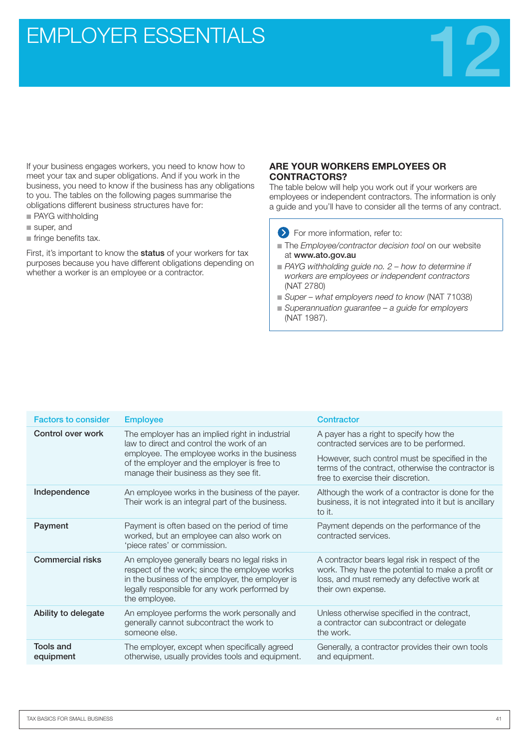# EMPLOYER ESSENTIALS

12

If your business engages workers, you need to know how to meet your tax and super obligations. And if you work in the business, you need to know if the business has any obligations to you. The tables on the following pages summarise the obligations different business structures have for:

- PAYG withholding
- super, and
- fringe benefits tax.

First, it's important to know the **status** of your workers for tax purposes because you have different obligations depending on whether a worker is an employee or a contractor.

## ARE YOUR WORKERS EMPLOYEES OR CONTRACTORS?

The table below will help you work out if your workers are employees or independent contractors. The information is only a guide and you'll have to consider all the terms of any contract.

> For more information, refer to:
> - The *Employee/contractor decision tool* on our website at **www.ato.gov.au**
> - *PAYG withholding guide no. 2 – how to determine if workers are employees or independent contractors* (NAT 2780)
> - *Super – what employers need to know* (NAT 71038)
> - *Superannuation guarantee – a guide for employers* (NAT 1987).

| Factors to consider | Employee | Contractor |
|---|---|---|
| **Control over work** | The employer has an implied right in industrial law to direct and control the work of an employee. The employee works in the business of the employer and the employer is free to manage their business as they see fit. | A payer has a right to specify how the contracted services are to be performed. However, such control must be specified in the terms of the contract, otherwise the contractor is free to exercise their discretion. |
| **Independence** | An employee works in the business of the payer. Their work is an integral part of the business. | Although the work of a contractor is done for the business, it is not integrated into it but is ancillary to it. |
| **Payment** | Payment is often based on the period of time worked, but an employee can also work on 'piece rates' or commission. | Payment depends on the performance of the contracted services. |
| **Commercial risks** | An employee generally bears no legal risks in respect of the work; since the employee works in the business of the employer, the employer is legally responsible for any work performed by the employee. | A contractor bears legal risk in respect of the work. They have the potential to make a profit or loss, and must remedy any defective work at their own expense. |
| **Ability to delegate** | An employee performs the work personally and generally cannot subcontract the work to someone else. | Unless otherwise specified in the contract, a contractor can subcontract or delegate the work. |
| **Tools and equipment** | The employer, except when specifically agreed otherwise, usually provides tools and equipment. | Generally, a contractor provides their own tools and equipment. |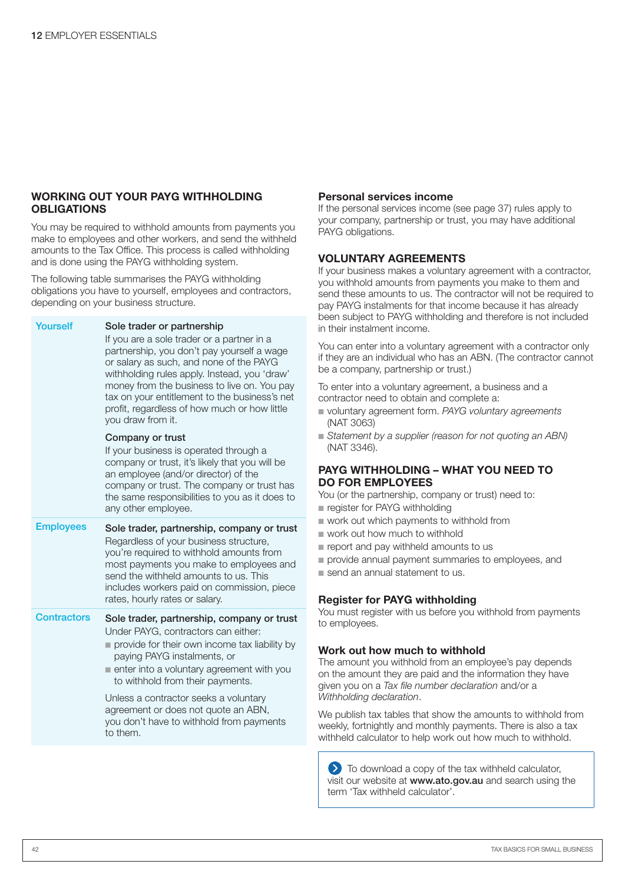## WORKING OUT YOUR PAYG WITHHOLDING OBLIGATIONS

You may be required to withhold amounts from payments you make to employees and other workers, and send the withheld amounts to the Tax Office. This process is called withholding and is done using the PAYG withholding system.

The following table summarises the PAYG withholding obligations you have to yourself, employees and contractors, depending on your business structure.

| | |
|---|---|
| Yourself | **Sole trader or partnership**<br>If you are a sole trader or a partner in a partnership, you don't pay yourself a wage or salary as such, and none of the PAYG withholding rules apply. Instead, you 'draw' money from the business to live on. You pay tax on your entitlement to the business's net profit, regardless of how much or how little you draw from it.<br><br>**Company or trust**<br>If your business is operated through a company or trust, it's likely that you will be an employee (and/or director) of the company or trust. The company or trust has the same responsibilities to you as it does to any other employee. |
| Employees | **Sole trader, partnership, company or trust**<br>Regardless of your business structure, you're required to withhold amounts from most payments you make to employees and send the withheld amounts to us. This includes workers paid on commission, piece rates, hourly rates or salary. |
| Contractors | **Sole trader, partnership, company or trust**<br>Under PAYG, contractors can either:<br>■ provide for their own income tax liability by paying PAYG instalments, or<br>■ enter into a voluntary agreement with you to withhold from their payments.<br><br>Unless a contractor seeks a voluntary agreement or does not quote an ABN, you don't have to withhold from payments to them. |

### Personal services income

If the personal services income (see page 37) rules apply to your company, partnership or trust, you may have additional PAYG obligations.

## VOLUNTARY AGREEMENTS

If your business makes a voluntary agreement with a contractor, you withhold amounts from payments you make to them and send these amounts to us. The contractor will not be required to pay PAYG instalments for that income because it has already been subject to PAYG withholding and therefore is not included in their instalment income.

You can enter into a voluntary agreement with a contractor only if they are an individual who has an ABN. (The contractor cannot be a company, partnership or trust.)

To enter into a voluntary agreement, a business and a contractor need to obtain and complete a:

- voluntary agreement form. *PAYG voluntary agreements* (NAT 3063)
- *Statement by a supplier (reason for not quoting an ABN)* (NAT 3346).

## PAYG WITHHOLDING – WHAT YOU NEED TO DO FOR EMPLOYEES

You (or the partnership, company or trust) need to:

- register for PAYG withholding
- work out which payments to withhold from
- work out how much to withhold
- report and pay withheld amounts to us
- provide annual payment summaries to employees, and
- send an annual statement to us.

### Register for PAYG withholding

You must register with us before you withhold from payments to employees.

### Work out how much to withhold

The amount you withhold from an employee's pay depends on the amount they are paid and the information they have given you on a *Tax file number declaration* and/or a *Withholding declaration*.

We publish tax tables that show the amounts to withhold from weekly, fortnightly and monthly payments. There is also a tax withheld calculator to help work out how much to withhold.

> To download a copy of the tax withheld calculator, visit our website at **www.ato.gov.au** and search using the term 'Tax withheld calculator'.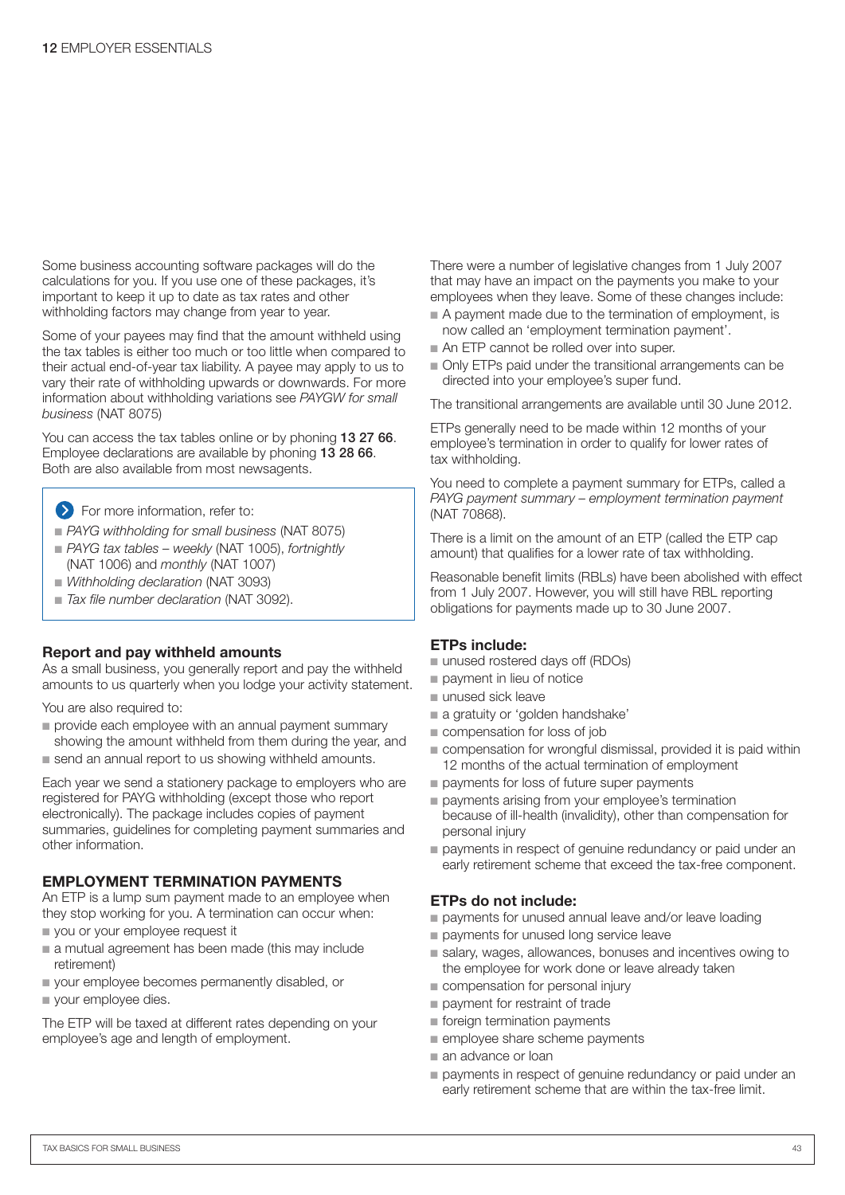Some business accounting software packages will do the calculations for you. If you use one of these packages, it's important to keep it up to date as tax rates and other withholding factors may change from year to year.

Some of your payees may find that the amount withheld using the tax tables is either too much or too little when compared to their actual end-of-year tax liability. A payee may apply to us to vary their rate of withholding upwards or downwards. For more information about withholding variations see *PAYGW for small business* (NAT 8075)

You can access the tax tables online or by phoning **13 27 66**. Employee declarations are available by phoning **13 28 66**. Both are also available from most newsagents.

> For more information, refer to:
> - *PAYG withholding for small business* (NAT 8075)
> - *PAYG tax tables – weekly* (NAT 1005), *fortnightly* (NAT 1006) and *monthly* (NAT 1007)
> - *Withholding declaration* (NAT 3093)
> - *Tax file number declaration* (NAT 3092).

### Report and pay withheld amounts

As a small business, you generally report and pay the withheld amounts to us quarterly when you lodge your activity statement.

You are also required to:

- provide each employee with an annual payment summary showing the amount withheld from them during the year, and
- send an annual report to us showing withheld amounts.

Each year we send a stationery package to employers who are registered for PAYG withholding (except those who report electronically). The package includes copies of payment summaries, guidelines for completing payment summaries and other information.

## EMPLOYMENT TERMINATION PAYMENTS

An ETP is a lump sum payment made to an employee when they stop working for you. A termination can occur when:

- you or your employee request it
- a mutual agreement has been made (this may include retirement)
- your employee becomes permanently disabled, or
- your employee dies.

The ETP will be taxed at different rates depending on your employee's age and length of employment.

There were a number of legislative changes from 1 July 2007 that may have an impact on the payments you make to your employees when they leave. Some of these changes include:

- A payment made due to the termination of employment, is now called an 'employment termination payment'.
- An ETP cannot be rolled over into super.
- Only ETPs paid under the transitional arrangements can be directed into your employee's super fund.

The transitional arrangements are available until 30 June 2012.

ETPs generally need to be made within 12 months of your employee's termination in order to qualify for lower rates of tax withholding.

You need to complete a payment summary for ETPs, called a *PAYG payment summary – employment termination payment* (NAT 70868).

There is a limit on the amount of an ETP (called the ETP cap amount) that qualifies for a lower rate of tax withholding.

Reasonable benefit limits (RBLs) have been abolished with effect from 1 July 2007. However, you will still have RBL reporting obligations for payments made up to 30 June 2007.

### ETPs include:

- unused rostered days off (RDOs)
- payment in lieu of notice
- unused sick leave
- a gratuity or 'golden handshake'
- compensation for loss of job
- compensation for wrongful dismissal, provided it is paid within 12 months of the actual termination of employment
- payments for loss of future super payments
- payments arising from your employee's termination because of ill-health (invalidity), other than compensation for personal injury
- payments in respect of genuine redundancy or paid under an early retirement scheme that exceed the tax-free component.

### ETPs do not include:

- payments for unused annual leave and/or leave loading
- payments for unused long service leave
- salary, wages, allowances, bonuses and incentives owing to the employee for work done or leave already taken
- compensation for personal injury
- payment for restraint of trade
- foreign termination payments
- employee share scheme payments
- an advance or loan
- payments in respect of genuine redundancy or paid under an early retirement scheme that are within the tax-free limit.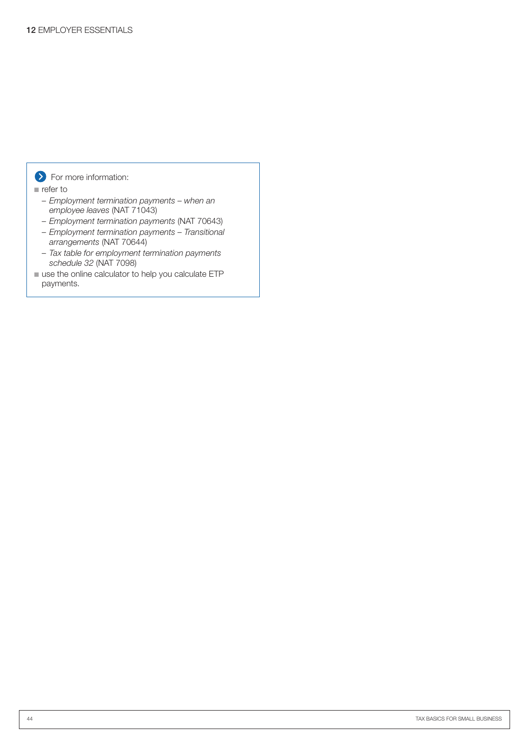For more information:

- refer to
  - *Employment termination payments – when an employee leaves* (NAT 71043)
  - *Employment termination payments* (NAT 70643)
  - *Employment termination payments – Transitional arrangements* (NAT 70644)
  - *Tax table for employment termination payments schedule 32* (NAT 7098)
- use the online calculator to help you calculate ETP payments.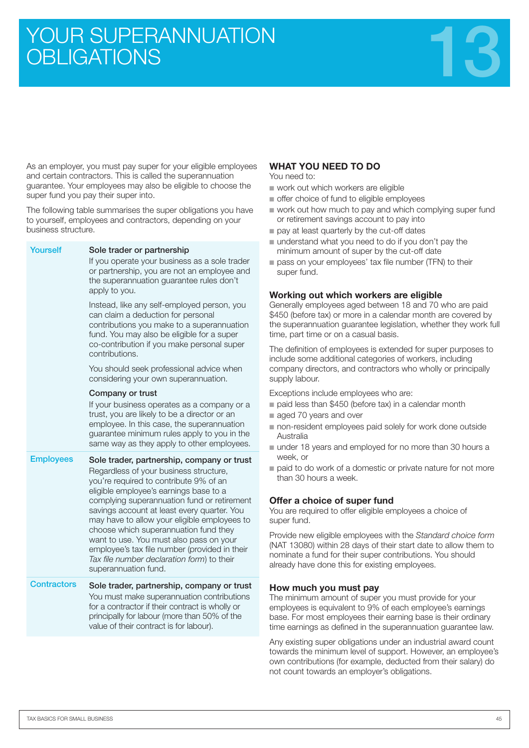# YOUR SUPERANNUATION OBLIGATIONS

13

As an employer, you must pay super for your eligible employees and certain contractors. This is called the superannuation guarantee. Your employees may also be eligible to choose the super fund you pay their super into.

The following table summarises the super obligations you have to yourself, employees and contractors, depending on your business structure.

| | |
|---|---|
| Yourself | **Sole trader or partnership**<br>If you operate your business as a sole trader or partnership, you are not an employee and the superannuation guarantee rules don't apply to you.<br>Instead, like any self-employed person, you can claim a deduction for personal contributions you make to a superannuation fund. You may also be eligible for a super co-contribution if you make personal super contributions.<br>You should seek professional advice when considering your own superannuation.<br>**Company or trust**<br>If your business operates as a company or a trust, you are likely to be a director or an employee. In this case, the superannuation guarantee minimum rules apply to you in the same way as they apply to other employees. |
| Employees | **Sole trader, partnership, company or trust**<br>Regardless of your business structure, you're required to contribute 9% of an eligible employee's earnings base to a complying superannuation fund or retirement savings account at least every quarter. You may have to allow your eligible employees to choose which superannuation fund they want to use. You must also pass on your employee's tax file number (provided in their *Tax file number declaration form*) to their superannuation fund. |
| Contractors | **Sole trader, partnership, company or trust**<br>You must make superannuation contributions for a contractor if their contract is wholly or principally for labour (more than 50% of the value of their contract is for labour). |

## WHAT YOU NEED TO DO

You need to:

- work out which workers are eligible
- offer choice of fund to eligible employees
- work out how much to pay and which complying super fund or retirement savings account to pay into
- pay at least quarterly by the cut-off dates
- understand what you need to do if you don't pay the minimum amount of super by the cut-off date
- pass on your employees' tax file number (TFN) to their super fund.

### Working out which workers are eligible

Generally employees aged between 18 and 70 who are paid $450 (before tax) or more in a calendar month are covered by the superannuation guarantee legislation, whether they work full time, part time or on a casual basis.

The definition of employees is extended for super purposes to include some additional categories of workers, including company directors, and contractors who wholly or principally supply labour.

Exceptions include employees who are:

- paid less than $450 (before tax) in a calendar month
- aged 70 years and over
- non-resident employees paid solely for work done outside Australia
- under 18 years and employed for no more than 30 hours a week, or
- paid to do work of a domestic or private nature for not more than 30 hours a week.

### Offer a choice of super fund

You are required to offer eligible employees a choice of super fund.

Provide new eligible employees with the *Standard choice form* (NAT 13080) within 28 days of their start date to allow them to nominate a fund for their super contributions. You should already have done this for existing employees.

### How much you must pay

The minimum amount of super you must provide for your employees is equivalent to 9% of each employee's earnings base. For most employees their earning base is their ordinary time earnings as defined in the superannuation guarantee law.

Any existing super obligations under an industrial award count towards the minimum level of support. However, an employee's own contributions (for example, deducted from their salary) do not count towards an employer's obligations.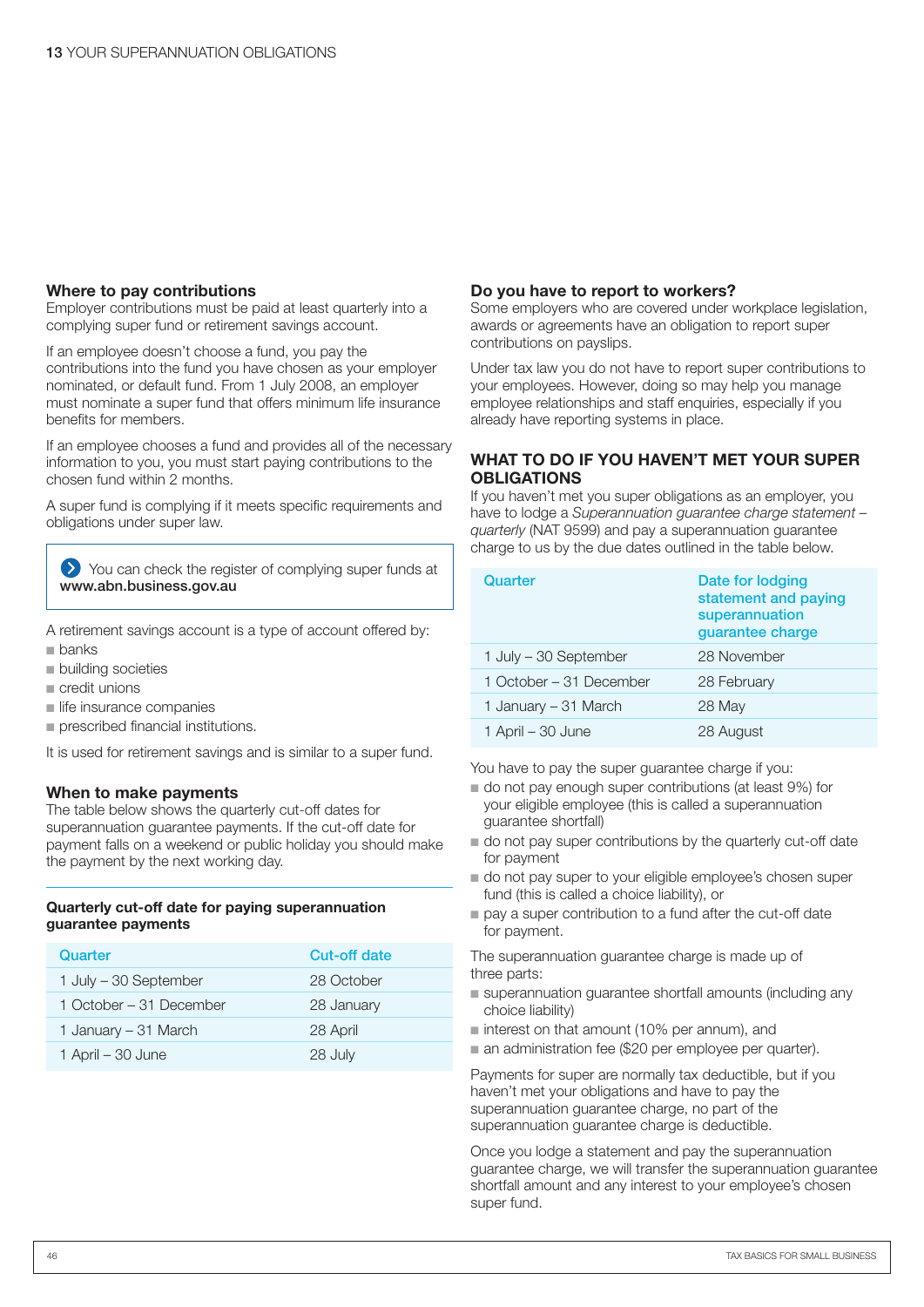## Where to pay contributions

Employer contributions must be paid at least quarterly into a complying super fund or retirement savings account.

If an employee doesn't choose a fund, you pay the contributions into the fund you have chosen as your employer nominated, or default fund. From 1 July 2008, an employer must nominate a super fund that offers minimum life insurance benefits for members.

If an employee chooses a fund and provides all of the necessary information to you, you must start paying contributions to the chosen fund within 2 months.

A super fund is complying if it meets specific requirements and obligations under super law.

> You can check the register of complying super funds at **www.abn.business.gov.au**

A retirement savings account is a type of account offered by:

- banks
- building societies
- credit unions
- life insurance companies
- prescribed financial institutions.

It is used for retirement savings and is similar to a super fund.

## When to make payments

The table below shows the quarterly cut-off dates for superannuation guarantee payments. If the cut-off date for payment falls on a weekend or public holiday you should make the payment by the next working day.

**Quarterly cut-off date for paying superannuation guarantee payments**

| Quarter | Cut-off date |
|---|---|
| 1 July – 30 September | 28 October |
| 1 October – 31 December | 28 January |
| 1 January – 31 March | 28 April |
| 1 April – 30 June | 28 July |

## Do you have to report to workers?

Some employers who are covered under workplace legislation, awards or agreements have an obligation to report super contributions on payslips.

Under tax law you do not have to report super contributions to your employees. However, doing so may help you manage employee relationships and staff enquiries, especially if you already have reporting systems in place.

## WHAT TO DO IF YOU HAVEN'T MET YOUR SUPER OBLIGATIONS

If you haven't met you super obligations as an employer, you have to lodge a *Superannuation guarantee charge statement – quarterly* (NAT 9599) and pay a superannuation guarantee charge to us by the due dates outlined in the table below.

| Quarter | Date for lodging statement and paying superannuation guarantee charge |
|---|---|
| 1 July – 30 September | 28 November |
| 1 October – 31 December | 28 February |
| 1 January – 31 March | 28 May |
| 1 April – 30 June | 28 August |

You have to pay the super guarantee charge if you:

- do not pay enough super contributions (at least 9%) for your eligible employee (this is called a superannuation guarantee shortfall)
- do not pay super contributions by the quarterly cut-off date for payment
- do not pay super to your eligible employee's chosen super fund (this is called a choice liability), or
- pay a super contribution to a fund after the cut-off date for payment.

The superannuation guarantee charge is made up of three parts:

- superannuation guarantee shortfall amounts (including any choice liability)
- interest on that amount (10% per annum), and
- an administration fee ($20 per employee per quarter).

Payments for super are normally tax deductible, but if you haven't met your obligations and have to pay the superannuation guarantee charge, no part of the superannuation guarantee charge is deductible.

Once you lodge a statement and pay the superannuation guarantee charge, we will transfer the superannuation guarantee shortfall amount and any interest to your employee's chosen super fund.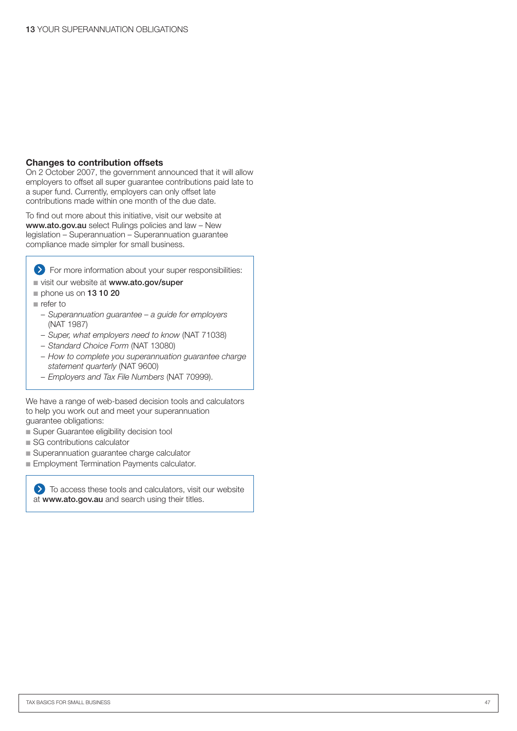## Changes to contribution offsets

On 2 October 2007, the government announced that it will allow employers to offset all super guarantee contributions paid late to a super fund. Currently, employers can only offset late contributions made within one month of the due date.

To find out more about this initiative, visit our website at **www.ato.gov.au** select Rulings policies and law – New legislation – Superannuation – Superannuation guarantee compliance made simpler for small business.

> For more information about your super responsibilities:
>
> - visit our website at **www.ato.gov/super**
> - phone us on **13 10 20**
> - refer to
>   - *Superannuation guarantee – a guide for employers* (NAT 1987)
>   - *Super, what employers need to know* (NAT 71038)
>   - *Standard Choice Form* (NAT 13080)
>   - *How to complete you superannuation guarantee charge statement quarterly* (NAT 9600)
>   - *Employers and Tax File Numbers* (NAT 70999).

We have a range of web-based decision tools and calculators to help you work out and meet your superannuation guarantee obligations:

- Super Guarantee eligibility decision tool
- SG contributions calculator
- Superannuation guarantee charge calculator
- Employment Termination Payments calculator.

> To access these tools and calculators, visit our website at **www.ato.gov.au** and search using their titles.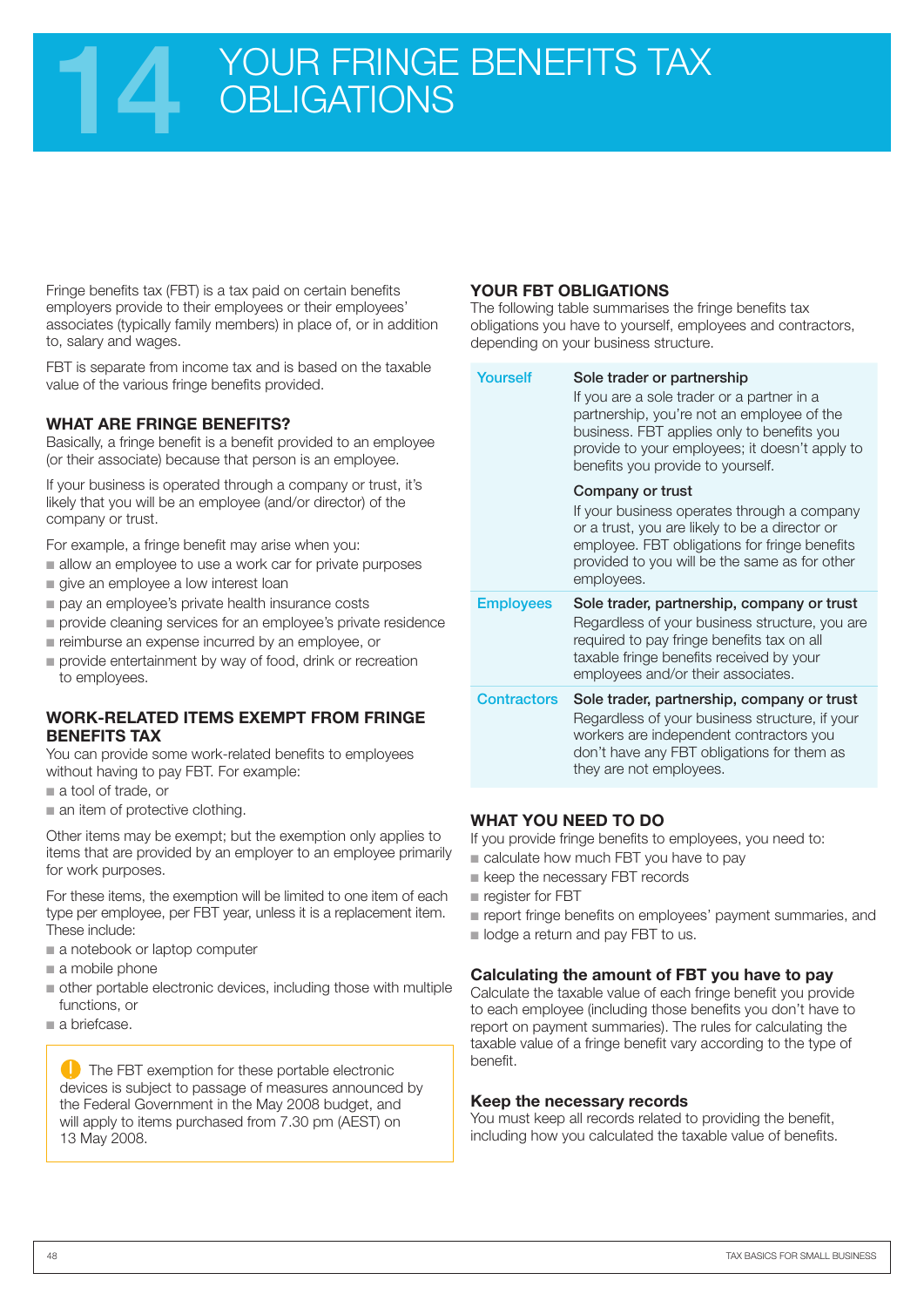# 14 YOUR FRINGE BENEFITS TAX OBLIGATIONS

Fringe benefits tax (FBT) is a tax paid on certain benefits employers provide to their employees or their employees' associates (typically family members) in place of, or in addition to, salary and wages.

FBT is separate from income tax and is based on the taxable value of the various fringe benefits provided.

## WHAT ARE FRINGE BENEFITS?

Basically, a fringe benefit is a benefit provided to an employee (or their associate) because that person is an employee.

If your business is operated through a company or trust, it's likely that you will be an employee (and/or director) of the company or trust.

For example, a fringe benefit may arise when you:

- allow an employee to use a work car for private purposes
- give an employee a low interest loan
- pay an employee's private health insurance costs
- provide cleaning services for an employee's private residence
- reimburse an expense incurred by an employee, or
- provide entertainment by way of food, drink or recreation to employees.

## WORK-RELATED ITEMS EXEMPT FROM FRINGE BENEFITS TAX

You can provide some work-related benefits to employees without having to pay FBT. For example:

- a tool of trade, or
- an item of protective clothing.

Other items may be exempt; but the exemption only applies to items that are provided by an employer to an employee primarily for work purposes.

For these items, the exemption will be limited to one item of each type per employee, per FBT year, unless it is a replacement item. These include:

- a notebook or laptop computer
- a mobile phone
- other portable electronic devices, including those with multiple functions, or
- a briefcase.

> ! The FBT exemption for these portable electronic devices is subject to passage of measures announced by the Federal Government in the May 2008 budget, and will apply to items purchased from 7.30 pm (AEST) on 13 May 2008.

## YOUR FBT OBLIGATIONS

The following table summarises the fringe benefits tax obligations you have to yourself, employees and contractors, depending on your business structure.

| | |
|---|---|
| Yourself | **Sole trader or partnership**<br>If you are a sole trader or a partner in a partnership, you're not an employee of the business. FBT applies only to benefits you provide to your employees; it doesn't apply to benefits you provide to yourself.<br><br>**Company or trust**<br>If your business operates through a company or a trust, you are likely to be a director or employee. FBT obligations for fringe benefits provided to you will be the same as for other employees. |
| Employees | **Sole trader, partnership, company or trust**<br>Regardless of your business structure, you are required to pay fringe benefits tax on all taxable fringe benefits received by your employees and/or their associates. |
| Contractors | **Sole trader, partnership, company or trust**<br>Regardless of your business structure, if your workers are independent contractors you don't have any FBT obligations for them as they are not employees. |

## WHAT YOU NEED TO DO

If you provide fringe benefits to employees, you need to:

- calculate how much FBT you have to pay
- keep the necessary FBT records
- register for FBT
- report fringe benefits on employees' payment summaries, and
- lodge a return and pay FBT to us.

### Calculating the amount of FBT you have to pay

Calculate the taxable value of each fringe benefit you provide to each employee (including those benefits you don't have to report on payment summaries). The rules for calculating the taxable value of a fringe benefit vary according to the type of benefit.

### Keep the necessary records

You must keep all records related to providing the benefit, including how you calculated the taxable value of benefits.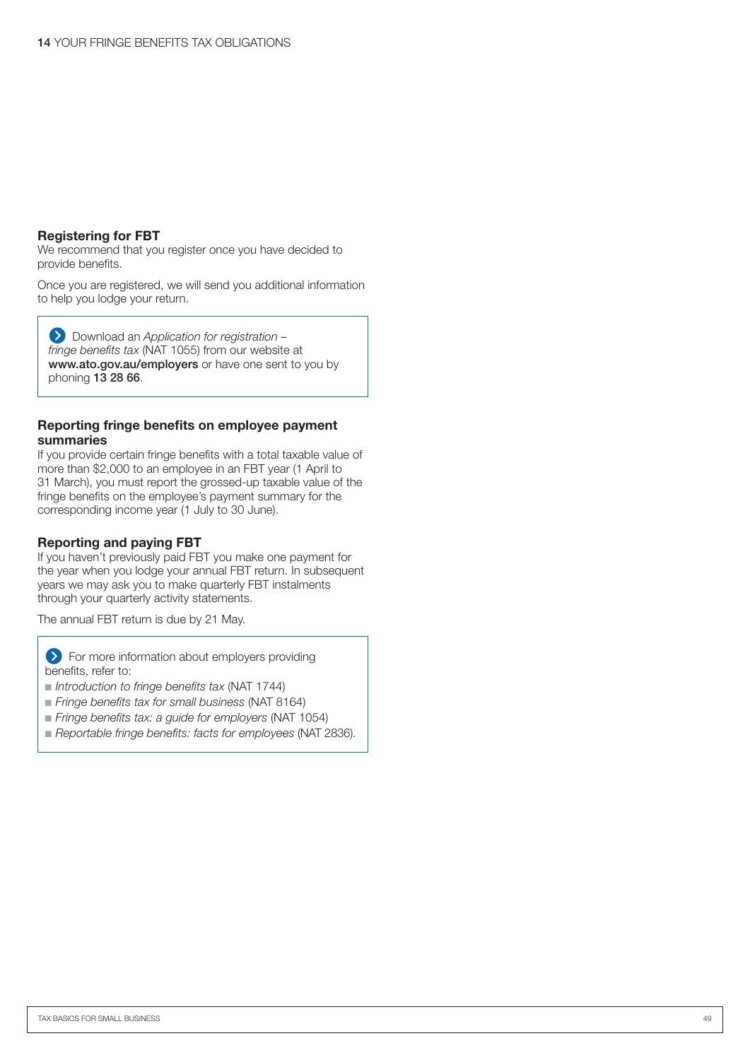## Registering for FBT

We recommend that you register once you have decided to provide benefits.

Once you are registered, we will send you additional information to help you lodge your return.

> Download an *Application for registration – fringe benefits tax* (NAT 1055) from our website at **www.ato.gov.au/employers** or have one sent to you by phoning **13 28 66**.

## Reporting fringe benefits on employee payment summaries

If you provide certain fringe benefits with a total taxable value of more than $2,000 to an employee in an FBT year (1 April to 31 March), you must report the grossed-up taxable value of the fringe benefits on the employee's payment summary for the corresponding income year (1 July to 30 June).

## Reporting and paying FBT

If you haven't previously paid FBT you make one payment for the year when you lodge your annual FBT return. In subsequent years we may ask you to make quarterly FBT instalments through your quarterly activity statements.

The annual FBT return is due by 21 May.

> For more information about employers providing benefits, refer to:
> - *Introduction to fringe benefits tax* (NAT 1744)
> - *Fringe benefits tax for small business* (NAT 8164)
> - *Fringe benefits tax: a guide for employers* (NAT 1054)
> - *Reportable fringe benefits: facts for employees* (NAT 2836).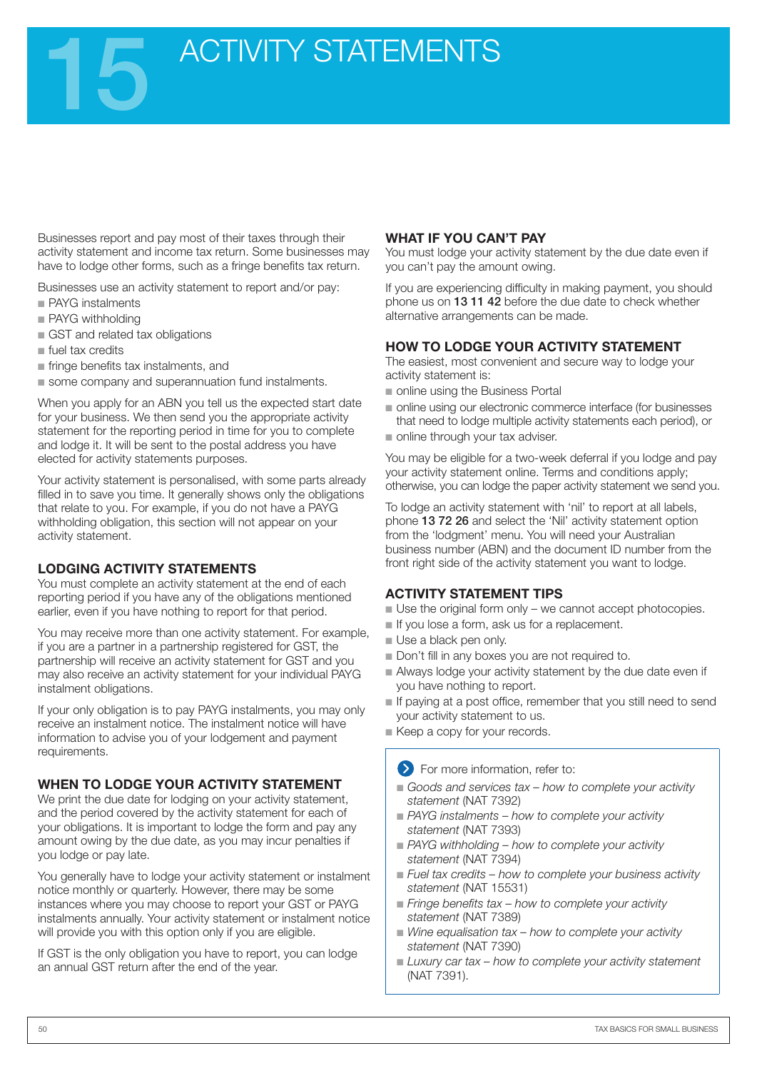# 15 ACTIVITY STATEMENTS

Businesses report and pay most of their taxes through their activity statement and income tax return. Some businesses may have to lodge other forms, such as a fringe benefits tax return.

Businesses use an activity statement to report and/or pay:

- PAYG instalments
- PAYG withholding
- GST and related tax obligations
- fuel tax credits
- fringe benefits tax instalments, and
- some company and superannuation fund instalments.

When you apply for an ABN you tell us the expected start date for your business. We then send you the appropriate activity statement for the reporting period in time for you to complete and lodge it. It will be sent to the postal address you have elected for activity statements purposes.

Your activity statement is personalised, with some parts already filled in to save you time. It generally shows only the obligations that relate to you. For example, if you do not have a PAYG withholding obligation, this section will not appear on your activity statement.

## LODGING ACTIVITY STATEMENTS

You must complete an activity statement at the end of each reporting period if you have any of the obligations mentioned earlier, even if you have nothing to report for that period.

You may receive more than one activity statement. For example, if you are a partner in a partnership registered for GST, the partnership will receive an activity statement for GST and you may also receive an activity statement for your individual PAYG instalment obligations.

If your only obligation is to pay PAYG instalments, you may only receive an instalment notice. The instalment notice will have information to advise you of your lodgement and payment requirements.

## WHEN TO LODGE YOUR ACTIVITY STATEMENT

We print the due date for lodging on your activity statement, and the period covered by the activity statement for each of your obligations. It is important to lodge the form and pay any amount owing by the due date, as you may incur penalties if you lodge or pay late.

You generally have to lodge your activity statement or instalment notice monthly or quarterly. However, there may be some instances where you may choose to report your GST or PAYG instalments annually. Your activity statement or instalment notice will provide you with this option only if you are eligible.

If GST is the only obligation you have to report, you can lodge an annual GST return after the end of the year.

## WHAT IF YOU CAN'T PAY

You must lodge your activity statement by the due date even if you can't pay the amount owing.

If you are experiencing difficulty in making payment, you should phone us on **13 11 42** before the due date to check whether alternative arrangements can be made.

## HOW TO LODGE YOUR ACTIVITY STATEMENT

The easiest, most convenient and secure way to lodge your activity statement is:

- online using the Business Portal
- online using our electronic commerce interface (for businesses that need to lodge multiple activity statements each period), or
- online through your tax adviser.

You may be eligible for a two-week deferral if you lodge and pay your activity statement online. Terms and conditions apply; otherwise, you can lodge the paper activity statement we send you.

To lodge an activity statement with 'nil' to report at all labels, phone **13 72 26** and select the 'Nil' activity statement option from the 'lodgment' menu. You will need your Australian business number (ABN) and the document ID number from the front right side of the activity statement you want to lodge.

## ACTIVITY STATEMENT TIPS

- Use the original form only – we cannot accept photocopies.
- If you lose a form, ask us for a replacement.
- Use a black pen only.
- Don't fill in any boxes you are not required to.
- Always lodge your activity statement by the due date even if you have nothing to report.
- If paying at a post office, remember that you still need to send your activity statement to us.
- Keep a copy for your records.

For more information, refer to:

- *Goods and services tax – how to complete your activity statement* (NAT 7392)
- *PAYG instalments – how to complete your activity statement* (NAT 7393)
- *PAYG withholding – how to complete your activity statement* (NAT 7394)
- *Fuel tax credits – how to complete your business activity statement* (NAT 15531)
- *Fringe benefits tax – how to complete your activity statement* (NAT 7389)
- *Wine equalisation tax – how to complete your activity statement* (NAT 7390)
- *Luxury car tax – how to complete your activity statement* (NAT 7391).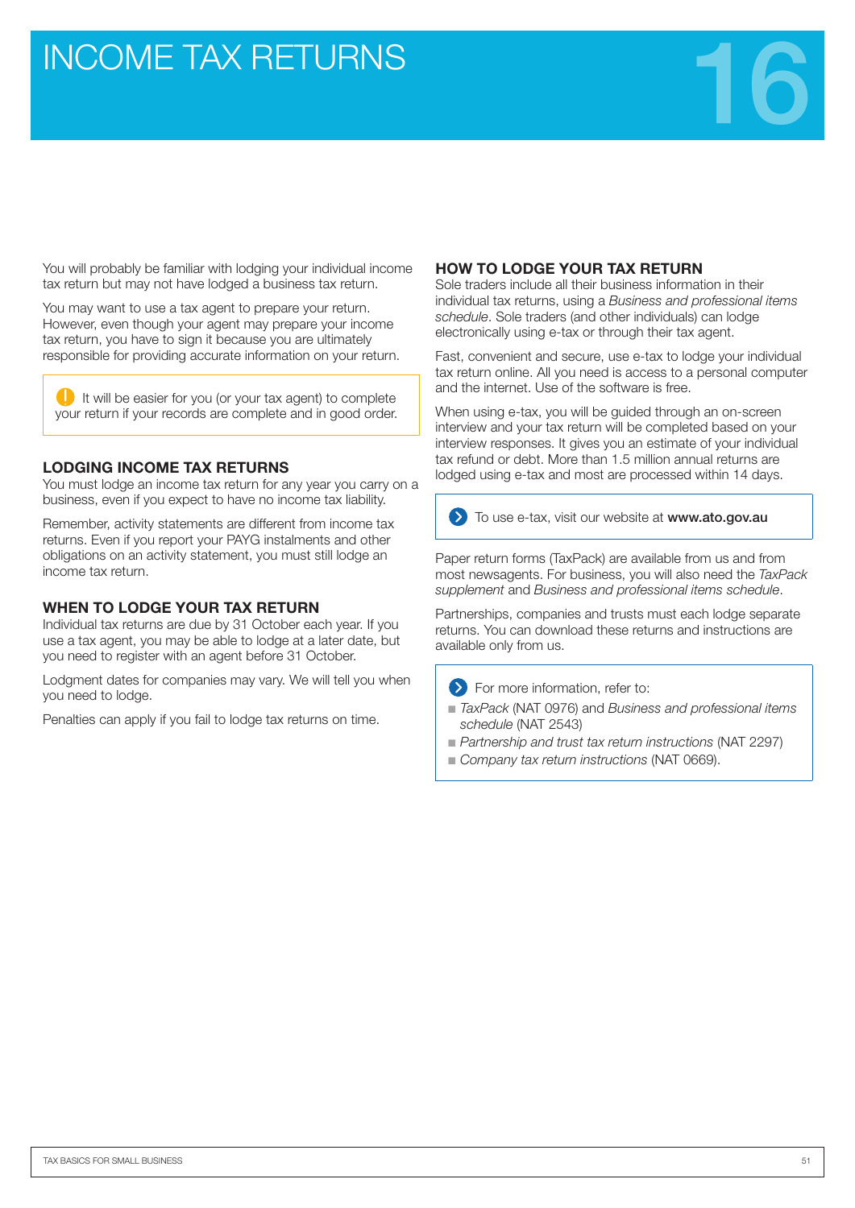# INCOME TAX RETURNS

16

You will probably be familiar with lodging your individual income tax return but may not have lodged a business tax return.

You may want to use a tax agent to prepare your return. However, even though your agent may prepare your income tax return, you have to sign it because you are ultimately responsible for providing accurate information on your return.

> It will be easier for you (or your tax agent) to complete your return if your records are complete and in good order.

## LODGING INCOME TAX RETURNS

You must lodge an income tax return for any year you carry on a business, even if you expect to have no income tax liability.

Remember, activity statements are different from income tax returns. Even if you report your PAYG instalments and other obligations on an activity statement, you must still lodge an income tax return.

## WHEN TO LODGE YOUR TAX RETURN

Individual tax returns are due by 31 October each year. If you use a tax agent, you may be able to lodge at a later date, but you need to register with an agent before 31 October.

Lodgment dates for companies may vary. We will tell you when you need to lodge.

Penalties can apply if you fail to lodge tax returns on time.

## HOW TO LODGE YOUR TAX RETURN

Sole traders include all their business information in their individual tax returns, using a *Business and professional items schedule*. Sole traders (and other individuals) can lodge electronically using e-tax or through their tax agent.

Fast, convenient and secure, use e-tax to lodge your individual tax return online. All you need is access to a personal computer and the internet. Use of the software is free.

When using e-tax, you will be guided through an on-screen interview and your tax return will be completed based on your interview responses. It gives you an estimate of your individual tax refund or debt. More than 1.5 million annual returns are lodged using e-tax and most are processed within 14 days.

> To use e-tax, visit our website at **www.ato.gov.au**

Paper return forms (TaxPack) are available from us and from most newsagents. For business, you will also need the *TaxPack supplement* and *Business and professional items schedule*.

Partnerships, companies and trusts must each lodge separate returns. You can download these returns and instructions are available only from us.

> For more information, refer to:
> - *TaxPack* (NAT 0976) and *Business and professional items schedule* (NAT 2543)
> - *Partnership and trust tax return instructions* (NAT 2297)
> - *Company tax return instructions* (NAT 0669).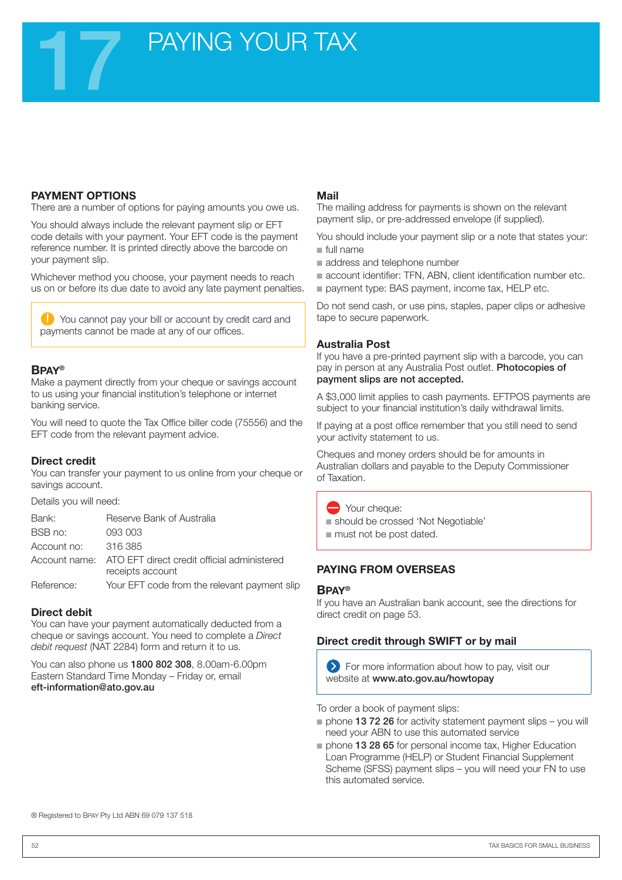# 17 PAYING YOUR TAX

## PAYMENT OPTIONS

There are a number of options for paying amounts you owe us.

You should always include the relevant payment slip or EFT code details with your payment. Your EFT code is the payment reference number. It is printed directly above the barcode on your payment slip.

Whichever method you choose, your payment needs to reach us on or before its due date to avoid any late payment penalties.

> You cannot pay your bill or account by credit card and payments cannot be made at any of our offices.

### BPAY®

Make a payment directly from your cheque or savings account to us using your financial institution's telephone or internet banking service.

You will need to quote the Tax Office biller code (75556) and the EFT code from the relevant payment advice.

### Direct credit

You can transfer your payment to us online from your cheque or savings account.

Details you will need:

| | |
|---|---|
| Bank: | Reserve Bank of Australia |
| BSB no: | 093 003 |
| Account no: | 316 385 |
| Account name: | ATO EFT direct credit official administered receipts account |
| Reference: | Your EFT code from the relevant payment slip |

### Direct debit

You can have your payment automatically deducted from a cheque or savings account. You need to complete a *Direct debit request* (NAT 2284) form and return it to us.

You can also phone us **1800 802 308**, 8.00am-6.00pm Eastern Standard Time Monday – Friday or, email **eft-information@ato.gov.au**

### Mail

The mailing address for payments is shown on the relevant payment slip, or pre-addressed envelope (if supplied).

You should include your payment slip or a note that states your:

- full name
- address and telephone number
- account identifier: TFN, ABN, client identification number etc.
- payment type: BAS payment, income tax, HELP etc.

Do not send cash, or use pins, staples, paper clips or adhesive tape to secure paperwork.

### Australia Post

If you have a pre-printed payment slip with a barcode, you can pay in person at any Australia Post outlet. **Photocopies of payment slips are not accepted.**

A $3,000 limit applies to cash payments. EFTPOS payments are subject to your financial institution's daily withdrawal limits.

If paying at a post office remember that you still need to send your activity statement to us.

Cheques and money orders should be for amounts in Australian dollars and payable to the Deputy Commissioner of Taxation.

> Your cheque:
> - should be crossed 'Not Negotiable'
> - must not be post dated.

## PAYING FROM OVERSEAS

### BPAY®

If you have an Australian bank account, see the directions for direct credit on page 53.

### Direct credit through SWIFT or by mail

> For more information about how to pay, visit our website at **www.ato.gov.au/howtopay**

To order a book of payment slips:

- phone **13 72 26** for activity statement payment slips – you will need your ABN to use this automated service
- phone **13 28 65** for personal income tax, Higher Education Loan Programme (HELP) or Student Financial Supplement Scheme (SFSS) payment slips – you will need your FN to use this automated service.

® Registered to BPAY Pty Ltd ABN 69 079 137 518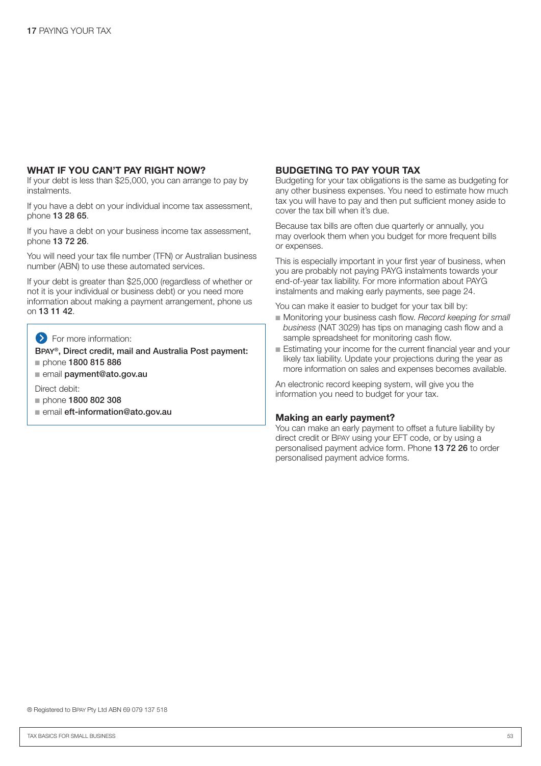## WHAT IF YOU CAN'T PAY RIGHT NOW?

If your debt is less than $25,000, you can arrange to pay by instalments.

If you have a debt on your individual income tax assessment, phone **13 28 65**.

If you have a debt on your business income tax assessment, phone **13 72 26**.

You will need your tax file number (TFN) or Australian business number (ABN) to use these automated services.

If your debt is greater than $25,000 (regardless of whether or not it is your individual or business debt) or you need more information about making a payment arrangement, phone us on **13 11 42**.

> For more information:
>
> **BPAY®, Direct credit, mail and Australia Post payment:**
> - phone **1800 815 886**
> - email **payment@ato.gov.au**
>
> Direct debit:
> - phone **1800 802 308**
> - email **eft-information@ato.gov.au**

## BUDGETING TO PAY YOUR TAX

Budgeting for your tax obligations is the same as budgeting for any other business expenses. You need to estimate how much tax you will have to pay and then put sufficient money aside to cover the tax bill when it's due.

Because tax bills are often due quarterly or annually, you may overlook them when you budget for more frequent bills or expenses.

This is especially important in your first year of business, when you are probably not paying PAYG instalments towards your end-of-year tax liability. For more information about PAYG instalments and making early payments, see page 24.

You can make it easier to budget for your tax bill by:

- Monitoring your business cash flow. *Record keeping for small business* (NAT 3029) has tips on managing cash flow and a sample spreadsheet for monitoring cash flow.
- Estimating your income for the current financial year and your likely tax liability. Update your projections during the year as more information on sales and expenses becomes available.

An electronic record keeping system, will give you the information you need to budget for your tax.

### Making an early payment?

You can make an early payment to offset a future liability by direct credit or BPAY using your EFT code, or by using a personalised payment advice form. Phone **13 72 26** to order personalised payment advice forms.

® Registered to BPAY Pty Ltd ABN 69 079 137 518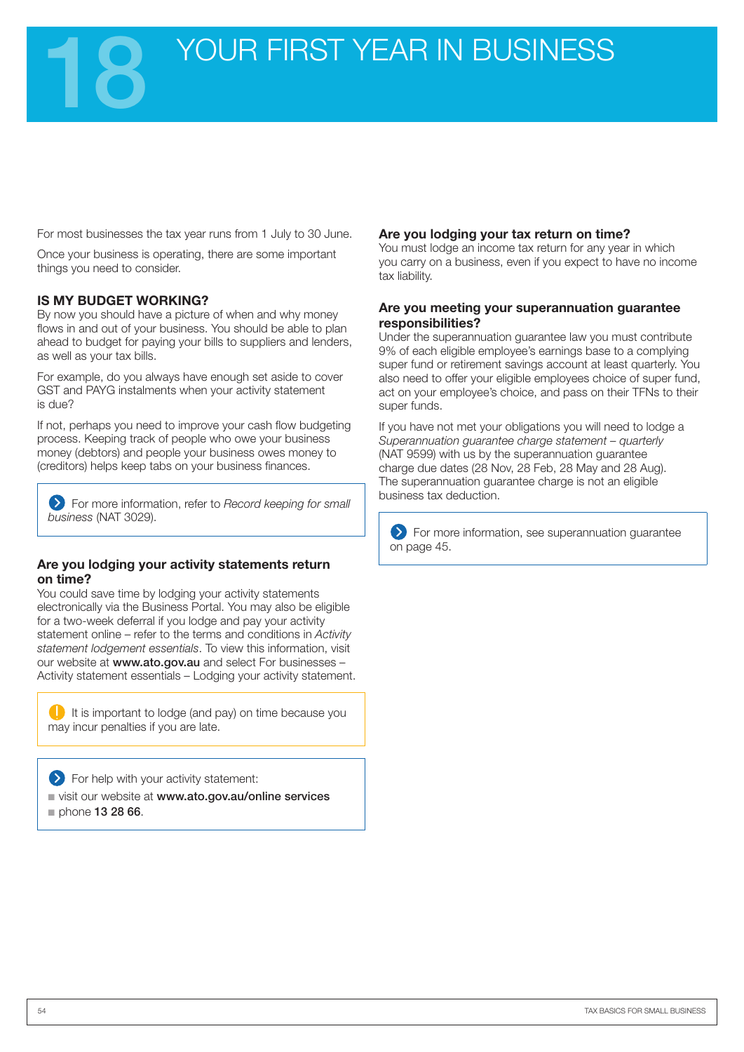# 18 YOUR FIRST YEAR IN BUSINESS

For most businesses the tax year runs from 1 July to 30 June.

Once your business is operating, there are some important things you need to consider.

## IS MY BUDGET WORKING?

By now you should have a picture of when and why money flows in and out of your business. You should be able to plan ahead to budget for paying your bills to suppliers and lenders, as well as your tax bills.

For example, do you always have enough set aside to cover GST and PAYG instalments when your activity statement is due?

If not, perhaps you need to improve your cash flow budgeting process. Keeping track of people who owe your business money (debtors) and people your business owes money to (creditors) helps keep tabs on your business finances.

> For more information, refer to *Record keeping for small business* (NAT 3029).

### Are you lodging your activity statements return on time?

You could save time by lodging your activity statements electronically via the Business Portal. You may also be eligible for a two-week deferral if you lodge and pay your activity statement online – refer to the terms and conditions in *Activity statement lodgement essentials*. To view this information, visit our website at **www.ato.gov.au** and select For businesses – Activity statement essentials – Lodging your activity statement.

> It is important to lodge (and pay) on time because you may incur penalties if you are late.

> For help with your activity statement:
> - visit our website at **www.ato.gov.au/online services**
> - phone **13 28 66**.

### Are you lodging your tax return on time?

You must lodge an income tax return for any year in which you carry on a business, even if you expect to have no income tax liability.

### Are you meeting your superannuation guarantee responsibilities?

Under the superannuation guarantee law you must contribute 9% of each eligible employee's earnings base to a complying super fund or retirement savings account at least quarterly. You also need to offer your eligible employees choice of super fund, act on your employee's choice, and pass on their TFNs to their super funds.

If you have not met your obligations you will need to lodge a *Superannuation guarantee charge statement – quarterly* (NAT 9599) with us by the superannuation guarantee charge due dates (28 Nov, 28 Feb, 28 May and 28 Aug). The superannuation guarantee charge is not an eligible business tax deduction.

> For more information, see superannuation guarantee on page 45.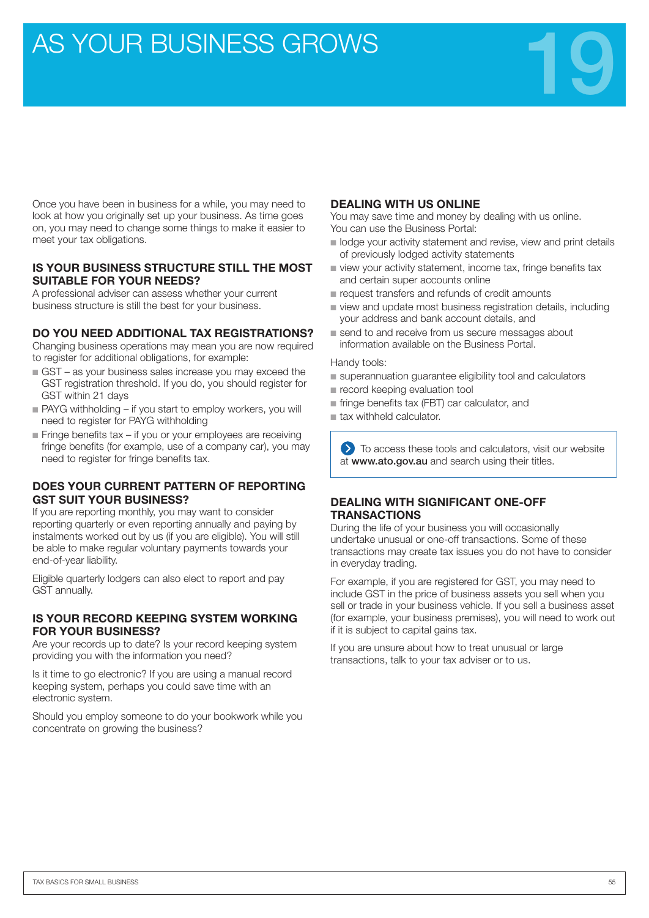# AS YOUR BUSINESS GROWS

# 19

Once you have been in business for a while, you may need to look at how you originally set up your business. As time goes on, you may need to change some things to make it easier to meet your tax obligations.

## IS YOUR BUSINESS STRUCTURE STILL THE MOST SUITABLE FOR YOUR NEEDS?

A professional adviser can assess whether your current business structure is still the best for your business.

## DO YOU NEED ADDITIONAL TAX REGISTRATIONS?

Changing business operations may mean you are now required to register for additional obligations, for example:

- GST – as your business sales increase you may exceed the GST registration threshold. If you do, you should register for GST within 21 days
- PAYG withholding – if you start to employ workers, you will need to register for PAYG withholding
- Fringe benefits tax – if you or your employees are receiving fringe benefits (for example, use of a company car), you may need to register for fringe benefits tax.

## DOES YOUR CURRENT PATTERN OF REPORTING GST SUIT YOUR BUSINESS?

If you are reporting monthly, you may want to consider reporting quarterly or even reporting annually and paying by instalments worked out by us (if you are eligible). You will still be able to make regular voluntary payments towards your end-of-year liability.

Eligible quarterly lodgers can also elect to report and pay GST annually.

## IS YOUR RECORD KEEPING SYSTEM WORKING FOR YOUR BUSINESS?

Are your records up to date? Is your record keeping system providing you with the information you need?

Is it time to go electronic? If you are using a manual record keeping system, perhaps you could save time with an electronic system.

Should you employ someone to do your bookwork while you concentrate on growing the business?

## DEALING WITH US ONLINE

You may save time and money by dealing with us online. You can use the Business Portal:

- lodge your activity statement and revise, view and print details of previously lodged activity statements
- view your activity statement, income tax, fringe benefits tax and certain super accounts online
- request transfers and refunds of credit amounts
- view and update most business registration details, including your address and bank account details, and
- send to and receive from us secure messages about information available on the Business Portal.

Handy tools:

- superannuation guarantee eligibility tool and calculators
- record keeping evaluation tool
- fringe benefits tax (FBT) car calculator, and
- tax withheld calculator.

> To access these tools and calculators, visit our website at **www.ato.gov.au** and search using their titles.

## DEALING WITH SIGNIFICANT ONE-OFF TRANSACTIONS

During the life of your business you will occasionally undertake unusual or one-off transactions. Some of these transactions may create tax issues you do not have to consider in everyday trading.

For example, if you are registered for GST, you may need to include GST in the price of business assets you sell when you sell or trade in your business vehicle. If you sell a business asset (for example, your business premises), you will need to work out if it is subject to capital gains tax.

If you are unsure about how to treat unusual or large transactions, talk to your tax adviser or to us.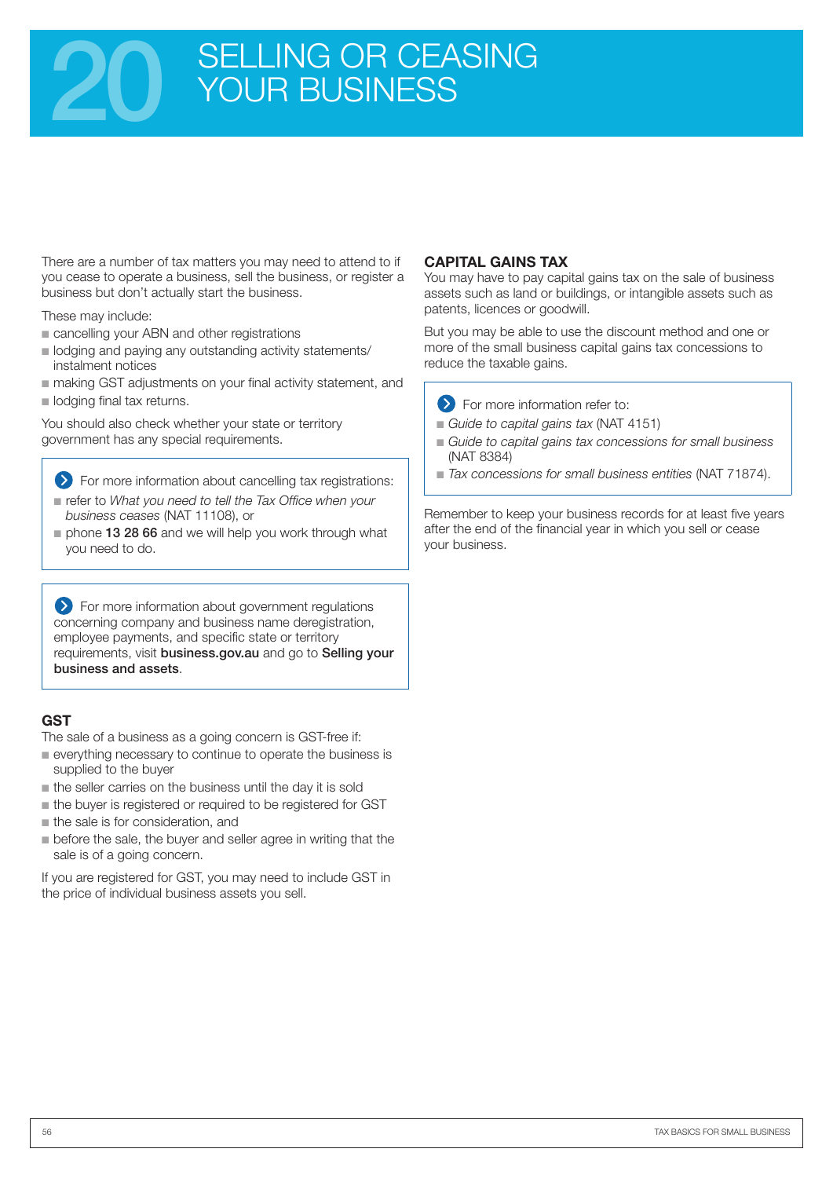# 20 SELLING OR CEASING YOUR BUSINESS

There are a number of tax matters you may need to attend to if you cease to operate a business, sell the business, or register a business but don't actually start the business.

These may include:

- cancelling your ABN and other registrations
- lodging and paying any outstanding activity statements/ instalment notices
- making GST adjustments on your final activity statement, and
- lodging final tax returns.

You should also check whether your state or territory government has any special requirements.

> For more information about cancelling tax registrations:
> - refer to *What you need to tell the Tax Office when your business ceases* (NAT 11108), or
> - phone **13 28 66** and we will help you work through what you need to do.

> For more information about government regulations concerning company and business name deregistration, employee payments, and specific state or territory requirements, visit **business.gov.au** and go to **Selling your business and assets**.

## GST

The sale of a business as a going concern is GST-free if:

- everything necessary to continue to operate the business is supplied to the buyer
- the seller carries on the business until the day it is sold
- the buyer is registered or required to be registered for GST
- the sale is for consideration, and
- before the sale, the buyer and seller agree in writing that the sale is of a going concern.

If you are registered for GST, you may need to include GST in the price of individual business assets you sell.

## CAPITAL GAINS TAX

You may have to pay capital gains tax on the sale of business assets such as land or buildings, or intangible assets such as patents, licences or goodwill.

But you may be able to use the discount method and one or more of the small business capital gains tax concessions to reduce the taxable gains.

> For more information refer to:
> - *Guide to capital gains tax* (NAT 4151)
> - *Guide to capital gains tax concessions for small business* (NAT 8384)
> - *Tax concessions for small business entities* (NAT 71874).

Remember to keep your business records for at least five years after the end of the financial year in which you sell or cease your business.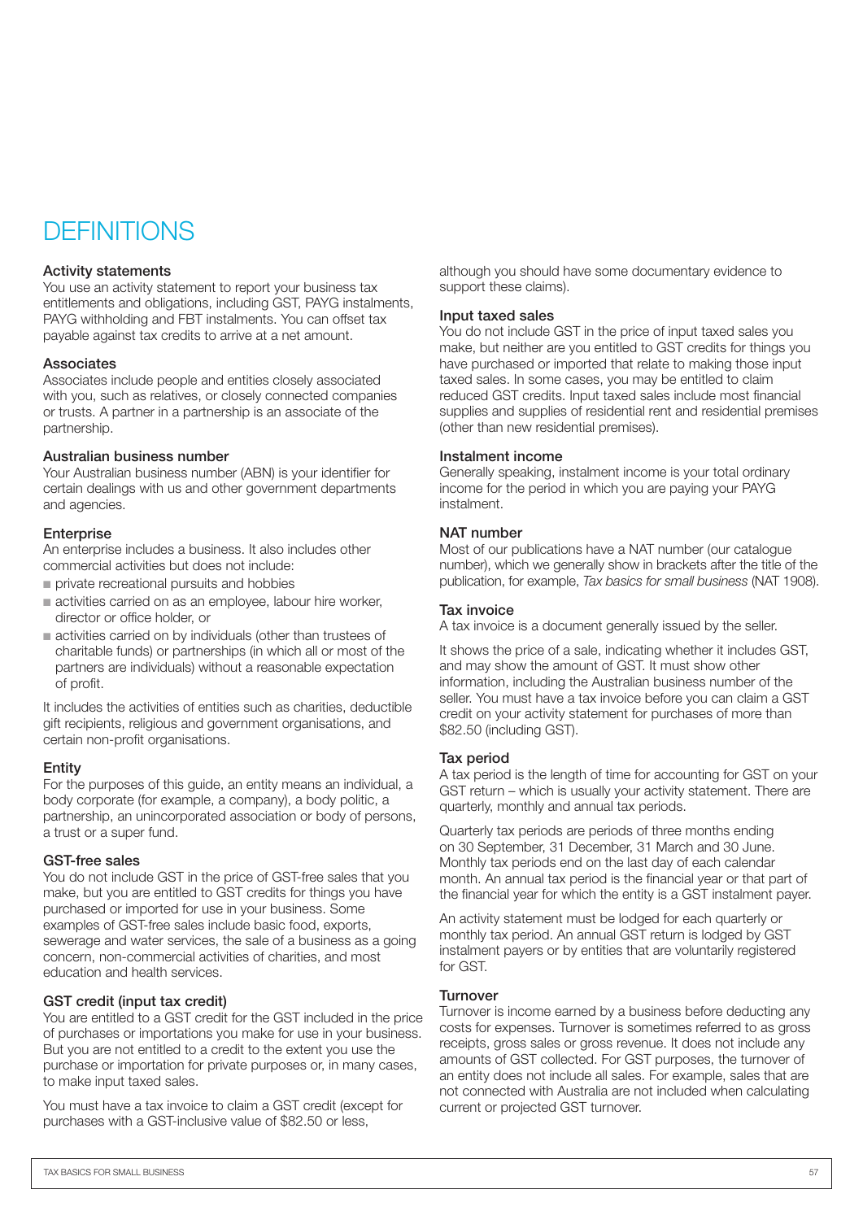# DEFINITIONS

### Activity statements

You use an activity statement to report your business tax entitlements and obligations, including GST, PAYG instalments, PAYG withholding and FBT instalments. You can offset tax payable against tax credits to arrive at a net amount.

### Associates

Associates include people and entities closely associated with you, such as relatives, or closely connected companies or trusts. A partner in a partnership is an associate of the partnership.

### Australian business number

Your Australian business number (ABN) is your identifier for certain dealings with us and other government departments and agencies.

### Enterprise

An enterprise includes a business. It also includes other commercial activities but does not include:

- private recreational pursuits and hobbies
- activities carried on as an employee, labour hire worker, director or office holder, or
- activities carried on by individuals (other than trustees of charitable funds) or partnerships (in which all or most of the partners are individuals) without a reasonable expectation of profit.

It includes the activities of entities such as charities, deductible gift recipients, religious and government organisations, and certain non-profit organisations.

### Entity

For the purposes of this guide, an entity means an individual, a body corporate (for example, a company), a body politic, a partnership, an unincorporated association or body of persons, a trust or a super fund.

### GST-free sales

You do not include GST in the price of GST-free sales that you make, but you are entitled to GST credits for things you have purchased or imported for use in your business. Some examples of GST-free sales include basic food, exports, sewerage and water services, the sale of a business as a going concern, non-commercial activities of charities, and most education and health services.

### GST credit (input tax credit)

You are entitled to a GST credit for the GST included in the price of purchases or importations you make for use in your business. But you are not entitled to a credit to the extent you use the purchase or importation for private purposes or, in many cases, to make input taxed sales.

You must have a tax invoice to claim a GST credit (except for purchases with a GST-inclusive value of $82.50 or less, although you should have some documentary evidence to support these claims).

### Input taxed sales

You do not include GST in the price of input taxed sales you make, but neither are you entitled to GST credits for things you have purchased or imported that relate to making those input taxed sales. In some cases, you may be entitled to claim reduced GST credits. Input taxed sales include most financial supplies and supplies of residential rent and residential premises (other than new residential premises).

### Instalment income

Generally speaking, instalment income is your total ordinary income for the period in which you are paying your PAYG instalment.

### NAT number

Most of our publications have a NAT number (our catalogue number), which we generally show in brackets after the title of the publication, for example, *Tax basics for small business* (NAT 1908).

### Tax invoice

A tax invoice is a document generally issued by the seller.

It shows the price of a sale, indicating whether it includes GST, and may show the amount of GST. It must show other information, including the Australian business number of the seller. You must have a tax invoice before you can claim a GST credit on your activity statement for purchases of more than $82.50 (including GST).

### Tax period

A tax period is the length of time for accounting for GST on your GST return – which is usually your activity statement. There are quarterly, monthly and annual tax periods.

Quarterly tax periods are periods of three months ending on 30 September, 31 December, 31 March and 30 June. Monthly tax periods end on the last day of each calendar month. An annual tax period is the financial year or that part of the financial year for which the entity is a GST instalment payer.

An activity statement must be lodged for each quarterly or monthly tax period. An annual GST return is lodged by GST instalment payers or by entities that are voluntarily registered for GST.

### Turnover

Turnover is income earned by a business before deducting any costs for expenses. Turnover is sometimes referred to as gross receipts, gross sales or gross revenue. It does not include any amounts of GST collected. For GST purposes, the turnover of an entity does not include all sales. For example, sales that are not connected with Australia are not included when calculating current or projected GST turnover.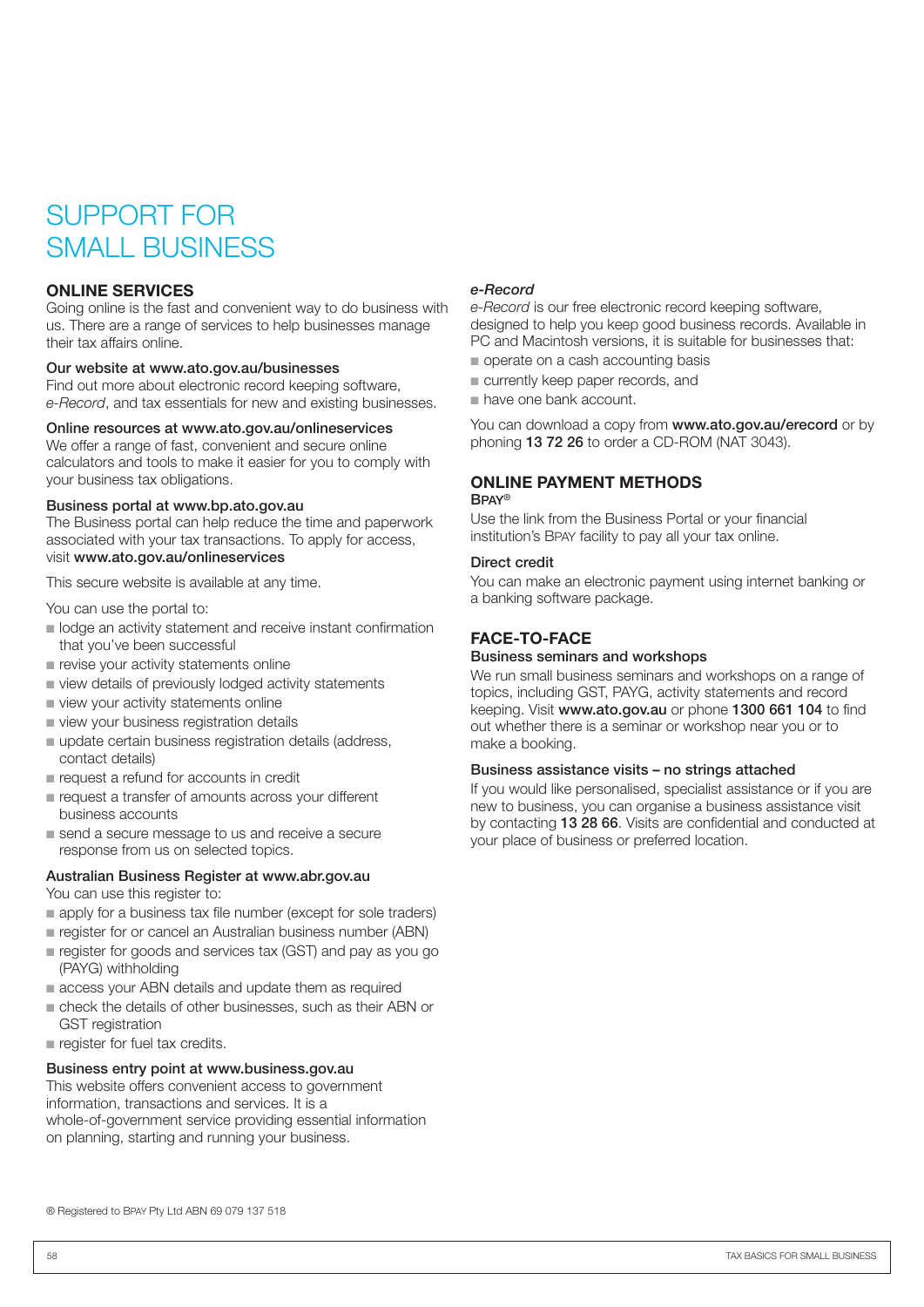# SUPPORT FOR SMALL BUSINESS

## ONLINE SERVICES

Going online is the fast and convenient way to do business with us. There are a range of services to help businesses manage their tax affairs online.

### Our website at www.ato.gov.au/businesses

Find out more about electronic record keeping software, *e-Record*, and tax essentials for new and existing businesses.

### Online resources at www.ato.gov.au/onlineservices

We offer a range of fast, convenient and secure online calculators and tools to make it easier for you to comply with your business tax obligations.

### Business portal at www.bp.ato.gov.au

The Business portal can help reduce the time and paperwork associated with your tax transactions. To apply for access, visit **www.ato.gov.au/onlineservices**

This secure website is available at any time.

You can use the portal to:

- lodge an activity statement and receive instant confirmation that you've been successful
- revise your activity statements online
- view details of previously lodged activity statements
- view your activity statements online
- view your business registration details
- update certain business registration details (address, contact details)
- request a refund for accounts in credit
- request a transfer of amounts across your different business accounts
- send a secure message to us and receive a secure response from us on selected topics.

### Australian Business Register at www.abr.gov.au

You can use this register to:

- apply for a business tax file number (except for sole traders)
- register for or cancel an Australian business number (ABN)
- register for goods and services tax (GST) and pay as you go (PAYG) withholding
- access your ABN details and update them as required
- check the details of other businesses, such as their ABN or GST registration
- register for fuel tax credits.

### Business entry point at www.business.gov.au

This website offers convenient access to government information, transactions and services. It is a whole-of-government service providing essential information on planning, starting and running your business.

### *e-Record*

*e-Record* is our free electronic record keeping software, designed to help you keep good business records. Available in PC and Macintosh versions, it is suitable for businesses that:

- operate on a cash accounting basis
- currently keep paper records, and
- have one bank account.

You can download a copy from **www.ato.gov.au/erecord** or by phoning **13 72 26** to order a CD-ROM (NAT 3043).

## ONLINE PAYMENT METHODS

### BPAY®

Use the link from the Business Portal or your financial institution's BPAY facility to pay all your tax online.

### Direct credit

You can make an electronic payment using internet banking or a banking software package.

## FACE-TO-FACE

### Business seminars and workshops

We run small business seminars and workshops on a range of topics, including GST, PAYG, activity statements and record keeping. Visit **www.ato.gov.au** or phone **1300 661 104** to find out whether there is a seminar or workshop near you or to make a booking.

### Business assistance visits – no strings attached

If you would like personalised, specialist assistance or if you are new to business, you can organise a business assistance visit by contacting **13 28 66**. Visits are confidential and conducted at your place of business or preferred location.

® Registered to BPAY Pty Ltd ABN 69 079 137 518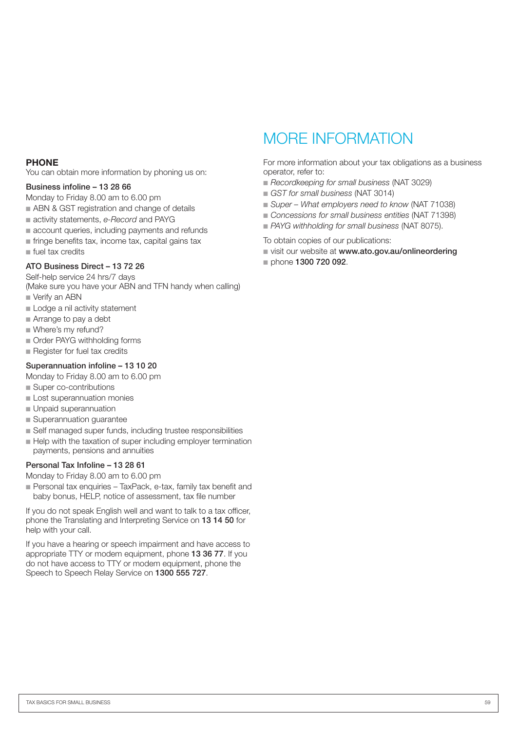## PHONE

You can obtain more information by phoning us on:

### Business infoline – 13 28 66

Monday to Friday 8.00 am to 6.00 pm

- ABN & GST registration and change of details
- activity statements, *e-Record* and PAYG
- account queries, including payments and refunds
- fringe benefits tax, income tax, capital gains tax
- fuel tax credits

### ATO Business Direct – 13 72 26

Self-help service 24 hrs/7 days
(Make sure you have your ABN and TFN handy when calling)

- Verify an ABN
- Lodge a nil activity statement
- Arrange to pay a debt
- Where's my refund?
- Order PAYG withholding forms
- Register for fuel tax credits

### Superannuation infoline – 13 10 20

Monday to Friday 8.00 am to 6.00 pm

- Super co-contributions
- Lost superannuation monies
- Unpaid superannuation
- Superannuation guarantee
- Self managed super funds, including trustee responsibilities
- Help with the taxation of super including employer termination payments, pensions and annuities

### Personal Tax Infoline – 13 28 61

Monday to Friday 8.00 am to 6.00 pm

- Personal tax enquiries – TaxPack, e-tax, family tax benefit and baby bonus, HELP, notice of assessment, tax file number

If you do not speak English well and want to talk to a tax officer, phone the Translating and Interpreting Service on **13 14 50** for help with your call.

If you have a hearing or speech impairment and have access to appropriate TTY or modem equipment, phone **13 36 77**. If you do not have access to TTY or modem equipment, phone the Speech to Speech Relay Service on **1300 555 727**.

# MORE INFORMATION

For more information about your tax obligations as a business operator, refer to:

- *Recordkeeping for small business* (NAT 3029)
- *GST for small business* (NAT 3014)
- *Super – What employers need to know* (NAT 71038)
- *Concessions for small business entities* (NAT 71398)
- *PAYG withholding for small business* (NAT 8075).

To obtain copies of our publications:

- visit our website at **www.ato.gov.au/onlineordering**
- phone **1300 720 092**.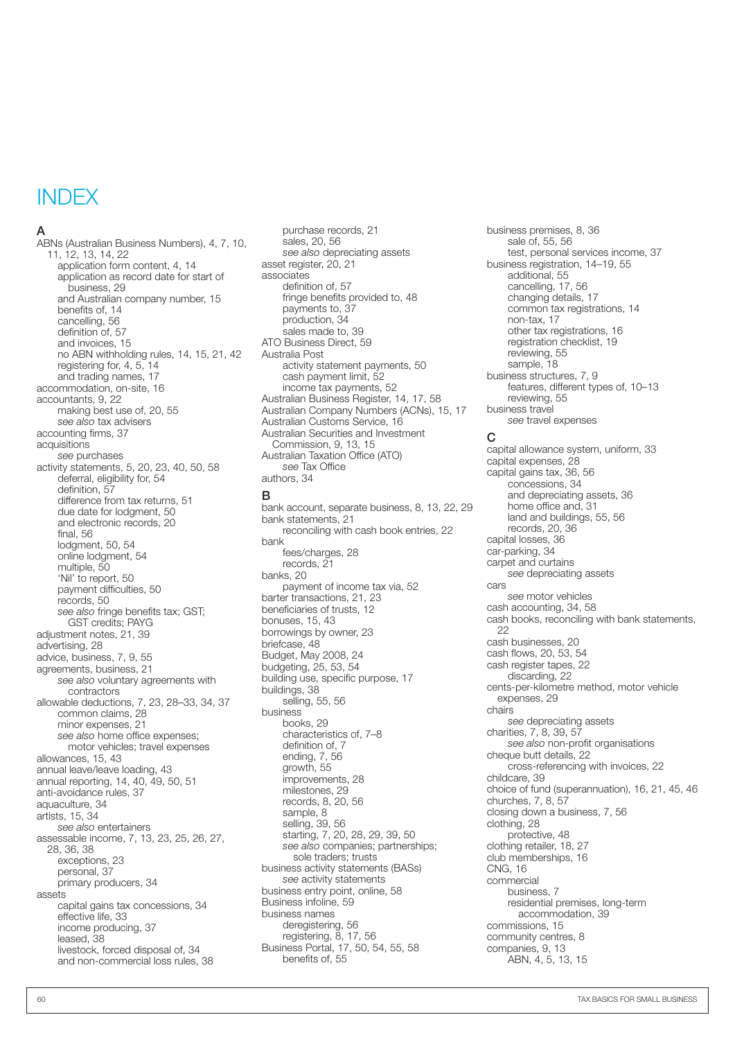# INDEX

## A

ABNs (Australian Business Numbers), 4, 7, 10, 11, 12, 13, 14, 22
- application form content, 4, 14
- application as record date for start of business, 29
- and Australian company number, 15
- benefits of, 14
- cancelling, 56
- definition of, 57
- and invoices, 15
- no ABN withholding rules, 14, 15, 21, 42
- registering for, 4, 5, 14
- and trading names, 17

accommodation, on-site, 16

accountants, 9, 22
- making best use of, 20, 55
- *see also* tax advisers

accounting firms, 37

acquisitions
- *see* purchases

activity statements, 5, 20, 23, 40, 50, 58
- deferral, eligibility for, 54
- definition, 57
- difference from tax returns, 51
- due date for lodgment, 50
- and electronic records, 20
- final, 56
- lodgment, 50, 54
- online lodgment, 54
- multiple, 50
- 'Nil' to report, 50
- payment difficulties, 50
- records, 50
- *see also* fringe benefits tax; GST; GST credits; PAYG

adjustment notes, 21, 39

advertising, 28

advice, business, 7, 9, 55

agreements, business, 21
- *see also* voluntary agreements with contractors

allowable deductions, 7, 23, 28–33, 34, 37
- common claims, 28
- minor expenses, 21
- *see also* home office expenses; motor vehicles; travel expenses

allowances, 15, 43

annual leave/leave loading, 43

annual reporting, 14, 40, 49, 50, 51

anti-avoidance rules, 37

aquaculture, 34

artists, 15, 34
- *see also* entertainers

assessable income, 7, 13, 23, 25, 26, 27, 28, 36, 38
- exceptions, 23
- personal, 37
- primary producers, 34

assets
- capital gains tax concessions, 34
- effective life, 33
- income producing, 37
- leased, 38
- livestock, forced disposal of, 34
- and non-commercial loss rules, 38
- purchase records, 21
- sales, 20, 56
- *see also* depreciating assets

asset register, 20, 21

associates
- definition of, 57
- fringe benefits provided to, 48
- payments to, 37
- production, 34
- sales made to, 39

ATO Business Direct, 59

Australia Post
- activity statement payments, 50
- cash payment limit, 52
- income tax payments, 52

Australian Business Register, 14, 17, 58

Australian Company Numbers (ACNs), 15, 17

Australian Customs Service, 16

Australian Securities and Investment Commission, 9, 13, 15

Australian Taxation Office (ATO)
- *see* Tax Office

authors, 34

## B

bank account, separate business, 8, 13, 22, 29

bank statements, 21
- reconciling with cash book entries, 22

bank
- fees/charges, 28
- records, 21

banks, 20
- payment of income tax via, 52

barter transactions, 21, 23

beneficiaries of trusts, 12

bonuses, 15, 43

borrowings by owner, 23

briefcase, 48

Budget, May 2008, 24

budgeting, 25, 53, 54

building use, specific purpose, 17

buildings, 38
- selling, 55, 56

business
- books, 29
- characteristics of, 7–8
- definition of, 7
- ending, 7, 56
- growth, 55
- improvements, 28
- milestones, 29
- records, 8, 20, 56
- sample, 8
- selling, 39, 56
- starting, 7, 20, 28, 29, 39, 50
- *see also* companies; partnerships; sole traders; trusts

business activity statements (BASs)
- *see* activity statements

business entry point, online, 58

Business infoline, 59

business names
- deregistering, 56
- registering, 8, 17, 56

Business Portal, 17, 50, 54, 55, 58
- benefits of, 55

business premises, 8, 36
- sale of, 55, 56
- test, personal services income, 37

business registration, 14–19, 55
- additional, 55
- cancelling, 17, 56
- changing details, 17
- common tax registrations, 14
- non-tax, 17
- other tax registrations, 16
- registration checklist, 19
- reviewing, 55
- sample, 18

business structures, 7, 9
- features, different types of, 10–13
- reviewing, 55

business travel
- *see* travel expenses

## C

capital allowance system, uniform, 33

capital expenses, 28

capital gains tax, 36, 56
- concessions, 34
- and depreciating assets, 36
- home office and, 31
- land and buildings, 55, 56
- records, 20, 36

capital losses, 36

car-parking, 34

carpet and curtains
- *see* depreciating assets

cars
- *see* motor vehicles

cash accounting, 34, 58

cash books, reconciling with bank statements, 22

cash businesses, 20

cash flows, 20, 53, 54

cash register tapes, 22
- discarding, 22

cents-per-kilometre method, motor vehicle expenses, 29

chairs
- *see* depreciating assets

charities, 7, 8, 39, 57
- *see also* non-profit organisations

cheque butt details, 22
- cross-referencing with invoices, 22

childcare, 39

choice of fund (superannuation), 16, 21, 45, 46

churches, 7, 8, 57

closing down a business, 7, 56

clothing, 28
- protective, 48

clothing retailer, 18, 27

club memberships, 16

CNG, 16

commercial
- business, 7
- residential premises, long-term accommodation, 39

commissions, 15

community centres, 8

companies, 9, 13
- ABN, 4, 5, 13, 15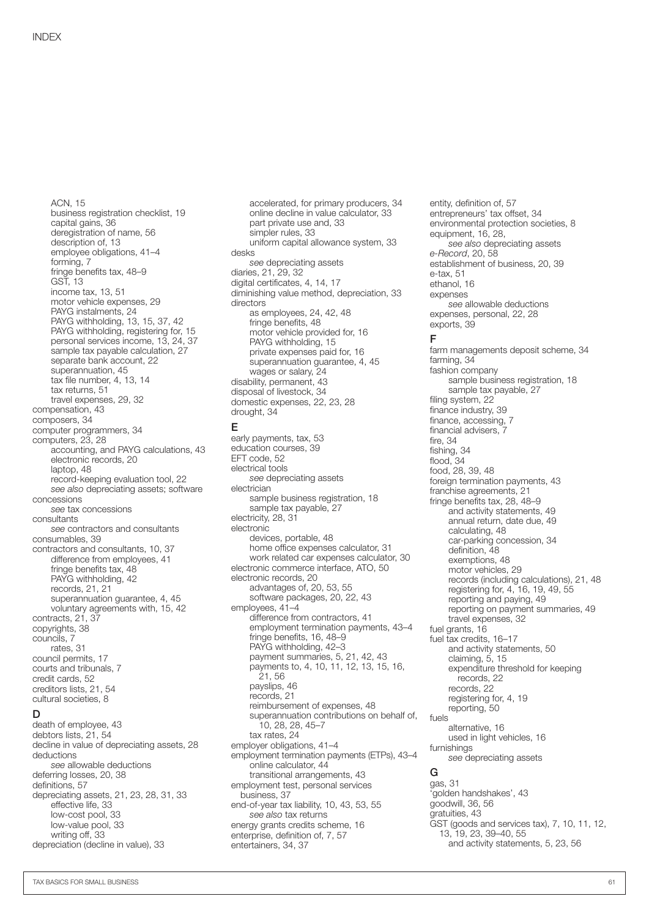INDEX

ACN, 15
business registration checklist, 19
capital gains, 36
deregistration of name, 56
description of, 13
employee obligations, 41–4
forming, 7
fringe benefits tax, 48–9
GST, 13
income tax, 13, 51
motor vehicle expenses, 29
PAYG instalments, 24
PAYG withholding, 13, 15, 37, 42
PAYG withholding, registering for, 15
personal services income, 13, 24, 37
sample tax payable calculation, 27
separate bank account, 22
superannuation, 45
tax file number, 4, 13, 14
tax returns, 51
travel expenses, 29, 32

compensation, 43
composers, 34
computer programmers, 34
computers, 23, 28
- accounting, and PAYG calculations, 43
- electronic records, 20
- laptop, 48
- record-keeping evaluation tool, 22
- *see also* depreciating assets; software

concessions
- *see* tax concessions

consultants
- *see* contractors and consultants

consumables, 39
contractors and consultants, 10, 37
- difference from employees, 41
- fringe benefits tax, 48
- PAYG withholding, 42
- records, 21, 21
- superannuation guarantee, 4, 45
- voluntary agreements with, 15, 42

contracts, 21, 37
copyrights, 38
councils, 7
- rates, 31

council permits, 17
courts and tribunals, 7
credit cards, 52
creditors lists, 21, 54
cultural societies, 8

## D

death of employee, 43
debtors lists, 21, 54
decline in value of depreciating assets, 28
deductions
- *see* allowable deductions

deferring losses, 20, 38
definitions, 57
depreciating assets, 21, 23, 28, 31, 33
- effective life, 33
- low-cost pool, 33
- low-value pool, 33
- writing off, 33

depreciation (decline in value), 33
- accelerated, for primary producers, 34
- online decline in value calculator, 33
- part private use and, 33
- simpler rules, 33
- uniform capital allowance system, 33

desks
- *see* depreciating assets

diaries, 21, 29, 32
digital certificates, 4, 14, 17
diminishing value method, depreciation, 33
directors
- as employees, 24, 42, 48
- fringe benefits, 48
- motor vehicle provided for, 16
- PAYG withholding, 15
- private expenses paid for, 16
- superannuation guarantee, 4, 45
- wages or salary, 24

disability, permanent, 43
disposal of livestock, 34
domestic expenses, 22, 23, 28
drought, 34

## E

early payments, tax, 53
education courses, 39
EFT code, 52
electrical tools
- *see* depreciating assets

electrician
- sample business registration, 18
- sample tax payable, 27

electricity, 28, 31
electronic
- devices, portable, 48
- home office expenses calculator, 31
- work related car expenses calculator, 30

electronic commerce interface, ATO, 50
electronic records, 20
- advantages of, 20, 53, 55
- software packages, 20, 22, 43

employees, 41–4
- difference from contractors, 41
- employment termination payments, 43–4
- fringe benefits, 16, 48–9
- PAYG withholding, 42–3
- payment summaries, 5, 21, 42, 43
- payments to, 4, 10, 11, 12, 13, 15, 16, 21, 56
- payslips, 46
- records, 21
- reimbursement of expenses, 48
- superannuation contributions on behalf of, 10, 28, 28, 45–7
- tax rates, 24

employer obligations, 41–4
employment termination payments (ETPs), 43–4
- online calculator, 44
- transitional arrangements, 43

employment test, personal services business, 37
end-of-year tax liability, 10, 43, 53, 55
- *see also* tax returns

energy grants credits scheme, 16
enterprise, definition of, 7, 57
entertainers, 34, 37
entity, definition of, 57
entrepreneurs' tax offset, 34
environmental protection societies, 8
equipment, 16, 28,
- *see also* depreciating assets

*e-Record*, 20, 58
establishment of business, 20, 39
e-tax, 51
ethanol, 16
expenses
- *see* allowable deductions

expenses, personal, 22, 28
exports, 39

## F

farm managements deposit scheme, 34
farming, 34
fashion company
- sample business registration, 18
- sample tax payable, 27

filing system, 22
finance industry, 39
finance, accessing, 7
financial advisers, 7
fire, 34
fishing, 34
flood, 34
food, 28, 39, 48
foreign termination payments, 43
franchise agreements, 21
fringe benefits tax, 28, 48–9
- and activity statements, 49
- annual return, date due, 49
- calculating, 48
- car-parking concession, 34
- definition, 48
- exemptions, 48
- motor vehicles, 29
- records (including calculations), 21, 48
- registering for, 4, 16, 19, 49, 55
- reporting and paying, 49
- reporting on payment summaries, 49
- travel expenses, 32

fuel grants, 16
fuel tax credits, 16–17
- and activity statements, 50
- claiming, 5, 15
- expenditure threshold for keeping records, 22
- records, 22
- registering for, 4, 19
- reporting, 50

fuels
- alternative, 16
- used in light vehicles, 16

furnishings
- *see* depreciating assets

## G

gas, 31
'golden handshakes', 43
goodwill, 36, 56
gratuities, 43
GST (goods and services tax), 7, 10, 11, 12, 13, 19, 23, 39–40, 55
- and activity statements, 5, 23, 56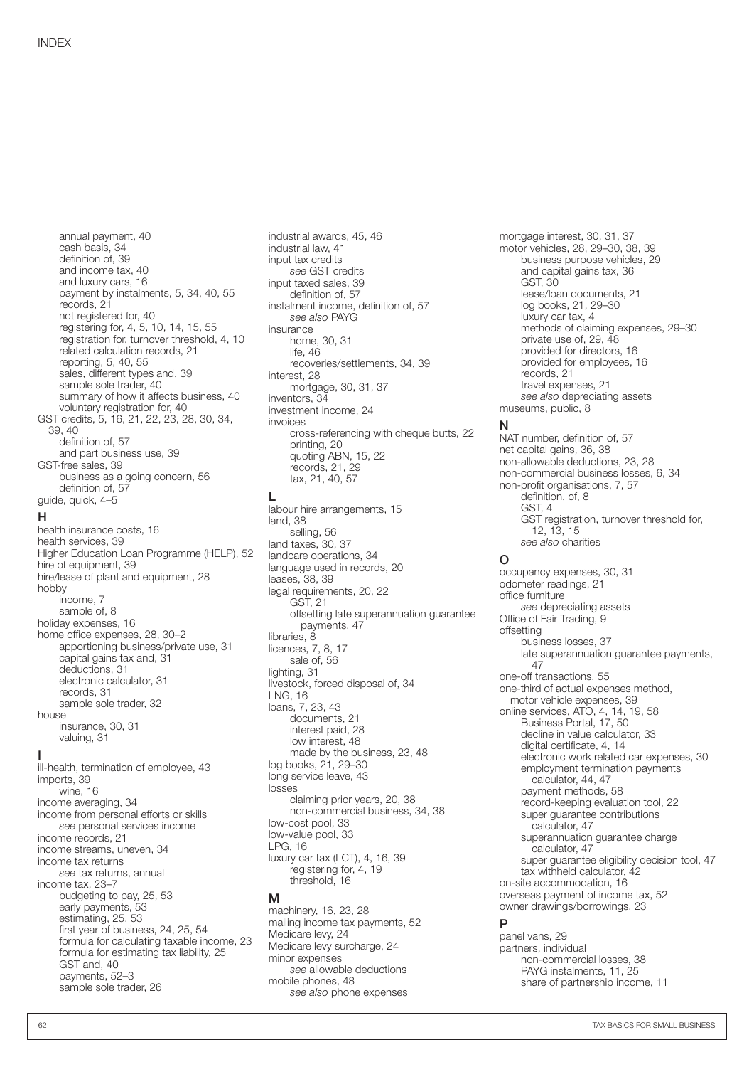annual payment, 40
 cash basis, 34
 definition of, 39
 and income tax, 40
 and luxury cars, 16
 payment by instalments, 5, 34, 40, 55
 records, 21
 not registered for, 40
 registering for, 4, 5, 10, 14, 15, 55
 registration for, turnover threshold, 4, 10
 related calculation records, 21
 reporting, 5, 40, 55
 sales, different types and, 39
 sample sole trader, 40
 summary of how it affects business, 40
 voluntary registration for, 40

GST credits, 5, 16, 21, 22, 23, 28, 30, 34, 39, 40
 definition of, 57
 and part business use, 39

GST-free sales, 39
 business as a going concern, 56
 definition of, 57

guide, quick, 4–5

## H

health insurance costs, 16
health services, 39
Higher Education Loan Programme (HELP), 52
hire of equipment, 39
hire/lease of plant and equipment, 28
hobby
 income, 7
 sample of, 8
holiday expenses, 16
home office expenses, 28, 30–2
 apportioning business/private use, 31
 capital gains tax and, 31
 deductions, 31
 electronic calculator, 31
 records, 31
 sample sole trader, 32
house
 insurance, 30, 31
 valuing, 31

## I

ill-health, termination of employee, 43
imports, 39
 wine, 16
income averaging, 34
income from personal efforts or skills
 *see* personal services income
income records, 21
income streams, uneven, 34
income tax returns
 *see* tax returns, annual
income tax, 23–7
 budgeting to pay, 25, 53
 early payments, 53
 estimating, 25, 53
 first year of business, 24, 25, 54
 formula for calculating taxable income, 23
 formula for estimating tax liability, 25
 GST and, 40
 payments, 52–3
 sample sole trader, 26

industrial awards, 45, 46
industrial law, 41
input tax credits
 *see* GST credits
input taxed sales, 39
 definition of, 57
instalment income, definition of, 57
 *see also* PAYG
insurance
 home, 30, 31
 life, 46
 recoveries/settlements, 34, 39
interest, 28
 mortgage, 30, 31, 37
inventors, 34
investment income, 24
invoices
 cross-referencing with cheque butts, 22
 printing, 20
 quoting ABN, 15, 22
 records, 21, 29
 tax, 21, 40, 57

## L

labour hire arrangements, 15
land, 38
 selling, 56
land taxes, 30, 37
landcare operations, 34
language used in records, 20
leases, 38, 39
legal requirements, 20, 22
 GST, 21
 offsetting late superannuation guarantee payments, 47
libraries, 8
licences, 7, 8, 17
 sale of, 56
lighting, 31
livestock, forced disposal of, 34
LNG, 16
loans, 7, 23, 43
 documents, 21
 interest paid, 28
 low interest, 48
 made by the business, 23, 48
log books, 21, 29–30
long service leave, 43
losses
 claiming prior years, 20, 38
 non-commercial business, 34, 38
low-cost pool, 33
low-value pool, 33
LPG, 16
luxury car tax (LCT), 4, 16, 39
 registering for, 4, 19
 threshold, 16

## M

machinery, 16, 23, 28
mailing income tax payments, 52
Medicare levy, 24
Medicare levy surcharge, 24
minor expenses
 *see* allowable deductions
mobile phones, 48
 *see also* phone expenses

mortgage interest, 30, 31, 37
motor vehicles, 28, 29–30, 38, 39
 business purpose vehicles, 29
 and capital gains tax, 36
 GST, 30
 lease/loan documents, 21
 log books, 21, 29–30
 luxury car tax, 4
 methods of claiming expenses, 29–30
 private use of, 29, 48
 provided for directors, 16
 provided for employees, 16
 records, 21
 travel expenses, 21
 *see also* depreciating assets
museums, public, 8

## N

NAT number, definition of, 57
net capital gains, 36, 38
non-allowable deductions, 23, 28
non-commercial business losses, 6, 34
non-profit organisations, 7, 57
 definition, of, 8
 GST, 4
 GST registration, turnover threshold for, 12, 13, 15
 *see also* charities

## O

occupancy expenses, 30, 31
odometer readings, 21
office furniture
 *see* depreciating assets
Office of Fair Trading, 9
offsetting
 business losses, 37
 late superannuation guarantee payments, 47
one-off transactions, 55
one-third of actual expenses method, motor vehicle expenses, 39
online services, ATO, 4, 14, 19, 58
 Business Portal, 17, 50
 decline in value calculator, 33
 digital certificate, 4, 14
 electronic work related car expenses, 30
 employment termination payments calculator, 44, 47
 payment methods, 58
 record-keeping evaluation tool, 22
 super guarantee contributions calculator, 47
 superannuation guarantee charge calculator, 47
 super guarantee eligibility decision tool, 47
 tax withheld calculator, 42
on-site accommodation, 16
overseas payment of income tax, 52
owner drawings/borrowings, 23

## P

panel vans, 29
partners, individual
 non-commercial losses, 38
 PAYG instalments, 11, 25
 share of partnership income, 11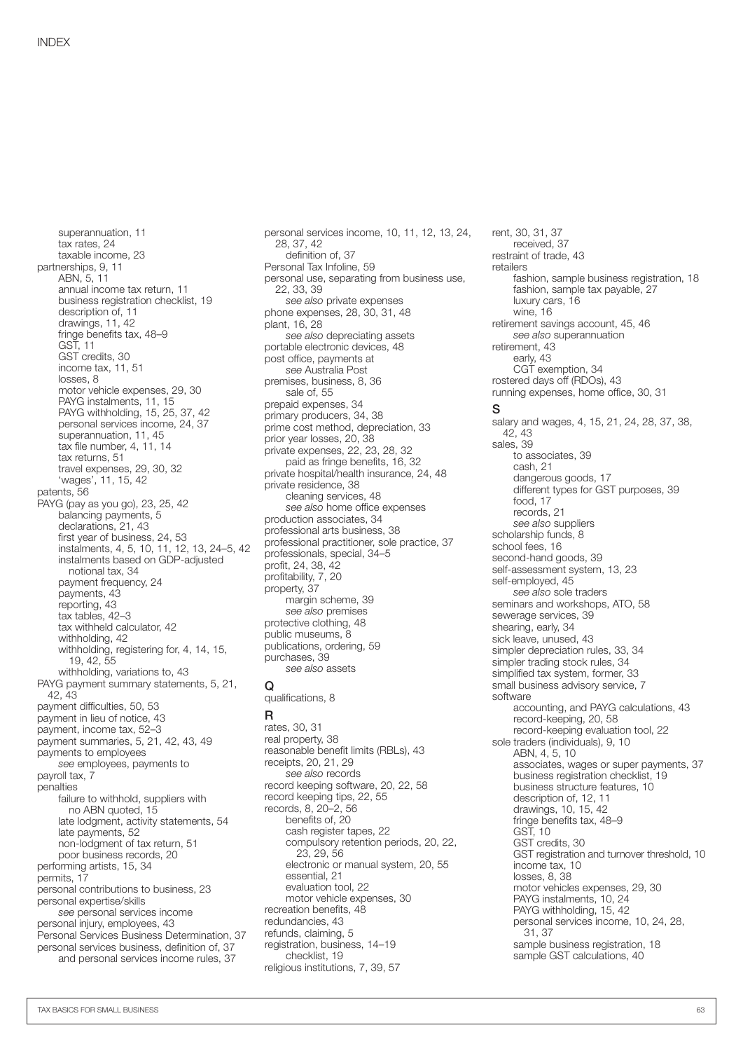# INDEX

- superannuation, 11
- tax rates, 24
- taxable income, 23

partnerships, 9, 11
- ABN, 5, 11
- annual income tax return, 11
- business registration checklist, 19
- description of, 11
- drawings, 11, 42
- fringe benefits tax, 48–9
- GST, 11
- GST credits, 30
- income tax, 11, 51
- losses, 8
- motor vehicle expenses, 29, 30
- PAYG instalments, 11, 15
- PAYG withholding, 15, 25, 37, 42
- personal services income, 24, 37
- superannuation, 11, 45
- tax file number, 4, 11, 14
- tax returns, 51
- travel expenses, 29, 30, 32
- 'wages', 11, 15, 42

patents, 56

PAYG (pay as you go), 23, 25, 42
- balancing payments, 5
- declarations, 21, 43
- first year of business, 24, 53
- instalments, 4, 5, 10, 11, 12, 13, 24–5, 42
- instalments based on GDP-adjusted notional tax, 34
- payment frequency, 24
- payments, 43
- reporting, 43
- tax tables, 42–3
- tax withheld calculator, 42
- withholding, 42
- withholding, registering for, 4, 14, 15, 19, 42, 55
- withholding, variations to, 43

PAYG payment summary statements, 5, 21, 42, 43

payment difficulties, 50, 53

payment in lieu of notice, 43

payment, income tax, 52–3

payment summaries, 5, 21, 42, 43, 49

payments to employees
- *see* employees, payments to

payroll tax, 7

penalties
- failure to withhold, suppliers with no ABN quoted, 15
- late lodgment, activity statements, 54
- late payments, 52
- non-lodgment of tax return, 51
- poor business records, 20

performing artists, 15, 34

permits, 17

personal contributions to business, 23

personal expertise/skills
- *see* personal services income

personal injury, employees, 43

Personal Services Business Determination, 37

personal services business, definition of, 37
- and personal services income rules, 37

personal services income, 10, 11, 12, 13, 24, 28, 37, 42
- definition of, 37

Personal Tax Infoline, 59

personal use, separating from business use, 22, 33, 39
- *see also* private expenses

phone expenses, 28, 30, 31, 48

plant, 16, 28
- *see also* depreciating assets

portable electronic devices, 48

post office, payments at
- *see* Australia Post

premises, business, 8, 36
- sale of, 55

prepaid expenses, 34

primary producers, 34, 38

prime cost method, depreciation, 33

prior year losses, 20, 38

private expenses, 22, 23, 28, 32
- paid as fringe benefits, 16, 32

private hospital/health insurance, 24, 48

private residence, 38
- cleaning services, 48
- *see also* home office expenses

production associates, 34

professional arts business, 38

professional practitioner, sole practice, 37

professionals, special, 34–5

profit, 24, 38, 42

profitability, 7, 20

property, 37
- margin scheme, 39
- *see also* premises

protective clothing, 48

public museums, 8

publications, ordering, 59

purchases, 39
- *see also* assets

## Q

qualifications, 8

## R

rates, 30, 31

real property, 38

reasonable benefit limits (RBLs), 43

receipts, 20, 21, 29
- *see also* records

record keeping software, 20, 22, 58

record keeping tips, 22, 55

records, 8, 20–2, 56
- benefits of, 20
- cash register tapes, 22
- compulsory retention periods, 20, 22, 23, 29, 56
- electronic or manual system, 20, 55
- essential, 21
- evaluation tool, 22
- motor vehicle expenses, 30

recreation benefits, 48

redundancies, 43

refunds, claiming, 5

registration, business, 14–19
- checklist, 19

religious institutions, 7, 39, 57

rent, 30, 31, 37
- received, 37

restraint of trade, 43

retailers
- fashion, sample business registration, 18
- fashion, sample tax payable, 27
- luxury cars, 16
- wine, 16

retirement savings account, 45, 46
- *see also* superannuation

retirement, 43
- early, 43
- CGT exemption, 34

rostered days off (RDOs), 43

running expenses, home office, 30, 31

## S

salary and wages, 4, 15, 21, 24, 28, 37, 38, 42, 43

sales, 39
- to associates, 39
- cash, 21
- dangerous goods, 17
- different types for GST purposes, 39
- food, 17
- records, 21
- *see also* suppliers

scholarship funds, 8

school fees, 16

second-hand goods, 39

self-assessment system, 13, 23

self-employed, 45
- *see also* sole traders

seminars and workshops, ATO, 58

sewerage services, 39

shearing, early, 34

sick leave, unused, 43

simpler depreciation rules, 33, 34

simpler trading stock rules, 34

simplified tax system, former, 33

small business advisory service, 7

software
- accounting, and PAYG calculations, 43
- record-keeping, 20, 58
- record-keeping evaluation tool, 22

sole traders (individuals), 9, 10
- ABN, 4, 5, 10
- associates, wages or super payments, 37
- business registration checklist, 19
- business structure features, 10
- description of, 12, 11
- drawings, 10, 15, 42
- fringe benefits tax, 48–9
- GST, 10
- GST credits, 30
- GST registration and turnover threshold, 10
- income tax, 10
- losses, 8, 38
- motor vehicles expenses, 29, 30
- PAYG instalments, 10, 24
- PAYG withholding, 15, 42
- personal services income, 10, 24, 28, 31, 37
- sample business registration, 18
- sample GST calculations, 40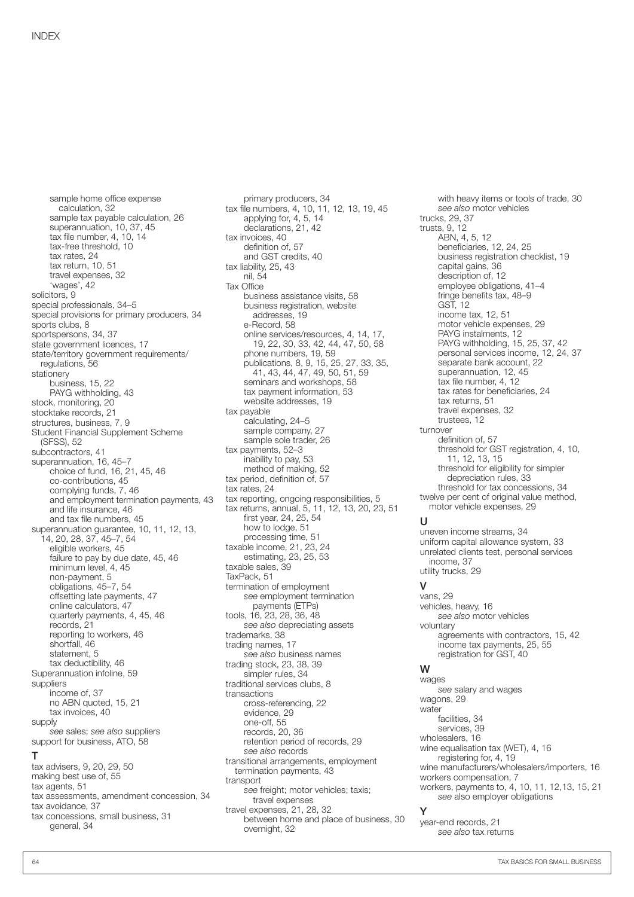sample home office expense calculation, 32
sample tax payable calculation, 26
superannuation, 10, 37, 45
tax file number, 4, 10, 14
tax-free threshold, 10
tax rates, 24
tax return, 10, 51
travel expenses, 32
'wages', 42
solicitors, 9
special professionals, 34–5
special provisions for primary producers, 34
sports clubs, 8
sportspersons, 34, 37
state government licences, 17
state/territory government requirements/ regulations, 56
stationery
    business, 15, 22
    PAYG withholding, 43
stock, monitoring, 20
stocktake records, 21
structures, business, 7, 9
Student Financial Supplement Scheme (SFSS), 52
subcontractors, 41
superannuation, 16, 45–7
    choice of fund, 16, 21, 45, 46
    co-contributions, 45
    complying funds, 7, 46
    and employment termination payments, 43
    and life insurance, 46
    and tax file numbers, 45
superannuation guarantee, 10, 11, 12, 13, 14, 20, 28, 37, 45–7, 54
    eligible workers, 45
    failure to pay by due date, 45, 46
    minimum level, 4, 45
    non-payment, 5
    obligations, 45–7, 54
    offsetting late payments, 47
    online calculators, 47
    quarterly payments, 4, 45, 46
    records, 21
    reporting to workers, 46
    shortfall, 46
    statement, 5
    tax deductibility, 46
Superannuation infoline, 59
suppliers
    income of, 37
    no ABN quoted, 15, 21
    tax invoices, 40
supply
    *see* sales; *see also* suppliers
support for business, ATO, 58

## T

tax advisers, 9, 20, 29, 50
making best use of, 55
tax agents, 51
tax assessments, amendment concession, 34
tax avoidance, 37
tax concessions, small business, 31
    general, 34
    primary producers, 34
tax file numbers, 4, 10, 11, 12, 13, 19, 45
    applying for, 4, 5, 14
    declarations, 21, 42
tax invoices, 40
    definition of, 57
    and GST credits, 40
tax liability, 25, 43
    nil, 54
Tax Office
    business assistance visits, 58
    business registration, website addresses, 19
    e-Record, 58
    online services/resources, 4, 14, 17, 19, 22, 30, 33, 42, 44, 47, 50, 58
    phone numbers, 19, 59
    publications, 8, 9, 15, 25, 27, 33, 35, 41, 43, 44, 47, 49, 50, 51, 59
    seminars and workshops, 58
    tax payment information, 53
    website addresses, 19
tax payable
    calculating, 24–5
    sample company, 27
    sample sole trader, 26
tax payments, 52–3
    inability to pay, 53
    method of making, 52
tax period, definition of, 57
tax rates, 24
tax reporting, ongoing responsibilities, 5
tax returns, annual, 5, 11, 12, 13, 20, 23, 51
    first year, 24, 25, 54
    how to lodge, 51
    processing time, 51
taxable income, 21, 23, 24
    estimating, 23, 25, 53
taxable sales, 39
TaxPack, 51
termination of employment
    *see* employment termination payments (ETPs)
tools, 16, 23, 28, 36, 48
    *see also* depreciating assets
trademarks, 38
trading names, 17
    *see also* business names
trading stock, 23, 38, 39
    simpler rules, 34
traditional services clubs, 8
transactions
    cross-referencing, 22
    evidence, 29
    one-off, 55
    records, 20, 36
    retention period of records, 29
    *see also* records
transitional arrangements, employment termination payments, 43
transport
    *see* freight; motor vehicles; taxis; travel expenses
travel expenses, 21, 28, 32
    between home and place of business, 30
    overnight, 32
    with heavy items or tools of trade, 30
    *see also* motor vehicles
trucks, 29, 37
trusts, 9, 12
    ABN, 4, 5, 12
    beneficiaries, 12, 24, 25
    business registration checklist, 19
    capital gains, 36
    description of, 12
    employee obligations, 41–4
    fringe benefits tax, 48–9
    GST, 12
    income tax, 12, 51
    motor vehicle expenses, 29
    PAYG instalments, 12
    PAYG withholding, 15, 25, 37, 42
    personal services income, 12, 24, 37
    separate bank account, 22
    superannuation, 12, 45
    tax file number, 4, 12
    tax rates for beneficiaries, 24
    tax returns, 51
    travel expenses, 32
    trustees, 12
turnover
    definition of, 57
    threshold for GST registration, 4, 10, 11, 12, 13, 15
    threshold for eligibility for simpler depreciation rules, 33
    threshold for tax concessions, 34
twelve per cent of original value method, motor vehicle expenses, 29

## U

uneven income streams, 34
uniform capital allowance system, 33
unrelated clients test, personal services income, 37
utility trucks, 29

## V

vans, 29
vehicles, heavy, 16
    *see also* motor vehicles
voluntary
    agreements with contractors, 15, 42
    income tax payments, 25, 55
    registration for GST, 40

## W

wages
    *see* salary and wages
wagons, 29
water
    facilities, 34
    services, 39
wholesalers, 16
wine equalisation tax (WET), 4, 16
    registering for, 4, 19
wine manufacturers/wholesalers/importers, 16
workers compensation, 7
workers, payments to, 4, 10, 11, 12,13, 15, 21
    *see* also employer obligations

## Y

year-end records, 21
    *see also* tax returns